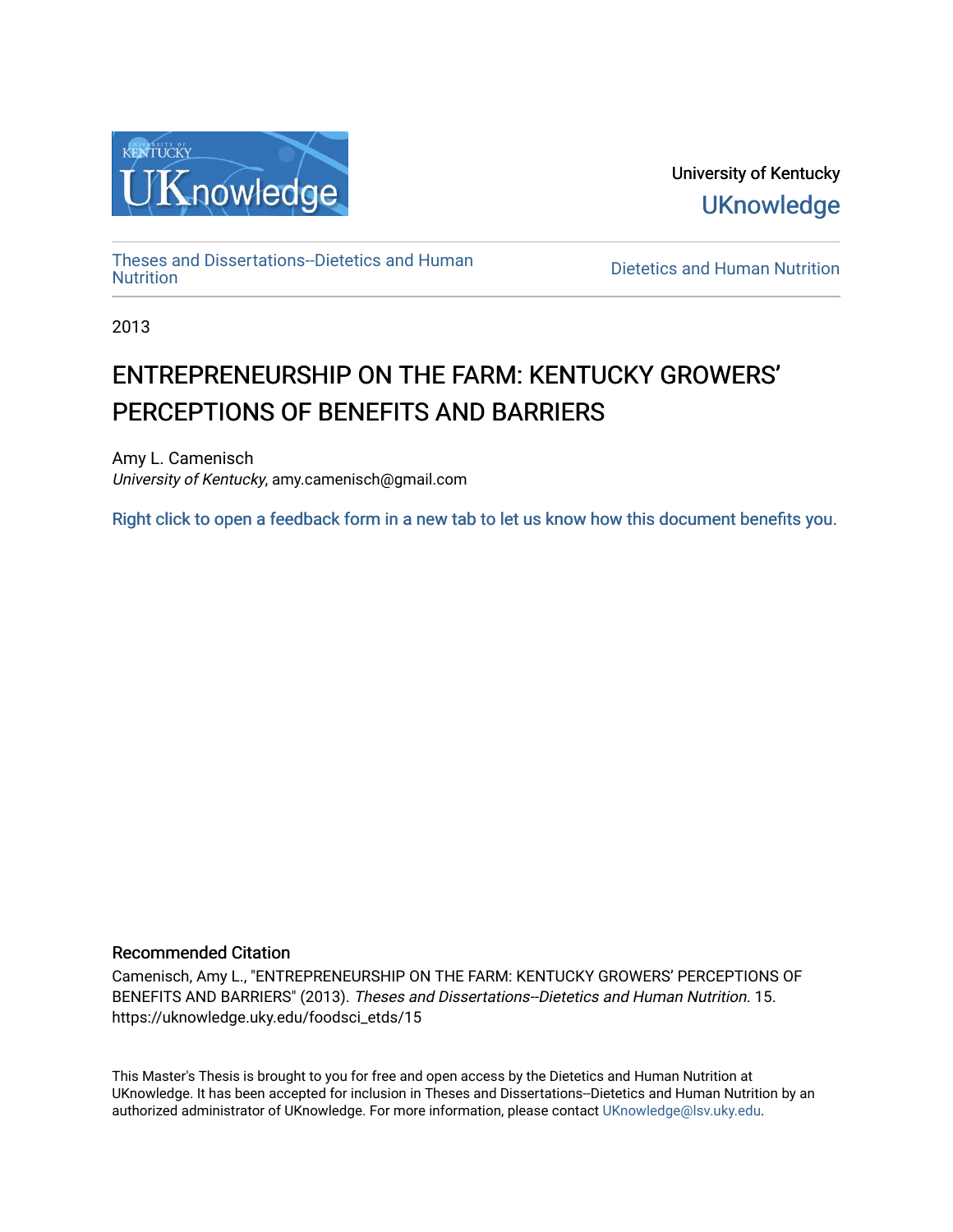University of Kentucky

UKnowledge

Theses and Dissertations--Dietetics and Human Nutrition

Dietetics and Human Nutrition

2013

# ENTREPRENEURSHIP ON THE FARM: KENTUCKY GROWERS' PERCEPTIONS OF BENEFITS AND BARRIERS

Amy L. Camenisch
*University of Kentucky*, amy.camenisch@gmail.com

Right click to open a feedback form in a new tab to let us know how this document benefits you.

## Recommended Citation

Camenisch, Amy L., "ENTREPRENEURSHIP ON THE FARM: KENTUCKY GROWERS' PERCEPTIONS OF BENEFITS AND BARRIERS" (2013). *Theses and Dissertations--Dietetics and Human Nutrition*. 15. https://uknowledge.uky.edu/foodsci_etds/15

This Master's Thesis is brought to you for free and open access by the Dietetics and Human Nutrition at UKnowledge. It has been accepted for inclusion in Theses and Dissertations--Dietetics and Human Nutrition by an authorized administrator of UKnowledge. For more information, please contact UKnowledge@lsv.uky.edu.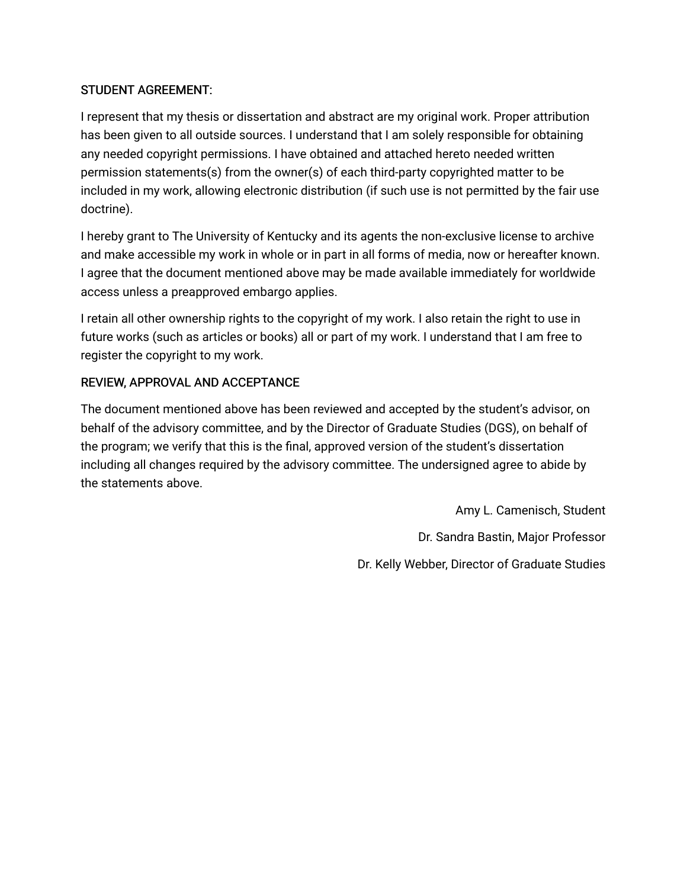STUDENT AGREEMENT:

I represent that my thesis or dissertation and abstract are my original work. Proper attribution has been given to all outside sources. I understand that I am solely responsible for obtaining any needed copyright permissions. I have obtained and attached hereto needed written permission statements(s) from the owner(s) of each third-party copyrighted matter to be included in my work, allowing electronic distribution (if such use is not permitted by the fair use doctrine).

I hereby grant to The University of Kentucky and its agents the non-exclusive license to archive and make accessible my work in whole or in part in all forms of media, now or hereafter known. I agree that the document mentioned above may be made available immediately for worldwide access unless a preapproved embargo applies.

I retain all other ownership rights to the copyright of my work. I also retain the right to use in future works (such as articles or books) all or part of my work. I understand that I am free to register the copyright to my work.

REVIEW, APPROVAL AND ACCEPTANCE

The document mentioned above has been reviewed and accepted by the student's advisor, on behalf of the advisory committee, and by the Director of Graduate Studies (DGS), on behalf of the program; we verify that this is the final, approved version of the student's dissertation including all changes required by the advisory committee. The undersigned agree to abide by the statements above.

Amy L. Camenisch, Student

Dr. Sandra Bastin, Major Professor

Dr. Kelly Webber, Director of Graduate Studies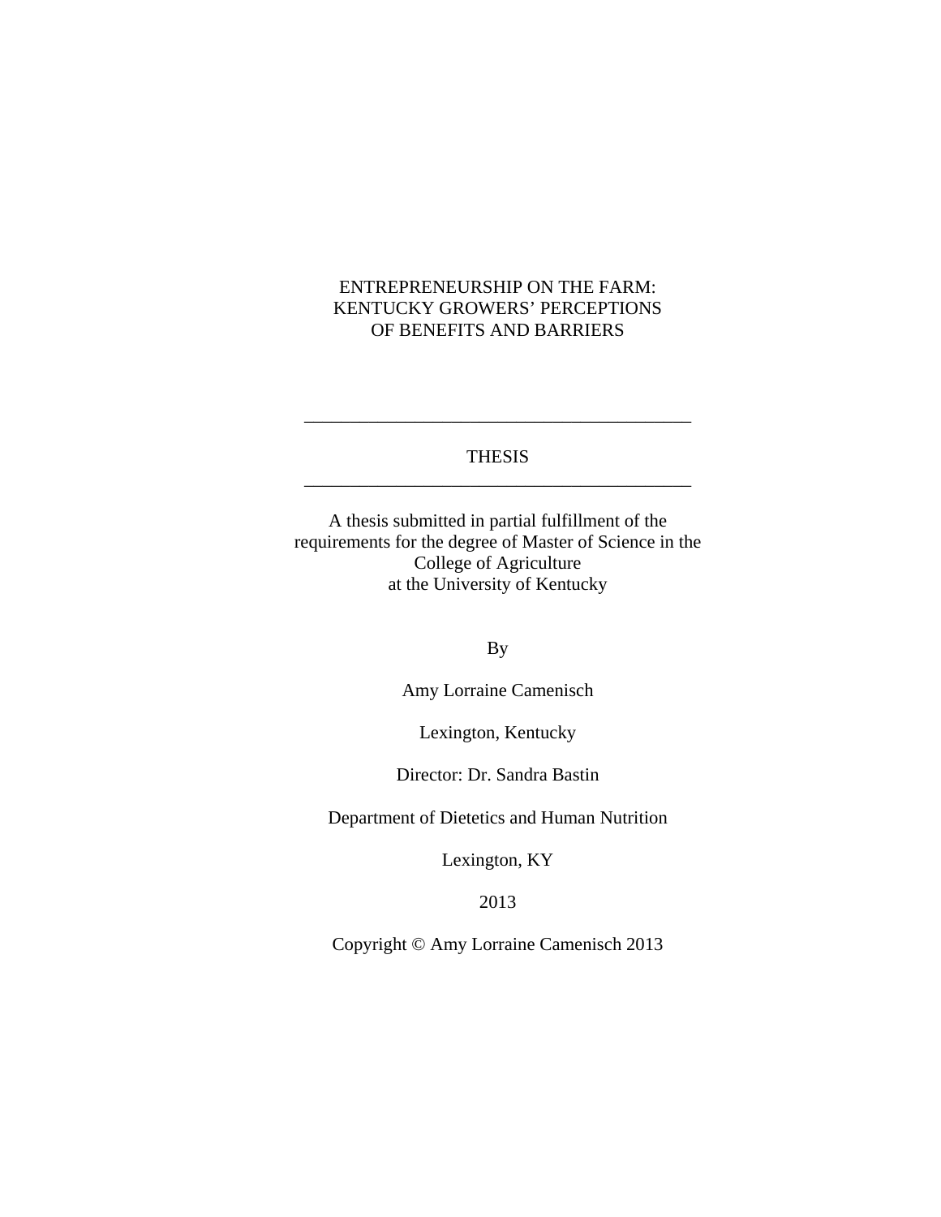# ENTREPRENEURSHIP ON THE FARM: KENTUCKY GROWERS' PERCEPTIONS OF BENEFITS AND BARRIERS

---

THESIS

---

A thesis submitted in partial fulfillment of the requirements for the degree of Master of Science in the College of Agriculture at the University of Kentucky

By

Amy Lorraine Camenisch

Lexington, Kentucky

Director: Dr. Sandra Bastin

Department of Dietetics and Human Nutrition

Lexington, KY

2013

Copyright © Amy Lorraine Camenisch 2013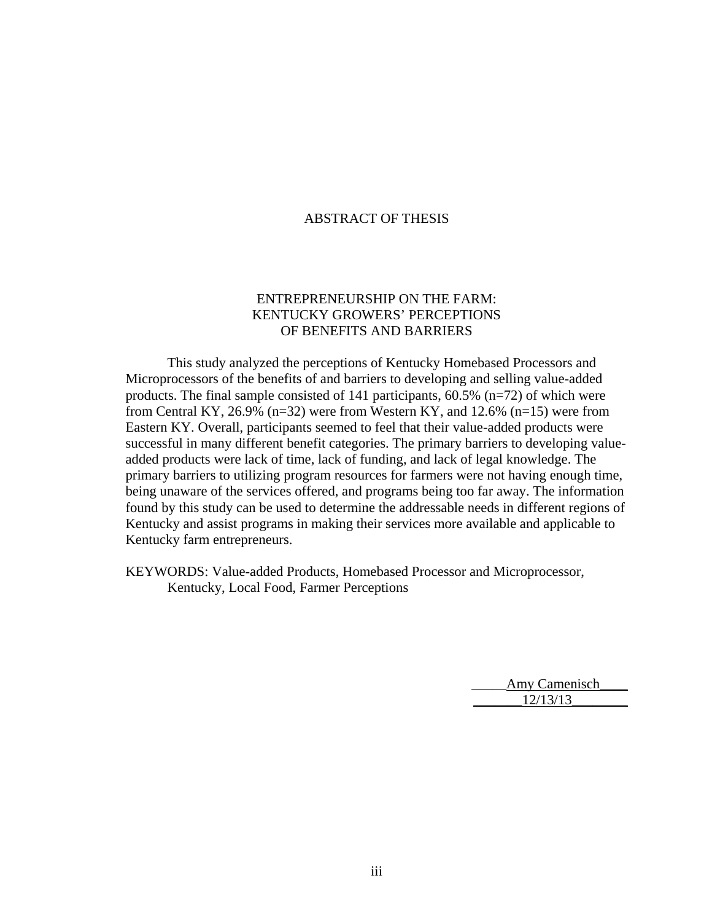# ABSTRACT OF THESIS

## ENTREPRENEURSHIP ON THE FARM: KENTUCKY GROWERS' PERCEPTIONS OF BENEFITS AND BARRIERS

This study analyzed the perceptions of Kentucky Homebased Processors and Microprocessors of the benefits of and barriers to developing and selling value-added products. The final sample consisted of 141 participants, 60.5% (n=72) of which were from Central KY, 26.9% (n=32) were from Western KY, and 12.6% (n=15) were from Eastern KY. Overall, participants seemed to feel that their value-added products were successful in many different benefit categories. The primary barriers to developing value-added products were lack of time, lack of funding, and lack of legal knowledge. The primary barriers to utilizing program resources for farmers were not having enough time, being unaware of the services offered, and programs being too far away. The information found by this study can be used to determine the addressable needs in different regions of Kentucky and assist programs in making their services more available and applicable to Kentucky farm entrepreneurs.

KEYWORDS: Value-added Products, Homebased Processor and Microprocessor, Kentucky, Local Food, Farmer Perceptions

Amy Camenisch

12/13/13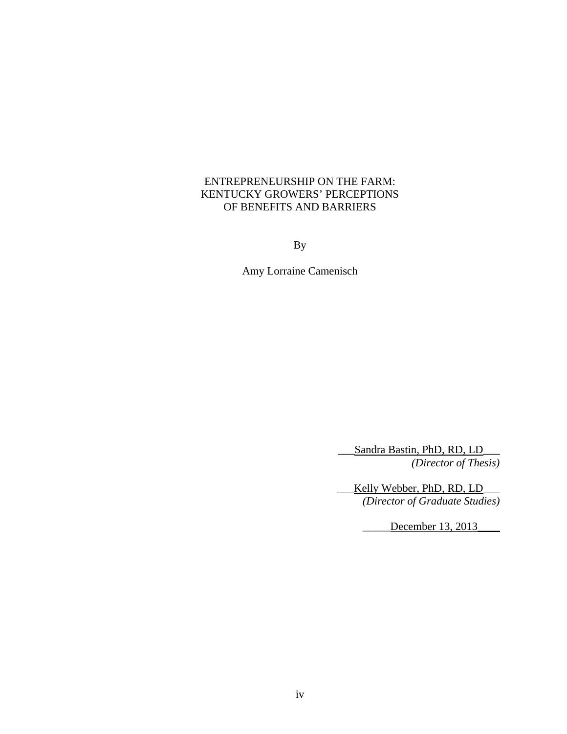ENTREPRENEURSHIP ON THE FARM:
KENTUCKY GROWERS' PERCEPTIONS
OF BENEFITS AND BARRIERS

By

Amy Lorraine Camenisch

Sandra Bastin, PhD, RD, LD
*(Director of Thesis)*

Kelly Webber, PhD, RD, LD
*(Director of Graduate Studies)*

December 13, 2013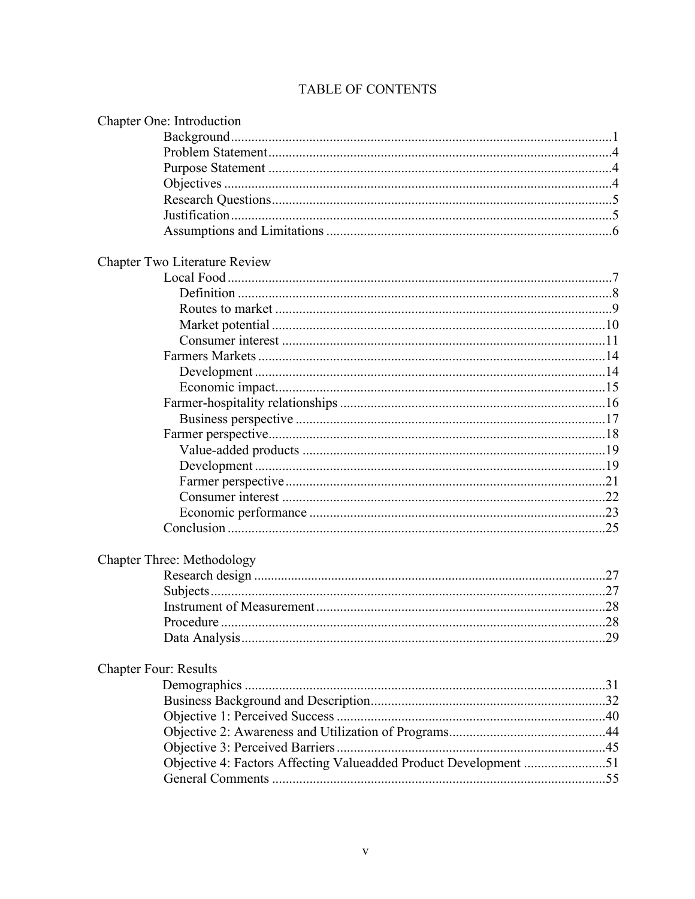# TABLE OF CONTENTS

Chapter One: Introduction

- Background ..............................................................1
- Problem Statement ..............................................................4
- Purpose Statement ..............................................................4
- Objectives ..............................................................4
- Research Questions ..............................................................5
- Justification ..............................................................5
- Assumptions and Limitations ..............................................................6

Chapter Two Literature Review

- Local Food ..............................................................7
  - Definition ..............................................................8
  - Routes to market ..............................................................9
  - Market potential ..............................................................10
  - Consumer interest ..............................................................11
- Farmers Markets ..............................................................14
  - Development ..............................................................14
  - Economic impact ..............................................................15
- Farmer-hospitality relationships ..............................................................16
  - Business perspective ..............................................................17
- Farmer perspective ..............................................................18
  - Value-added products ..............................................................19
  - Development ..............................................................19
  - Farmer perspective ..............................................................21
  - Consumer interest ..............................................................22
  - Economic performance ..............................................................23
- Conclusion ..............................................................25

Chapter Three: Methodology

- Research design ..............................................................27
- Subjects ..............................................................27
- Instrument of Measurement ..............................................................28
- Procedure ..............................................................28
- Data Analysis ..............................................................29

Chapter Four: Results

- Demographics ..............................................................31
- Business Background and Description ..............................................................32
- Objective 1: Perceived Success ..............................................................40
- Objective 2: Awareness and Utilization of Programs ..............................................................44
- Objective 3: Perceived Barriers ..............................................................45
- Objective 4: Factors Affecting Valueadded Product Development ..............................................................51
- General Comments ..............................................................55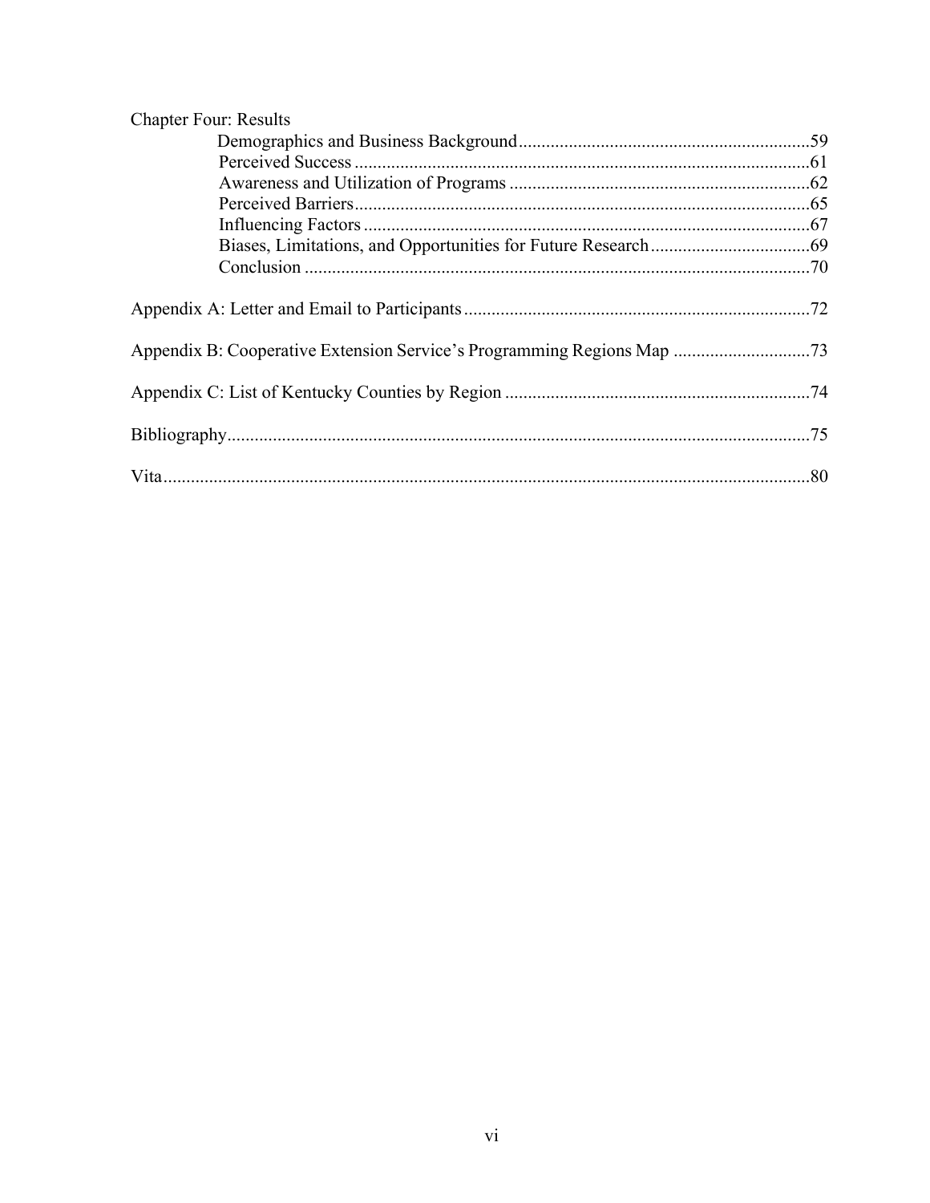Chapter Four: Results

- Demographics and Business Background ................................................................59
- Perceived Success ....................................................................................................61
- Awareness and Utilization of Programs ..................................................................62
- Perceived Barriers ....................................................................................................65
- Influencing Factors ..................................................................................................67
- Biases, Limitations, and Opportunities for Future Research ...................................69
- Conclusion ..............................................................................................................70

Appendix A: Letter and Email to Participants ...........................................................................72

Appendix B: Cooperative Extension Service's Programming Regions Map ..............................73

Appendix C: List of Kentucky Counties by Region ...................................................................74

Bibliography ...............................................................................................................................75

Vita .............................................................................................................................................80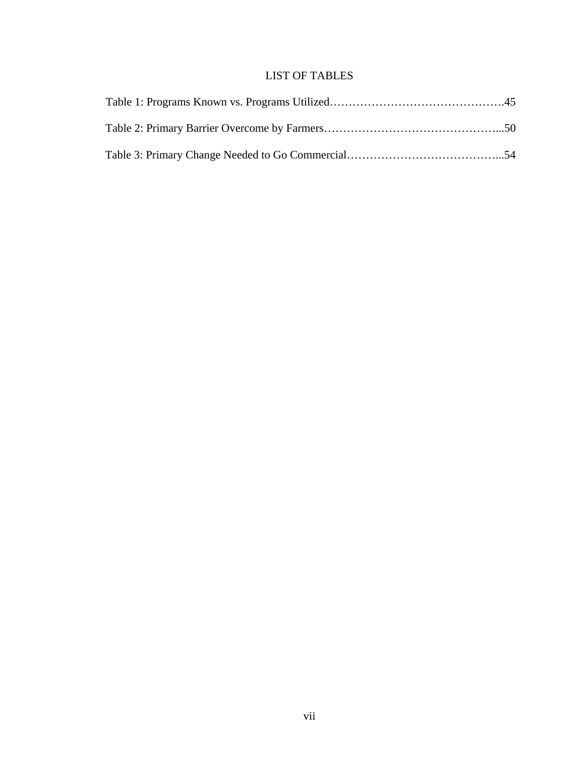# LIST OF TABLES

Table 1: Programs Known vs. Programs Utilized……………………………………….45

Table 2: Primary Barrier Overcome by Farmers………………………………………...50

Table 3: Primary Change Needed to Go Commercial…………………………………...54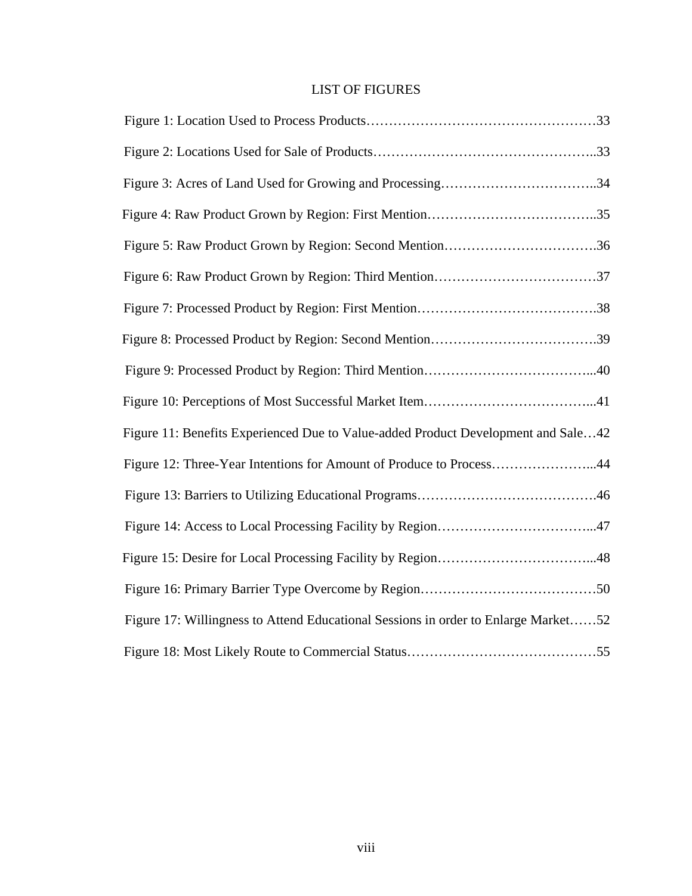# LIST OF FIGURES

Figure 1: Location Used to Process Products……………………………………………33

Figure 2: Locations Used for Sale of Products…………………………………………..33

Figure 3: Acres of Land Used for Growing and Processing……………………………..34

Figure 4: Raw Product Grown by Region: First Mention………………………………..35

Figure 5: Raw Product Grown by Region: Second Mention…………………………….36

Figure 6: Raw Product Grown by Region: Third Mention………………………………37

Figure 7: Processed Product by Region: First Mention………………………………….38

Figure 8: Processed Product by Region: Second Mention……………………………….39

Figure 9: Processed Product by Region: Third Mention………………………………...40

Figure 10: Perceptions of Most Successful Market Item………………………………...41

Figure 11: Benefits Experienced Due to Value-added Product Development and Sale…42

Figure 12: Three-Year Intentions for Amount of Produce to Process…………………...44

Figure 13: Barriers to Utilizing Educational Programs………………………………….46

Figure 14: Access to Local Processing Facility by Region……………………………...47

Figure 15: Desire for Local Processing Facility by Region……………………………...48

Figure 16: Primary Barrier Type Overcome by Region…………………………………50

Figure 17: Willingness to Attend Educational Sessions in order to Enlarge Market……52

Figure 18: Most Likely Route to Commercial Status……………………………………55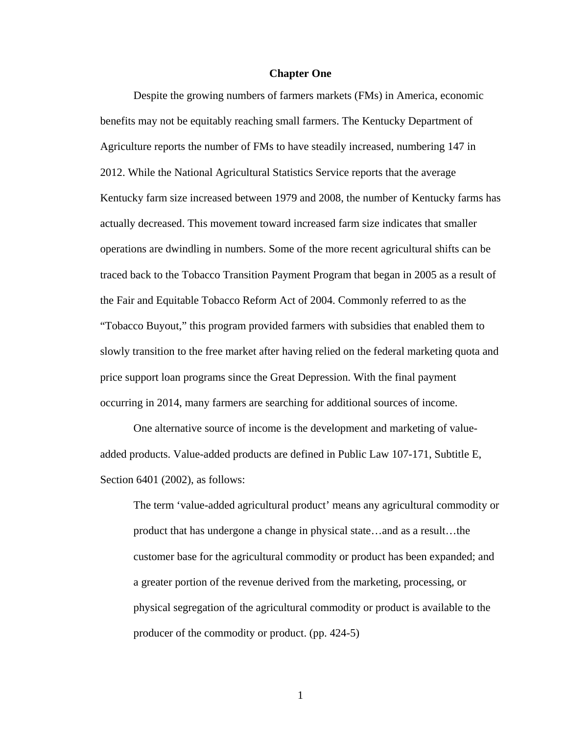# Chapter One

Despite the growing numbers of farmers markets (FMs) in America, economic benefits may not be equitably reaching small farmers. The Kentucky Department of Agriculture reports the number of FMs to have steadily increased, numbering 147 in 2012. While the National Agricultural Statistics Service reports that the average Kentucky farm size increased between 1979 and 2008, the number of Kentucky farms has actually decreased. This movement toward increased farm size indicates that smaller operations are dwindling in numbers. Some of the more recent agricultural shifts can be traced back to the Tobacco Transition Payment Program that began in 2005 as a result of the Fair and Equitable Tobacco Reform Act of 2004. Commonly referred to as the "Tobacco Buyout," this program provided farmers with subsidies that enabled them to slowly transition to the free market after having relied on the federal marketing quota and price support loan programs since the Great Depression. With the final payment occurring in 2014, many farmers are searching for additional sources of income.

One alternative source of income is the development and marketing of value-added products. Value-added products are defined in Public Law 107-171, Subtitle E, Section 6401 (2002), as follows:

> The term 'value-added agricultural product' means any agricultural commodity or product that has undergone a change in physical state…and as a result…the customer base for the agricultural commodity or product has been expanded; and a greater portion of the revenue derived from the marketing, processing, or physical segregation of the agricultural commodity or product is available to the producer of the commodity or product. (pp. 424-5)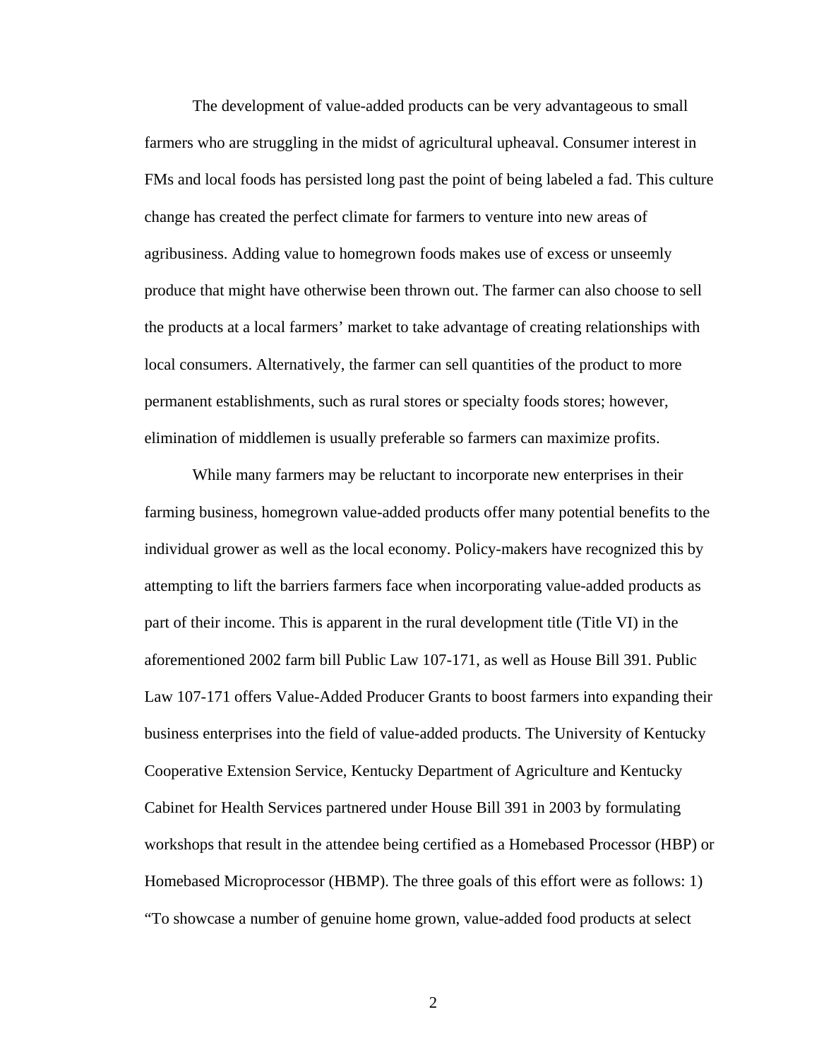The development of value-added products can be very advantageous to small farmers who are struggling in the midst of agricultural upheaval. Consumer interest in FMs and local foods has persisted long past the point of being labeled a fad. This culture change has created the perfect climate for farmers to venture into new areas of agribusiness. Adding value to homegrown foods makes use of excess or unseemly produce that might have otherwise been thrown out. The farmer can also choose to sell the products at a local farmers' market to take advantage of creating relationships with local consumers. Alternatively, the farmer can sell quantities of the product to more permanent establishments, such as rural stores or specialty foods stores; however, elimination of middlemen is usually preferable so farmers can maximize profits.

While many farmers may be reluctant to incorporate new enterprises in their farming business, homegrown value-added products offer many potential benefits to the individual grower as well as the local economy. Policy-makers have recognized this by attempting to lift the barriers farmers face when incorporating value-added products as part of their income. This is apparent in the rural development title (Title VI) in the aforementioned 2002 farm bill Public Law 107-171, as well as House Bill 391. Public Law 107-171 offers Value-Added Producer Grants to boost farmers into expanding their business enterprises into the field of value-added products. The University of Kentucky Cooperative Extension Service, Kentucky Department of Agriculture and Kentucky Cabinet for Health Services partnered under House Bill 391 in 2003 by formulating workshops that result in the attendee being certified as a Homebased Processor (HBP) or Homebased Microprocessor (HBMP). The three goals of this effort were as follows: 1) "To showcase a number of genuine home grown, value-added food products at select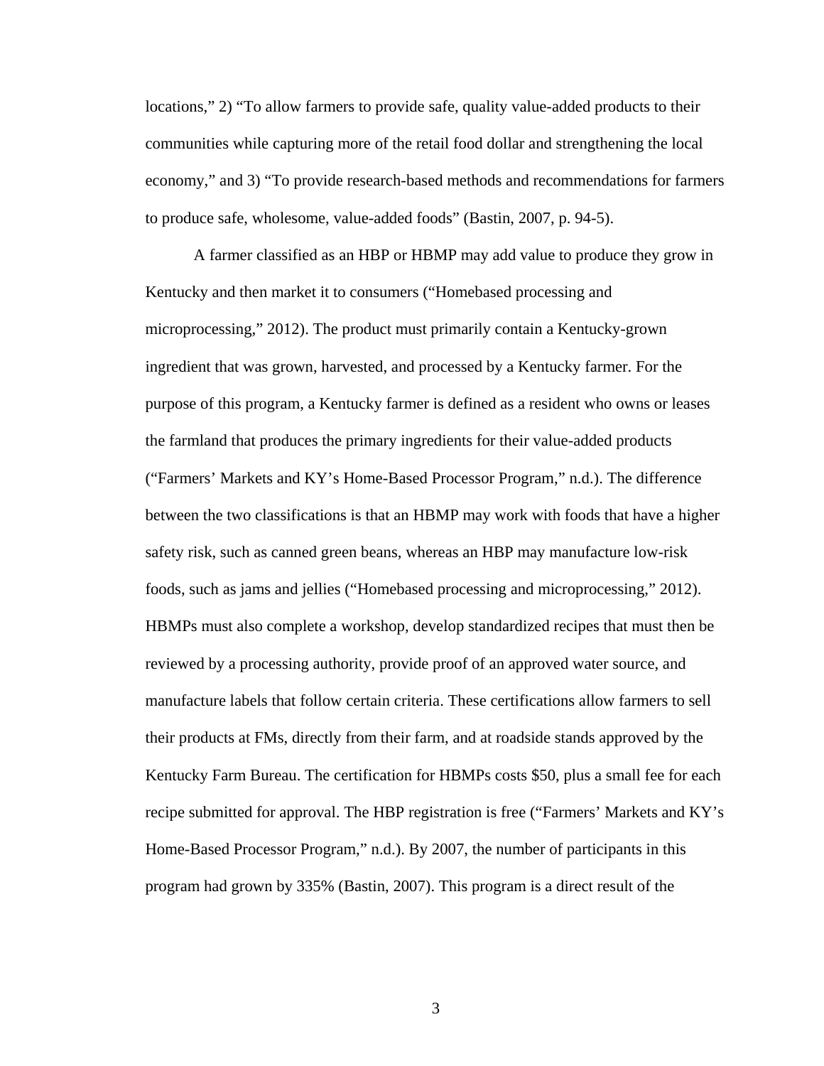locations," 2) "To allow farmers to provide safe, quality value-added products to their communities while capturing more of the retail food dollar and strengthening the local economy," and 3) "To provide research-based methods and recommendations for farmers to produce safe, wholesome, value-added foods" (Bastin, 2007, p. 94-5).

A farmer classified as an HBP or HBMP may add value to produce they grow in Kentucky and then market it to consumers ("Homebased processing and microprocessing," 2012). The product must primarily contain a Kentucky-grown ingredient that was grown, harvested, and processed by a Kentucky farmer. For the purpose of this program, a Kentucky farmer is defined as a resident who owns or leases the farmland that produces the primary ingredients for their value-added products ("Farmers' Markets and KY's Home-Based Processor Program," n.d.). The difference between the two classifications is that an HBMP may work with foods that have a higher safety risk, such as canned green beans, whereas an HBP may manufacture low-risk foods, such as jams and jellies ("Homebased processing and microprocessing," 2012). HBMPs must also complete a workshop, develop standardized recipes that must then be reviewed by a processing authority, provide proof of an approved water source, and manufacture labels that follow certain criteria. These certifications allow farmers to sell their products at FMs, directly from their farm, and at roadside stands approved by the Kentucky Farm Bureau. The certification for HBMPs costs $50, plus a small fee for each recipe submitted for approval. The HBP registration is free ("Farmers' Markets and KY's Home-Based Processor Program," n.d.). By 2007, the number of participants in this program had grown by 335% (Bastin, 2007). This program is a direct result of the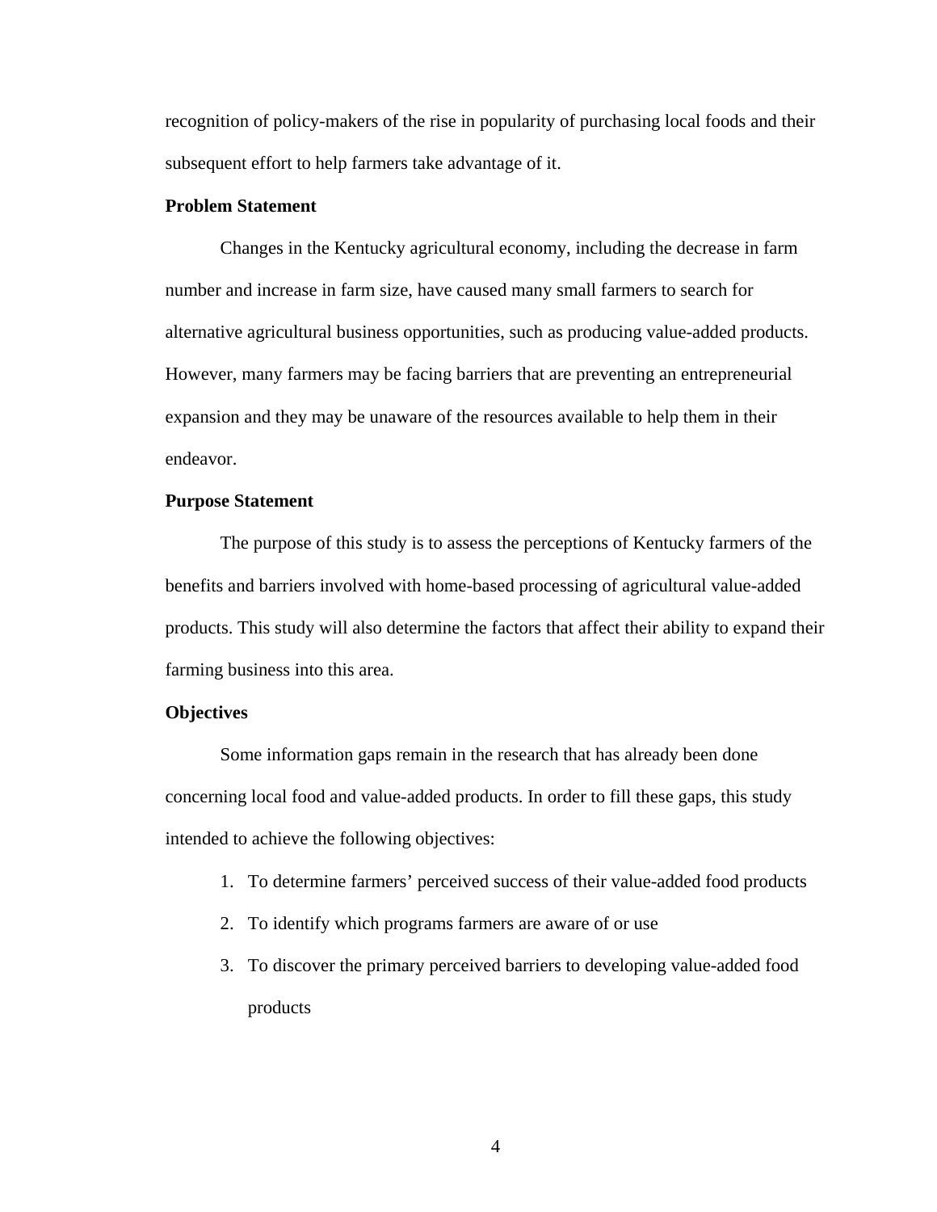recognition of policy-makers of the rise in popularity of purchasing local foods and their subsequent effort to help farmers take advantage of it.

**Problem Statement**

Changes in the Kentucky agricultural economy, including the decrease in farm number and increase in farm size, have caused many small farmers to search for alternative agricultural business opportunities, such as producing value-added products. However, many farmers may be facing barriers that are preventing an entrepreneurial expansion and they may be unaware of the resources available to help them in their endeavor.

**Purpose Statement**

The purpose of this study is to assess the perceptions of Kentucky farmers of the benefits and barriers involved with home-based processing of agricultural value-added products. This study will also determine the factors that affect their ability to expand their farming business into this area.

**Objectives**

Some information gaps remain in the research that has already been done concerning local food and value-added products. In order to fill these gaps, this study intended to achieve the following objectives:

1. To determine farmers' perceived success of their value-added food products
2. To identify which programs farmers are aware of or use
3. To discover the primary perceived barriers to developing value-added food products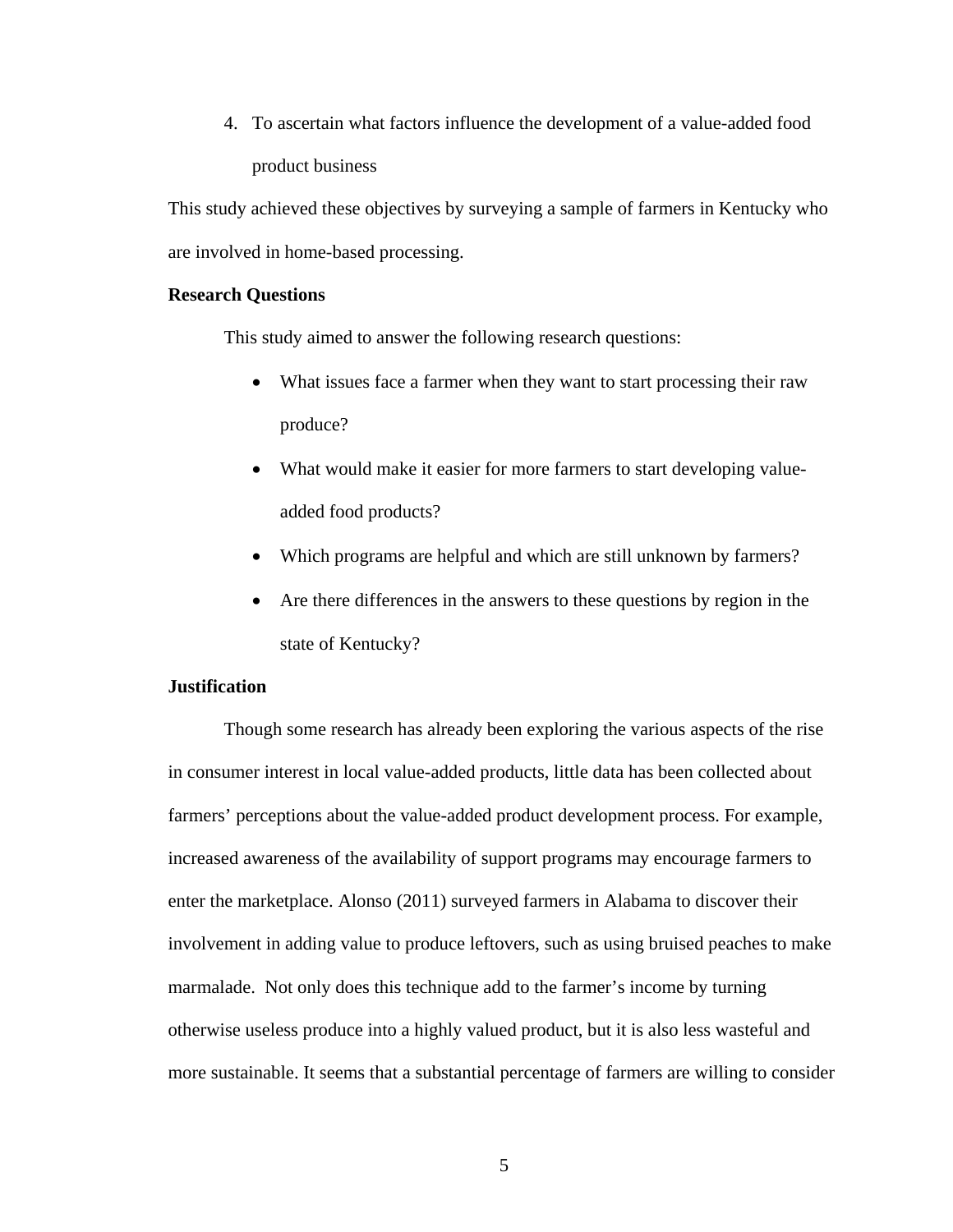4. To ascertain what factors influence the development of a value-added food product business

This study achieved these objectives by surveying a sample of farmers in Kentucky who are involved in home-based processing.

**Research Questions**

This study aimed to answer the following research questions:

- What issues face a farmer when they want to start processing their raw produce?
- What would make it easier for more farmers to start developing value-added food products?
- Which programs are helpful and which are still unknown by farmers?
- Are there differences in the answers to these questions by region in the state of Kentucky?

**Justification**

Though some research has already been exploring the various aspects of the rise in consumer interest in local value-added products, little data has been collected about farmers' perceptions about the value-added product development process. For example, increased awareness of the availability of support programs may encourage farmers to enter the marketplace. Alonso (2011) surveyed farmers in Alabama to discover their involvement in adding value to produce leftovers, such as using bruised peaches to make marmalade. Not only does this technique add to the farmer's income by turning otherwise useless produce into a highly valued product, but it is also less wasteful and more sustainable. It seems that a substantial percentage of farmers are willing to consider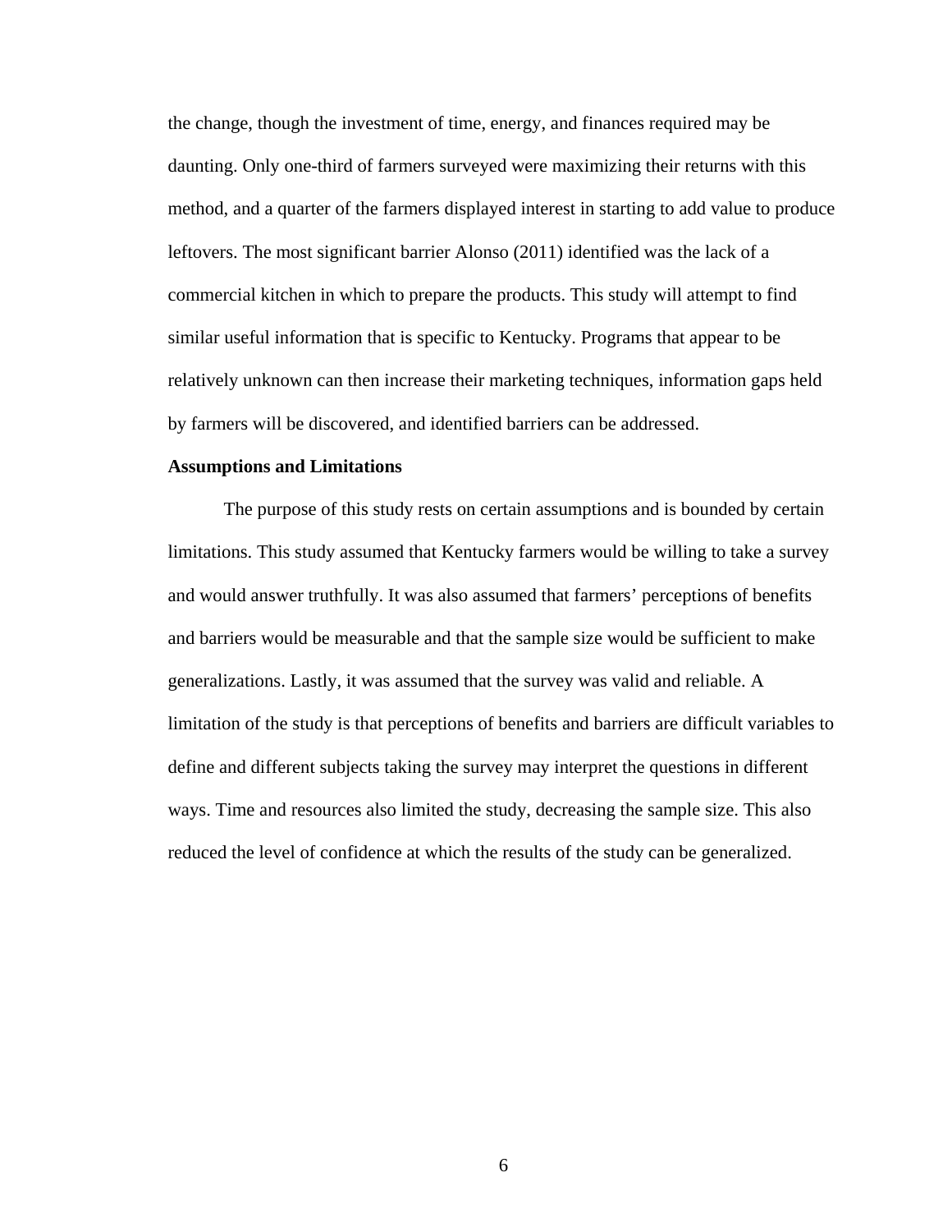the change, though the investment of time, energy, and finances required may be daunting. Only one-third of farmers surveyed were maximizing their returns with this method, and a quarter of the farmers displayed interest in starting to add value to produce leftovers. The most significant barrier Alonso (2011) identified was the lack of a commercial kitchen in which to prepare the products. This study will attempt to find similar useful information that is specific to Kentucky. Programs that appear to be relatively unknown can then increase their marketing techniques, information gaps held by farmers will be discovered, and identified barriers can be addressed.

**Assumptions and Limitations**

The purpose of this study rests on certain assumptions and is bounded by certain limitations. This study assumed that Kentucky farmers would be willing to take a survey and would answer truthfully. It was also assumed that farmers' perceptions of benefits and barriers would be measurable and that the sample size would be sufficient to make generalizations. Lastly, it was assumed that the survey was valid and reliable. A limitation of the study is that perceptions of benefits and barriers are difficult variables to define and different subjects taking the survey may interpret the questions in different ways. Time and resources also limited the study, decreasing the sample size. This also reduced the level of confidence at which the results of the study can be generalized.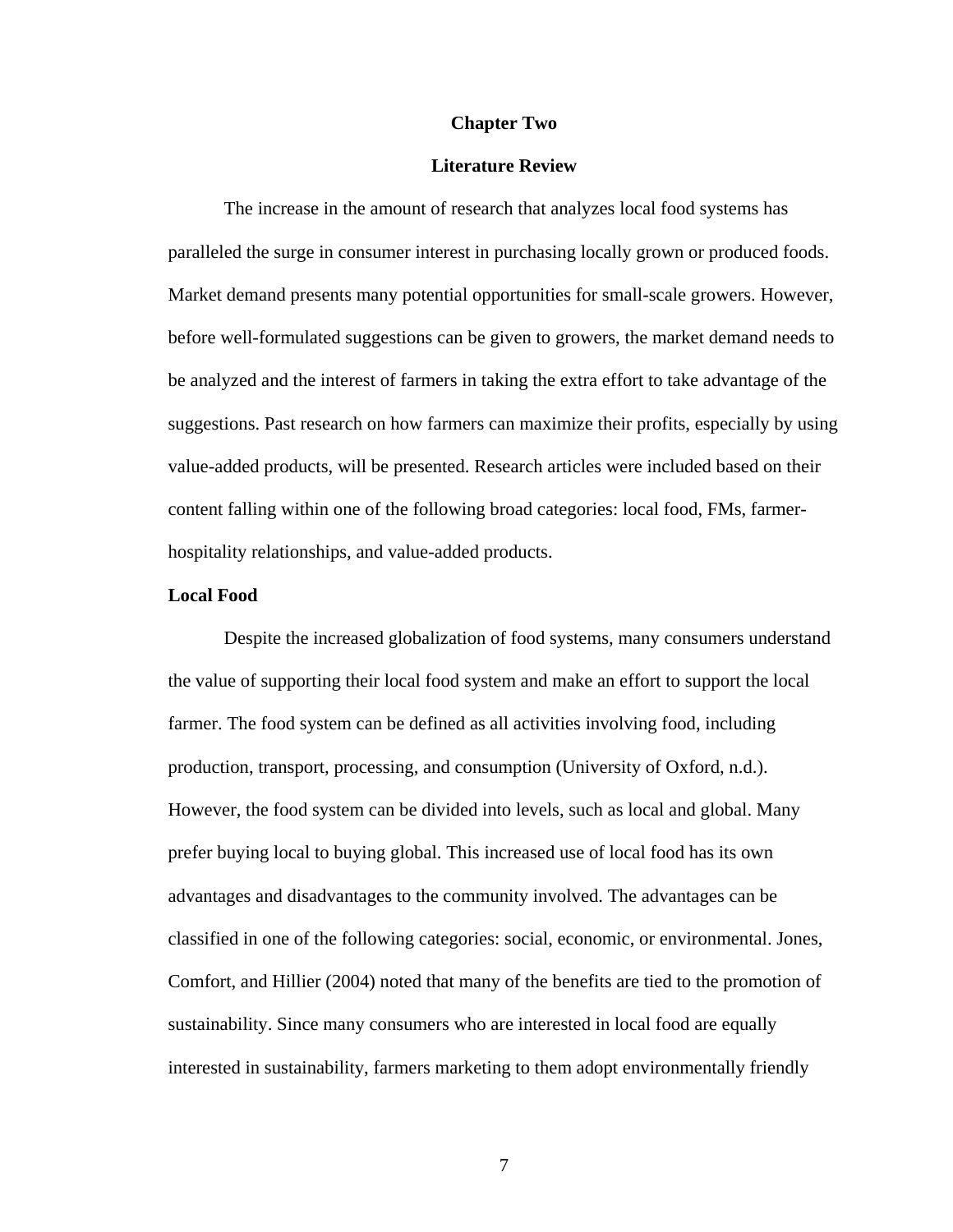# Chapter Two

# Literature Review

The increase in the amount of research that analyzes local food systems has paralleled the surge in consumer interest in purchasing locally grown or produced foods. Market demand presents many potential opportunities for small-scale growers. However, before well-formulated suggestions can be given to growers, the market demand needs to be analyzed and the interest of farmers in taking the extra effort to take advantage of the suggestions. Past research on how farmers can maximize their profits, especially by using value-added products, will be presented. Research articles were included based on their content falling within one of the following broad categories: local food, FMs, farmer-hospitality relationships, and value-added products.

## Local Food

Despite the increased globalization of food systems, many consumers understand the value of supporting their local food system and make an effort to support the local farmer. The food system can be defined as all activities involving food, including production, transport, processing, and consumption (University of Oxford, n.d.). However, the food system can be divided into levels, such as local and global. Many prefer buying local to buying global. This increased use of local food has its own advantages and disadvantages to the community involved. The advantages can be classified in one of the following categories: social, economic, or environmental. Jones, Comfort, and Hillier (2004) noted that many of the benefits are tied to the promotion of sustainability. Since many consumers who are interested in local food are equally interested in sustainability, farmers marketing to them adopt environmentally friendly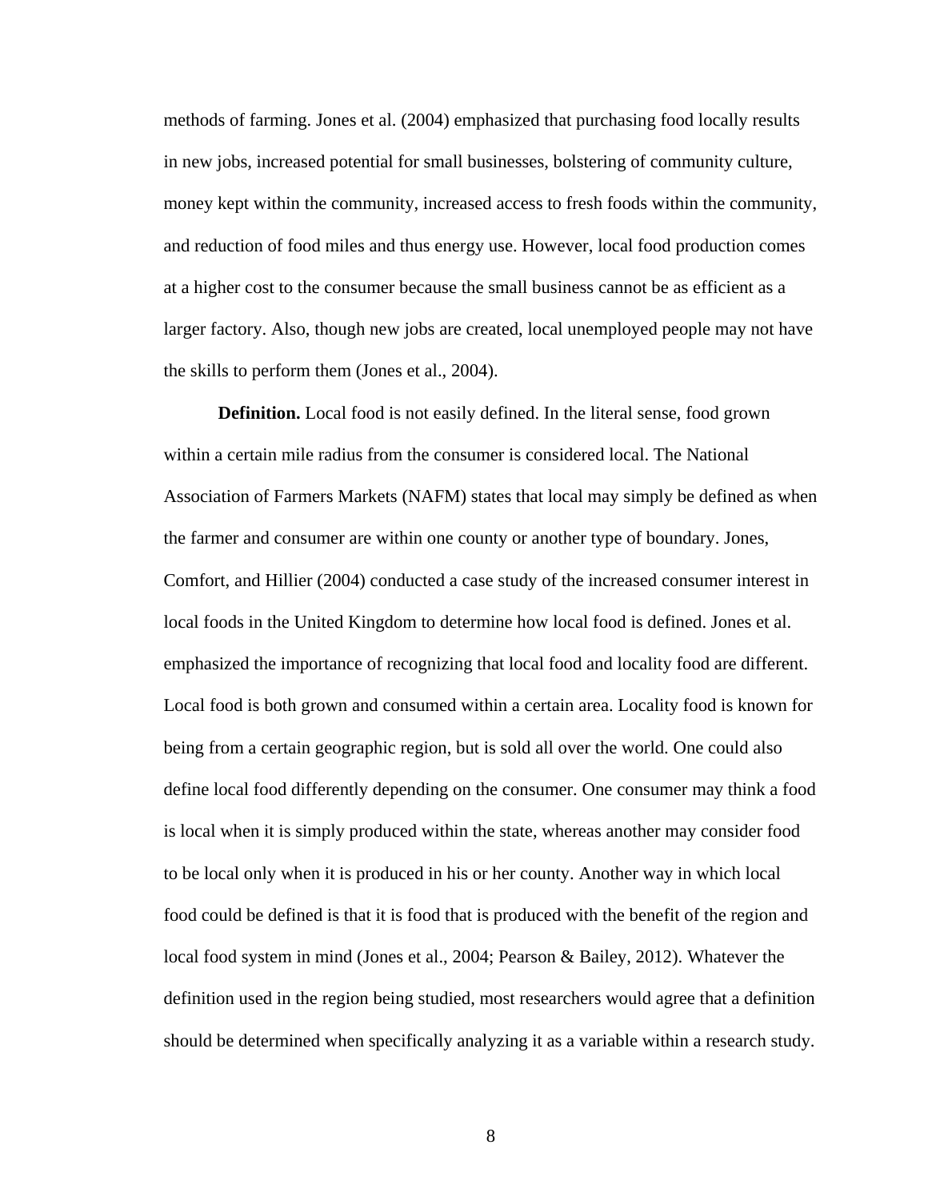methods of farming. Jones et al. (2004) emphasized that purchasing food locally results in new jobs, increased potential for small businesses, bolstering of community culture, money kept within the community, increased access to fresh foods within the community, and reduction of food miles and thus energy use. However, local food production comes at a higher cost to the consumer because the small business cannot be as efficient as a larger factory. Also, though new jobs are created, local unemployed people may not have the skills to perform them (Jones et al., 2004).

**Definition.** Local food is not easily defined. In the literal sense, food grown within a certain mile radius from the consumer is considered local. The National Association of Farmers Markets (NAFM) states that local may simply be defined as when the farmer and consumer are within one county or another type of boundary. Jones, Comfort, and Hillier (2004) conducted a case study of the increased consumer interest in local foods in the United Kingdom to determine how local food is defined. Jones et al. emphasized the importance of recognizing that local food and locality food are different. Local food is both grown and consumed within a certain area. Locality food is known for being from a certain geographic region, but is sold all over the world. One could also define local food differently depending on the consumer. One consumer may think a food is local when it is simply produced within the state, whereas another may consider food to be local only when it is produced in his or her county. Another way in which local food could be defined is that it is food that is produced with the benefit of the region and local food system in mind (Jones et al., 2004; Pearson & Bailey, 2012). Whatever the definition used in the region being studied, most researchers would agree that a definition should be determined when specifically analyzing it as a variable within a research study.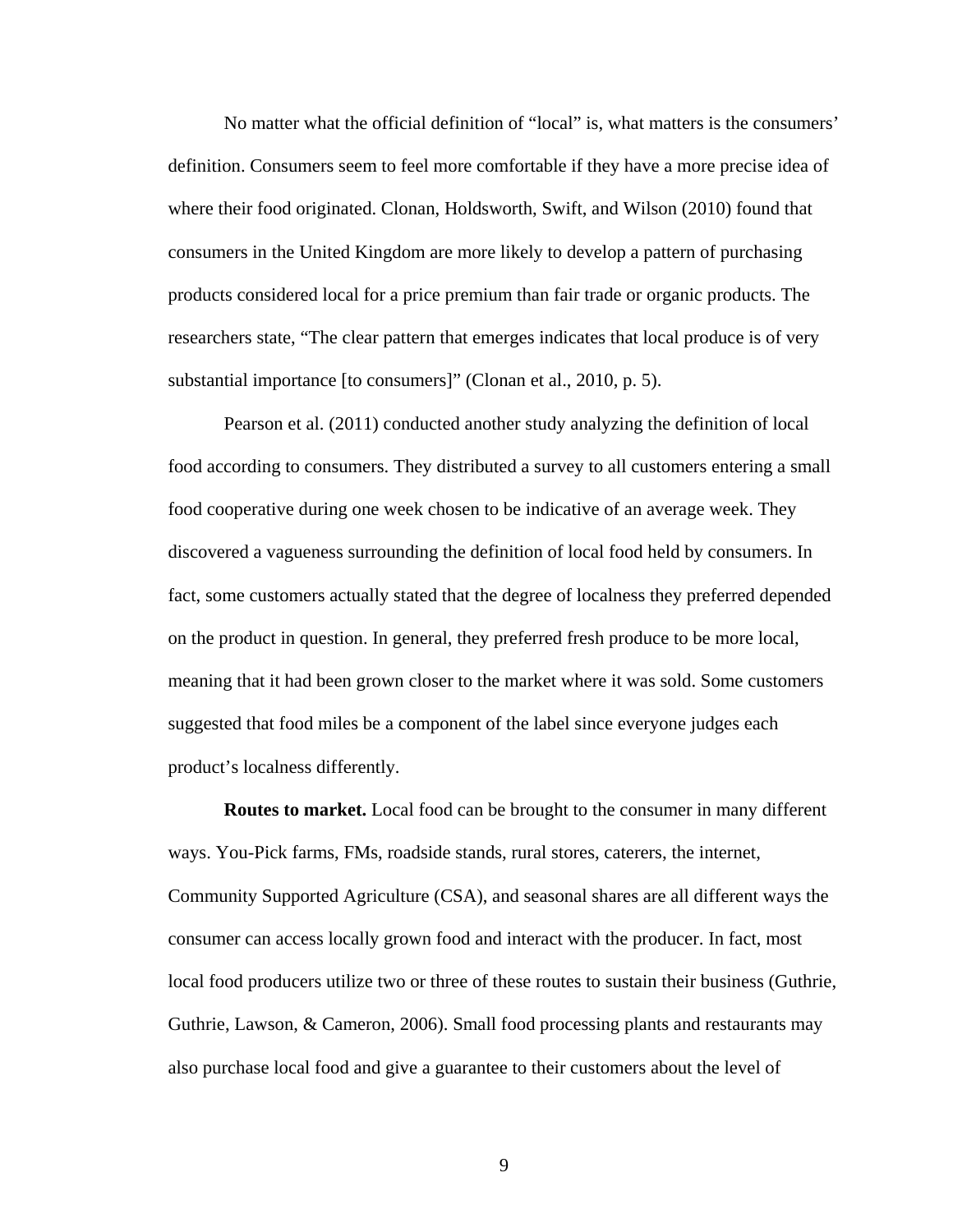No matter what the official definition of "local" is, what matters is the consumers' definition. Consumers seem to feel more comfortable if they have a more precise idea of where their food originated. Clonan, Holdsworth, Swift, and Wilson (2010) found that consumers in the United Kingdom are more likely to develop a pattern of purchasing products considered local for a price premium than fair trade or organic products. The researchers state, "The clear pattern that emerges indicates that local produce is of very substantial importance [to consumers]" (Clonan et al., 2010, p. 5).

Pearson et al. (2011) conducted another study analyzing the definition of local food according to consumers. They distributed a survey to all customers entering a small food cooperative during one week chosen to be indicative of an average week. They discovered a vagueness surrounding the definition of local food held by consumers. In fact, some customers actually stated that the degree of localness they preferred depended on the product in question. In general, they preferred fresh produce to be more local, meaning that it had been grown closer to the market where it was sold. Some customers suggested that food miles be a component of the label since everyone judges each product's localness differently.

**Routes to market.** Local food can be brought to the consumer in many different ways. You-Pick farms, FMs, roadside stands, rural stores, caterers, the internet, Community Supported Agriculture (CSA), and seasonal shares are all different ways the consumer can access locally grown food and interact with the producer. In fact, most local food producers utilize two or three of these routes to sustain their business (Guthrie, Guthrie, Lawson, & Cameron, 2006). Small food processing plants and restaurants may also purchase local food and give a guarantee to their customers about the level of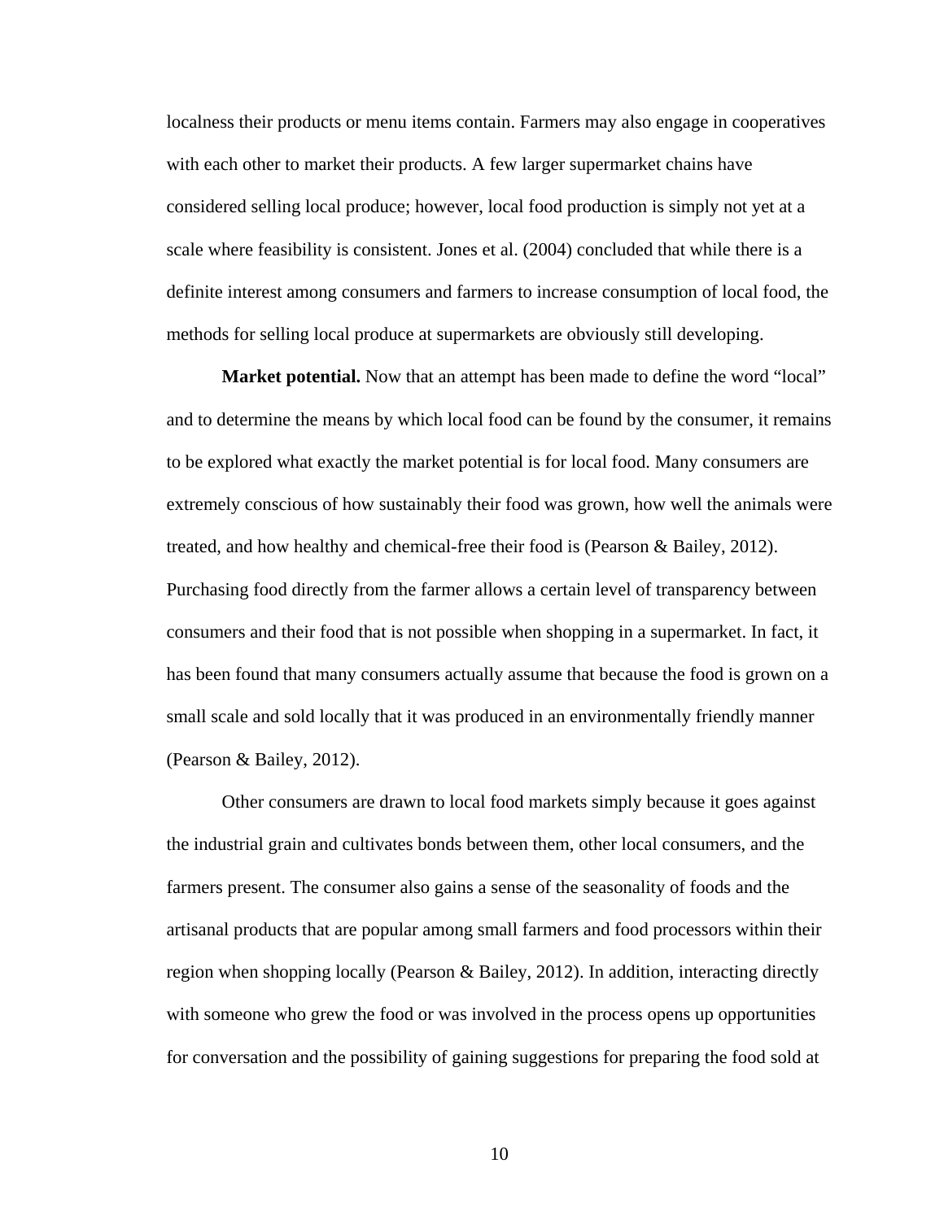localness their products or menu items contain. Farmers may also engage in cooperatives with each other to market their products. A few larger supermarket chains have considered selling local produce; however, local food production is simply not yet at a scale where feasibility is consistent. Jones et al. (2004) concluded that while there is a definite interest among consumers and farmers to increase consumption of local food, the methods for selling local produce at supermarkets are obviously still developing.

**Market potential.** Now that an attempt has been made to define the word "local" and to determine the means by which local food can be found by the consumer, it remains to be explored what exactly the market potential is for local food. Many consumers are extremely conscious of how sustainably their food was grown, how well the animals were treated, and how healthy and chemical-free their food is (Pearson & Bailey, 2012). Purchasing food directly from the farmer allows a certain level of transparency between consumers and their food that is not possible when shopping in a supermarket. In fact, it has been found that many consumers actually assume that because the food is grown on a small scale and sold locally that it was produced in an environmentally friendly manner (Pearson & Bailey, 2012).

Other consumers are drawn to local food markets simply because it goes against the industrial grain and cultivates bonds between them, other local consumers, and the farmers present. The consumer also gains a sense of the seasonality of foods and the artisanal products that are popular among small farmers and food processors within their region when shopping locally (Pearson & Bailey, 2012). In addition, interacting directly with someone who grew the food or was involved in the process opens up opportunities for conversation and the possibility of gaining suggestions for preparing the food sold at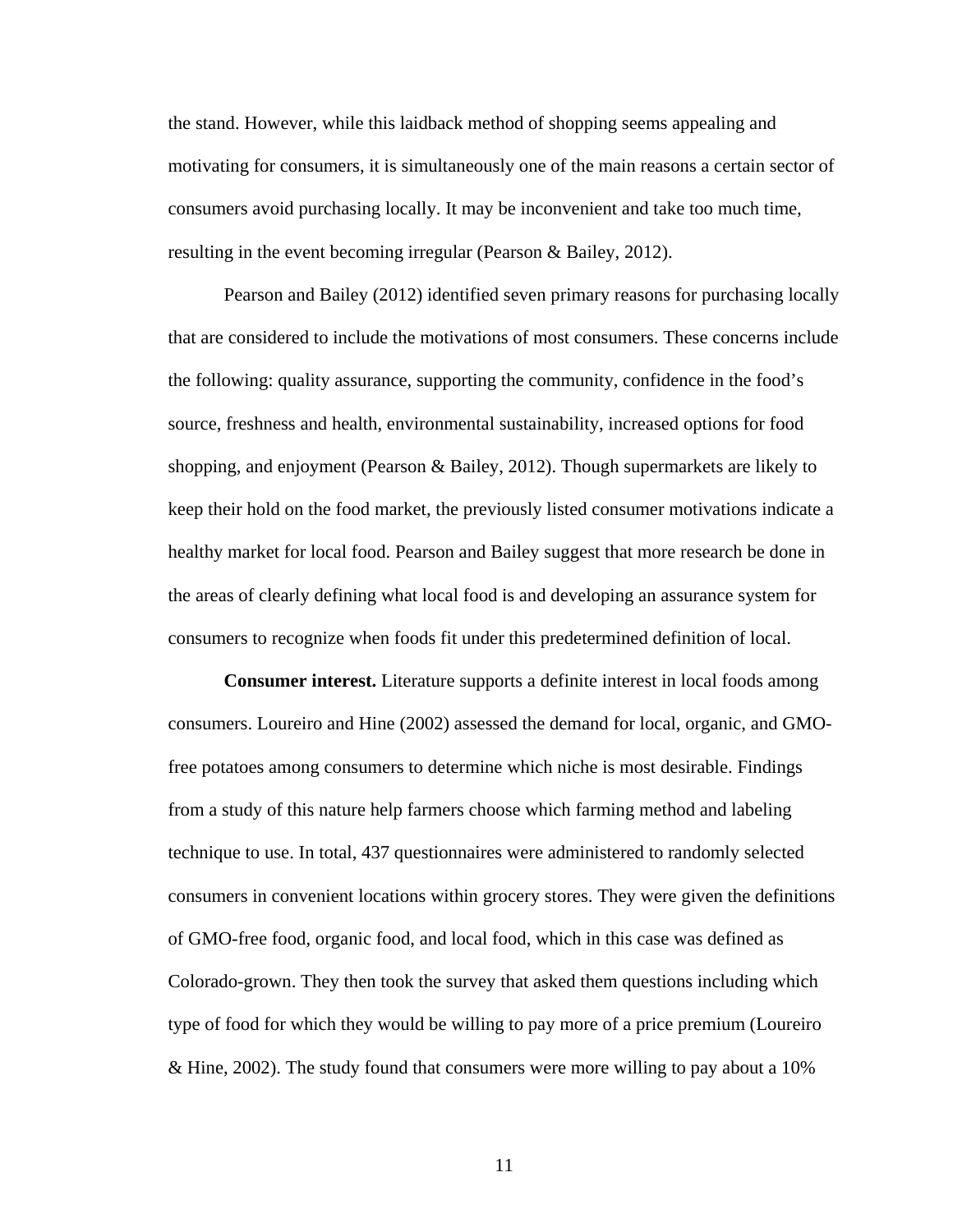the stand. However, while this laidback method of shopping seems appealing and motivating for consumers, it is simultaneously one of the main reasons a certain sector of consumers avoid purchasing locally. It may be inconvenient and take too much time, resulting in the event becoming irregular (Pearson & Bailey, 2012).

Pearson and Bailey (2012) identified seven primary reasons for purchasing locally that are considered to include the motivations of most consumers. These concerns include the following: quality assurance, supporting the community, confidence in the food's source, freshness and health, environmental sustainability, increased options for food shopping, and enjoyment (Pearson & Bailey, 2012). Though supermarkets are likely to keep their hold on the food market, the previously listed consumer motivations indicate a healthy market for local food. Pearson and Bailey suggest that more research be done in the areas of clearly defining what local food is and developing an assurance system for consumers to recognize when foods fit under this predetermined definition of local.

**Consumer interest.** Literature supports a definite interest in local foods among consumers. Loureiro and Hine (2002) assessed the demand for local, organic, and GMO-free potatoes among consumers to determine which niche is most desirable. Findings from a study of this nature help farmers choose which farming method and labeling technique to use. In total, 437 questionnaires were administered to randomly selected consumers in convenient locations within grocery stores. They were given the definitions of GMO-free food, organic food, and local food, which in this case was defined as Colorado-grown. They then took the survey that asked them questions including which type of food for which they would be willing to pay more of a price premium (Loureiro & Hine, 2002). The study found that consumers were more willing to pay about a 10%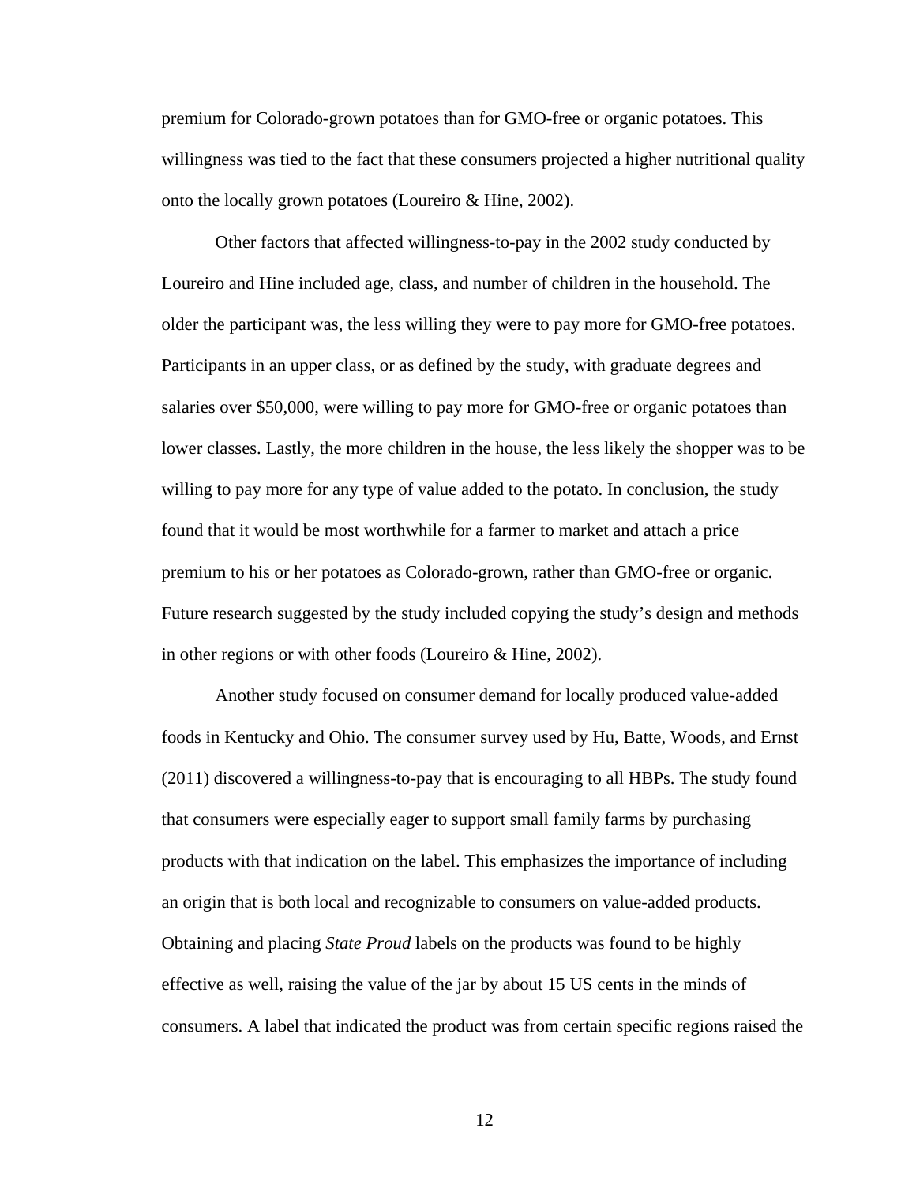premium for Colorado-grown potatoes than for GMO-free or organic potatoes. This willingness was tied to the fact that these consumers projected a higher nutritional quality onto the locally grown potatoes (Loureiro & Hine, 2002).

Other factors that affected willingness-to-pay in the 2002 study conducted by Loureiro and Hine included age, class, and number of children in the household. The older the participant was, the less willing they were to pay more for GMO-free potatoes. Participants in an upper class, or as defined by the study, with graduate degrees and salaries over $50,000, were willing to pay more for GMO-free or organic potatoes than lower classes. Lastly, the more children in the house, the less likely the shopper was to be willing to pay more for any type of value added to the potato. In conclusion, the study found that it would be most worthwhile for a farmer to market and attach a price premium to his or her potatoes as Colorado-grown, rather than GMO-free or organic. Future research suggested by the study included copying the study's design and methods in other regions or with other foods (Loureiro & Hine, 2002).

Another study focused on consumer demand for locally produced value-added foods in Kentucky and Ohio. The consumer survey used by Hu, Batte, Woods, and Ernst (2011) discovered a willingness-to-pay that is encouraging to all HBPs. The study found that consumers were especially eager to support small family farms by purchasing products with that indication on the label. This emphasizes the importance of including an origin that is both local and recognizable to consumers on value-added products. Obtaining and placing *State Proud* labels on the products was found to be highly effective as well, raising the value of the jar by about 15 US cents in the minds of consumers. A label that indicated the product was from certain specific regions raised the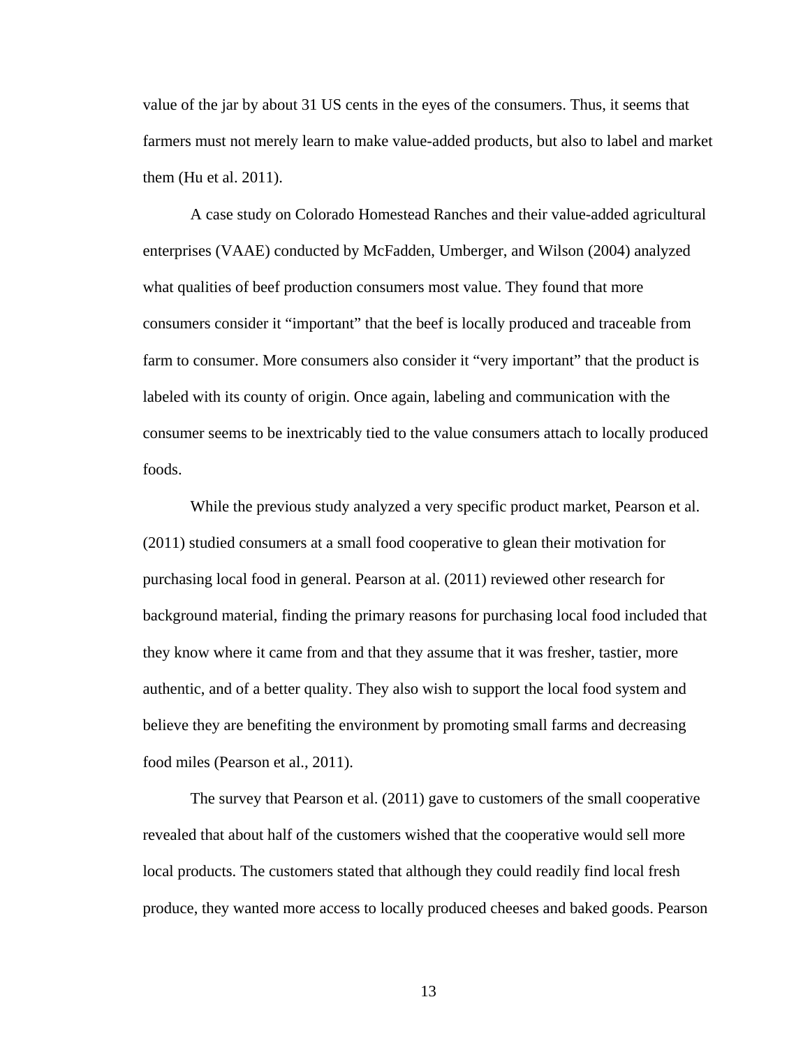value of the jar by about 31 US cents in the eyes of the consumers. Thus, it seems that farmers must not merely learn to make value-added products, but also to label and market them (Hu et al. 2011).

A case study on Colorado Homestead Ranches and their value-added agricultural enterprises (VAAE) conducted by McFadden, Umberger, and Wilson (2004) analyzed what qualities of beef production consumers most value. They found that more consumers consider it "important" that the beef is locally produced and traceable from farm to consumer. More consumers also consider it "very important" that the product is labeled with its county of origin. Once again, labeling and communication with the consumer seems to be inextricably tied to the value consumers attach to locally produced foods.

While the previous study analyzed a very specific product market, Pearson et al. (2011) studied consumers at a small food cooperative to glean their motivation for purchasing local food in general. Pearson at al. (2011) reviewed other research for background material, finding the primary reasons for purchasing local food included that they know where it came from and that they assume that it was fresher, tastier, more authentic, and of a better quality. They also wish to support the local food system and believe they are benefiting the environment by promoting small farms and decreasing food miles (Pearson et al., 2011).

The survey that Pearson et al. (2011) gave to customers of the small cooperative revealed that about half of the customers wished that the cooperative would sell more local products. The customers stated that although they could readily find local fresh produce, they wanted more access to locally produced cheeses and baked goods. Pearson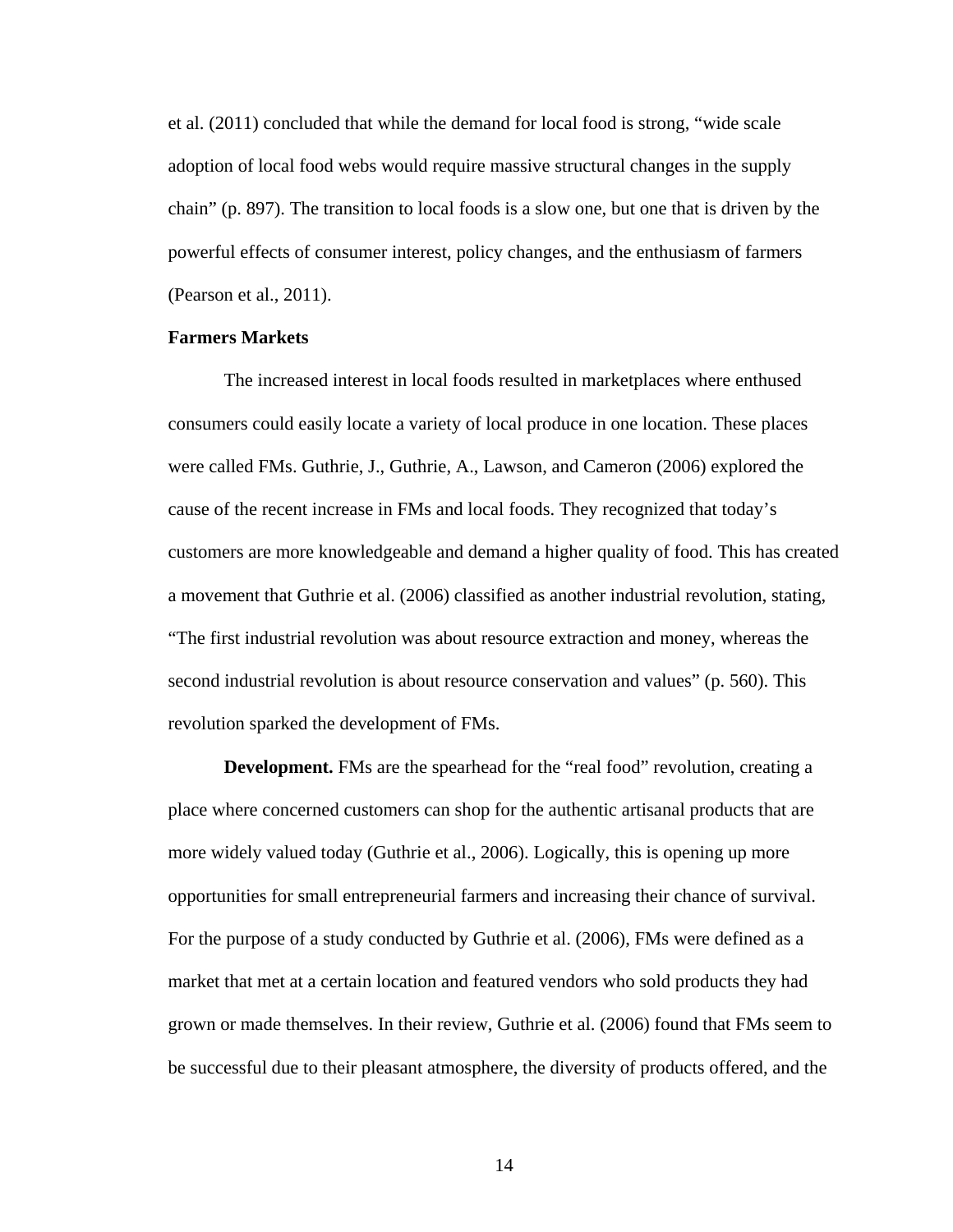et al. (2011) concluded that while the demand for local food is strong, “wide scale adoption of local food webs would require massive structural changes in the supply chain” (p. 897). The transition to local foods is a slow one, but one that is driven by the powerful effects of consumer interest, policy changes, and the enthusiasm of farmers (Pearson et al., 2011).

**Farmers Markets**

The increased interest in local foods resulted in marketplaces where enthused consumers could easily locate a variety of local produce in one location. These places were called FMs. Guthrie, J., Guthrie, A., Lawson, and Cameron (2006) explored the cause of the recent increase in FMs and local foods. They recognized that today’s customers are more knowledgeable and demand a higher quality of food. This has created a movement that Guthrie et al. (2006) classified as another industrial revolution, stating, “The first industrial revolution was about resource extraction and money, whereas the second industrial revolution is about resource conservation and values” (p. 560). This revolution sparked the development of FMs.

**Development.** FMs are the spearhead for the “real food” revolution, creating a place where concerned customers can shop for the authentic artisanal products that are more widely valued today (Guthrie et al., 2006). Logically, this is opening up more opportunities for small entrepreneurial farmers and increasing their chance of survival. For the purpose of a study conducted by Guthrie et al. (2006), FMs were defined as a market that met at a certain location and featured vendors who sold products they had grown or made themselves. In their review, Guthrie et al. (2006) found that FMs seem to be successful due to their pleasant atmosphere, the diversity of products offered, and the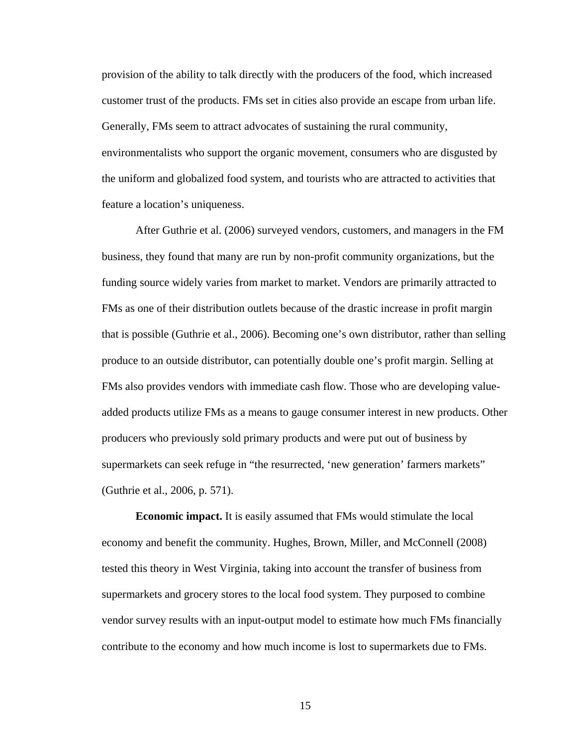provision of the ability to talk directly with the producers of the food, which increased customer trust of the products. FMs set in cities also provide an escape from urban life. Generally, FMs seem to attract advocates of sustaining the rural community, environmentalists who support the organic movement, consumers who are disgusted by the uniform and globalized food system, and tourists who are attracted to activities that feature a location's uniqueness.

After Guthrie et al. (2006) surveyed vendors, customers, and managers in the FM business, they found that many are run by non-profit community organizations, but the funding source widely varies from market to market. Vendors are primarily attracted to FMs as one of their distribution outlets because of the drastic increase in profit margin that is possible (Guthrie et al., 2006). Becoming one's own distributor, rather than selling produce to an outside distributor, can potentially double one's profit margin. Selling at FMs also provides vendors with immediate cash flow. Those who are developing value-added products utilize FMs as a means to gauge consumer interest in new products. Other producers who previously sold primary products and were put out of business by supermarkets can seek refuge in "the resurrected, 'new generation' farmers markets" (Guthrie et al., 2006, p. 571).

**Economic impact.** It is easily assumed that FMs would stimulate the local economy and benefit the community. Hughes, Brown, Miller, and McConnell (2008) tested this theory in West Virginia, taking into account the transfer of business from supermarkets and grocery stores to the local food system. They purposed to combine vendor survey results with an input-output model to estimate how much FMs financially contribute to the economy and how much income is lost to supermarkets due to FMs.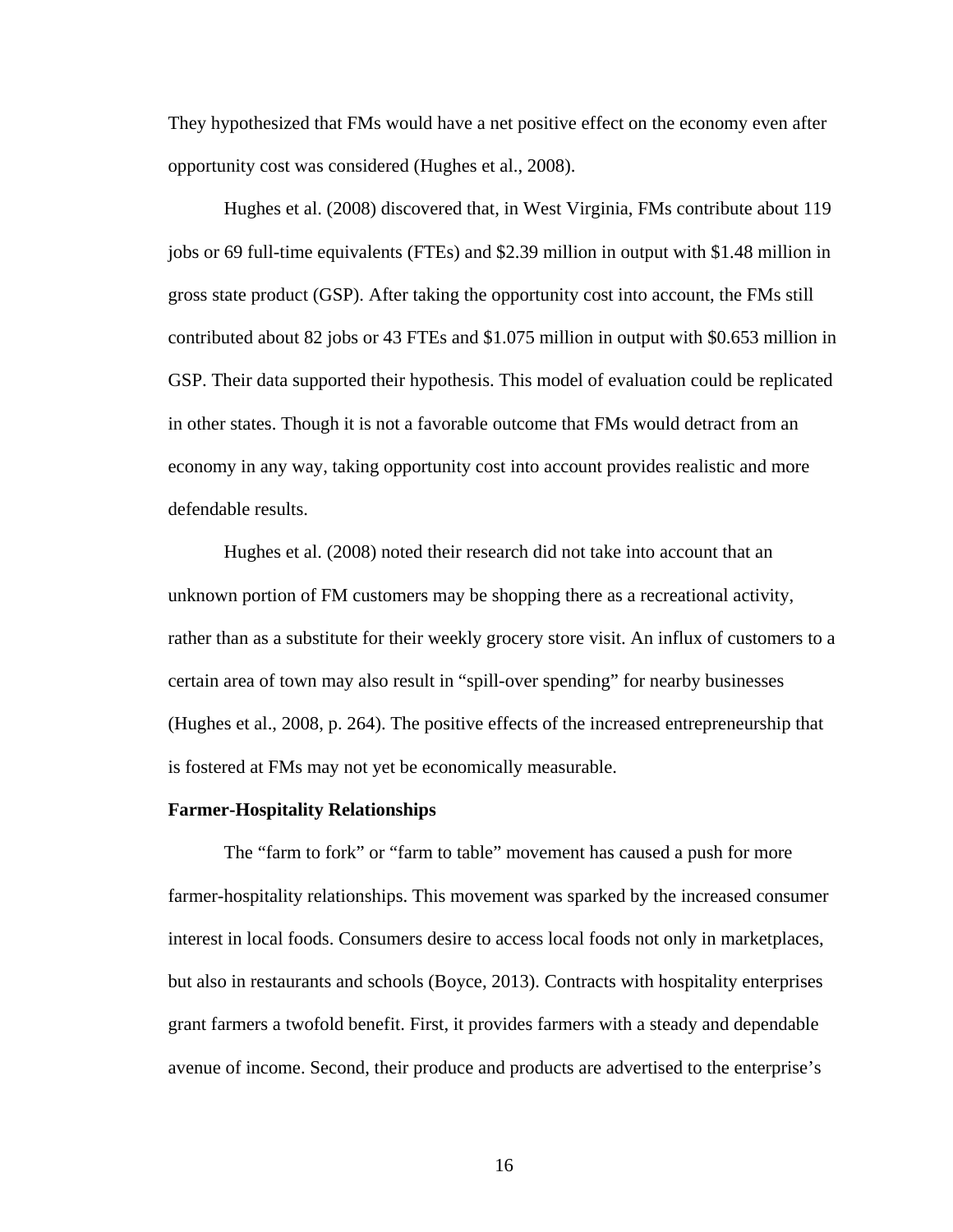They hypothesized that FMs would have a net positive effect on the economy even after opportunity cost was considered (Hughes et al., 2008).

Hughes et al. (2008) discovered that, in West Virginia, FMs contribute about 119 jobs or 69 full-time equivalents (FTEs) and $2.39 million in output with $1.48 million in gross state product (GSP). After taking the opportunity cost into account, the FMs still contributed about 82 jobs or 43 FTEs and $1.075 million in output with $0.653 million in GSP. Their data supported their hypothesis. This model of evaluation could be replicated in other states. Though it is not a favorable outcome that FMs would detract from an economy in any way, taking opportunity cost into account provides realistic and more defendable results.

Hughes et al. (2008) noted their research did not take into account that an unknown portion of FM customers may be shopping there as a recreational activity, rather than as a substitute for their weekly grocery store visit. An influx of customers to a certain area of town may also result in "spill-over spending" for nearby businesses (Hughes et al., 2008, p. 264). The positive effects of the increased entrepreneurship that is fostered at FMs may not yet be economically measurable.

**Farmer-Hospitality Relationships**

The "farm to fork" or "farm to table" movement has caused a push for more farmer-hospitality relationships. This movement was sparked by the increased consumer interest in local foods. Consumers desire to access local foods not only in marketplaces, but also in restaurants and schools (Boyce, 2013). Contracts with hospitality enterprises grant farmers a twofold benefit. First, it provides farmers with a steady and dependable avenue of income. Second, their produce and products are advertised to the enterprise's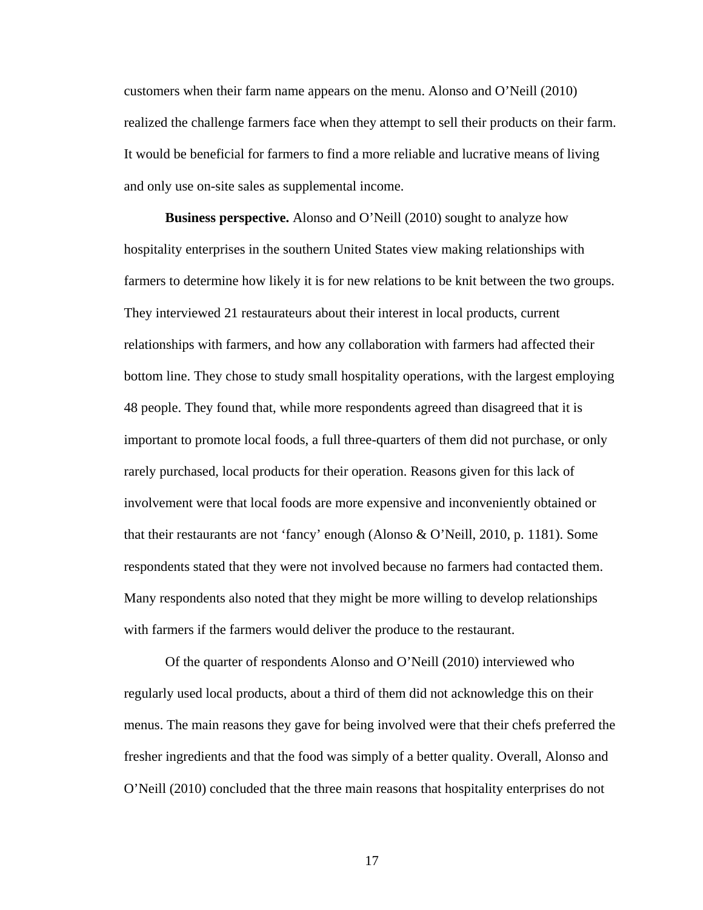customers when their farm name appears on the menu. Alonso and O'Neill (2010) realized the challenge farmers face when they attempt to sell their products on their farm. It would be beneficial for farmers to find a more reliable and lucrative means of living and only use on-site sales as supplemental income.

**Business perspective.** Alonso and O'Neill (2010) sought to analyze how hospitality enterprises in the southern United States view making relationships with farmers to determine how likely it is for new relations to be knit between the two groups. They interviewed 21 restaurateurs about their interest in local products, current relationships with farmers, and how any collaboration with farmers had affected their bottom line. They chose to study small hospitality operations, with the largest employing 48 people. They found that, while more respondents agreed than disagreed that it is important to promote local foods, a full three-quarters of them did not purchase, or only rarely purchased, local products for their operation. Reasons given for this lack of involvement were that local foods are more expensive and inconveniently obtained or that their restaurants are not 'fancy' enough (Alonso & O'Neill, 2010, p. 1181). Some respondents stated that they were not involved because no farmers had contacted them. Many respondents also noted that they might be more willing to develop relationships with farmers if the farmers would deliver the produce to the restaurant.

Of the quarter of respondents Alonso and O'Neill (2010) interviewed who regularly used local products, about a third of them did not acknowledge this on their menus. The main reasons they gave for being involved were that their chefs preferred the fresher ingredients and that the food was simply of a better quality. Overall, Alonso and O'Neill (2010) concluded that the three main reasons that hospitality enterprises do not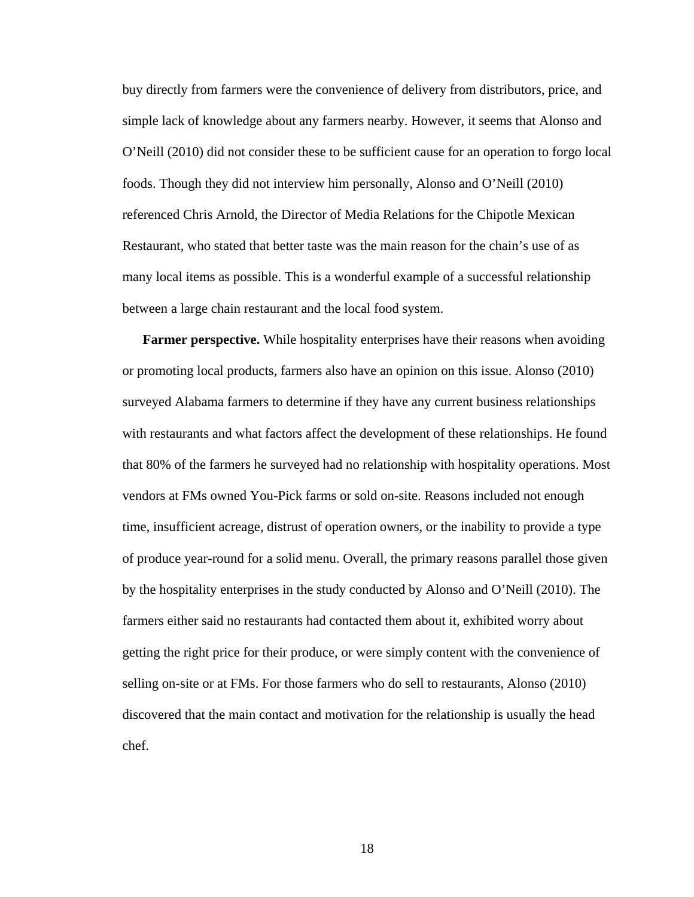buy directly from farmers were the convenience of delivery from distributors, price, and simple lack of knowledge about any farmers nearby. However, it seems that Alonso and O'Neill (2010) did not consider these to be sufficient cause for an operation to forgo local foods. Though they did not interview him personally, Alonso and O'Neill (2010) referenced Chris Arnold, the Director of Media Relations for the Chipotle Mexican Restaurant, who stated that better taste was the main reason for the chain's use of as many local items as possible. This is a wonderful example of a successful relationship between a large chain restaurant and the local food system.

**Farmer perspective.** While hospitality enterprises have their reasons when avoiding or promoting local products, farmers also have an opinion on this issue. Alonso (2010) surveyed Alabama farmers to determine if they have any current business relationships with restaurants and what factors affect the development of these relationships. He found that 80% of the farmers he surveyed had no relationship with hospitality operations. Most vendors at FMs owned You-Pick farms or sold on-site. Reasons included not enough time, insufficient acreage, distrust of operation owners, or the inability to provide a type of produce year-round for a solid menu. Overall, the primary reasons parallel those given by the hospitality enterprises in the study conducted by Alonso and O'Neill (2010). The farmers either said no restaurants had contacted them about it, exhibited worry about getting the right price for their produce, or were simply content with the convenience of selling on-site or at FMs. For those farmers who do sell to restaurants, Alonso (2010) discovered that the main contact and motivation for the relationship is usually the head chef.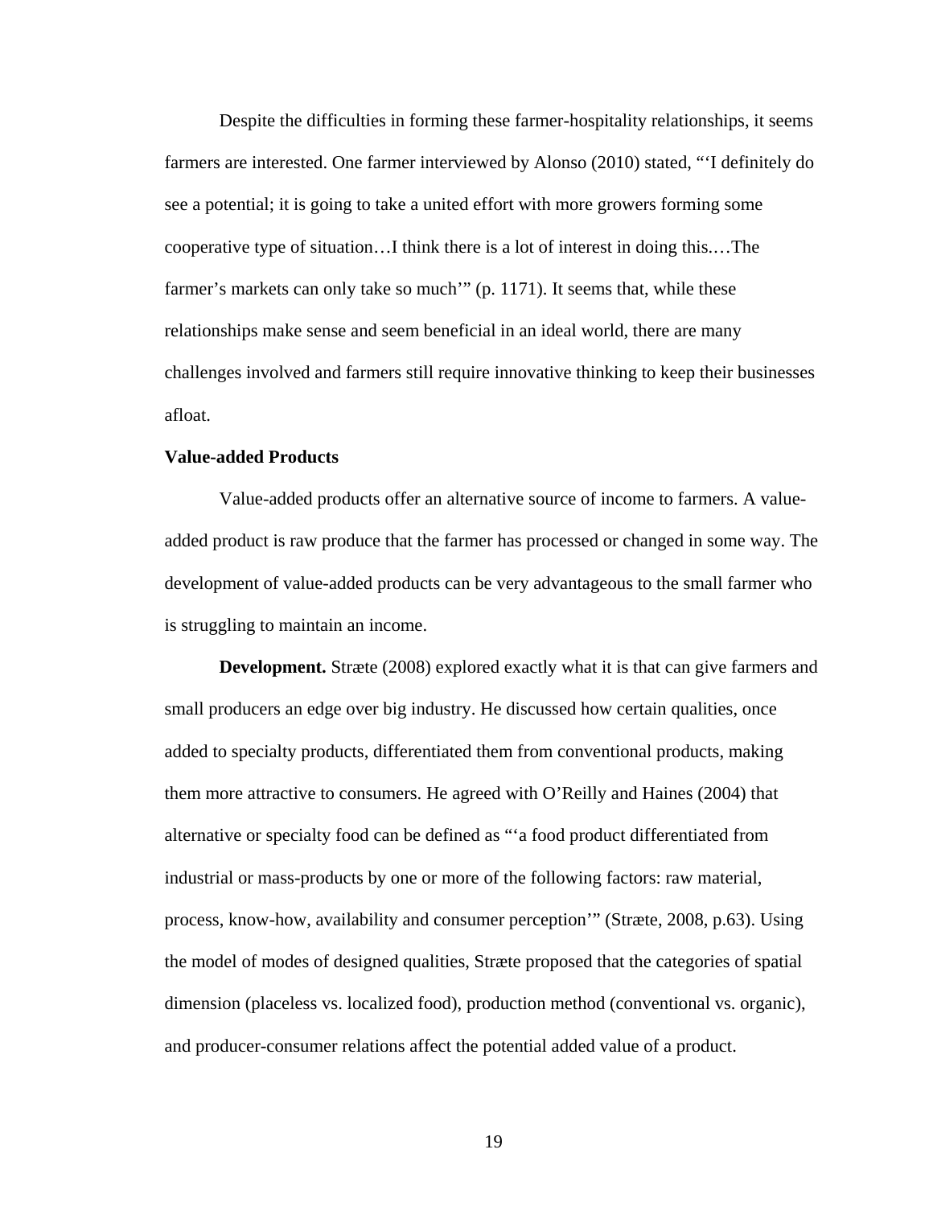Despite the difficulties in forming these farmer-hospitality relationships, it seems farmers are interested. One farmer interviewed by Alonso (2010) stated, "'I definitely do see a potential; it is going to take a united effort with more growers forming some cooperative type of situation…I think there is a lot of interest in doing this.…The farmer's markets can only take so much'" (p. 1171). It seems that, while these relationships make sense and seem beneficial in an ideal world, there are many challenges involved and farmers still require innovative thinking to keep their businesses afloat.

**Value-added Products**

Value-added products offer an alternative source of income to farmers. A value-added product is raw produce that the farmer has processed or changed in some way. The development of value-added products can be very advantageous to the small farmer who is struggling to maintain an income.

**Development.** Stræte (2008) explored exactly what it is that can give farmers and small producers an edge over big industry. He discussed how certain qualities, once added to specialty products, differentiated them from conventional products, making them more attractive to consumers. He agreed with O'Reilly and Haines (2004) that alternative or specialty food can be defined as "'a food product differentiated from industrial or mass-products by one or more of the following factors: raw material, process, know-how, availability and consumer perception'" (Stræte, 2008, p.63). Using the model of modes of designed qualities, Stræte proposed that the categories of spatial dimension (placeless vs. localized food), production method (conventional vs. organic), and producer-consumer relations affect the potential added value of a product.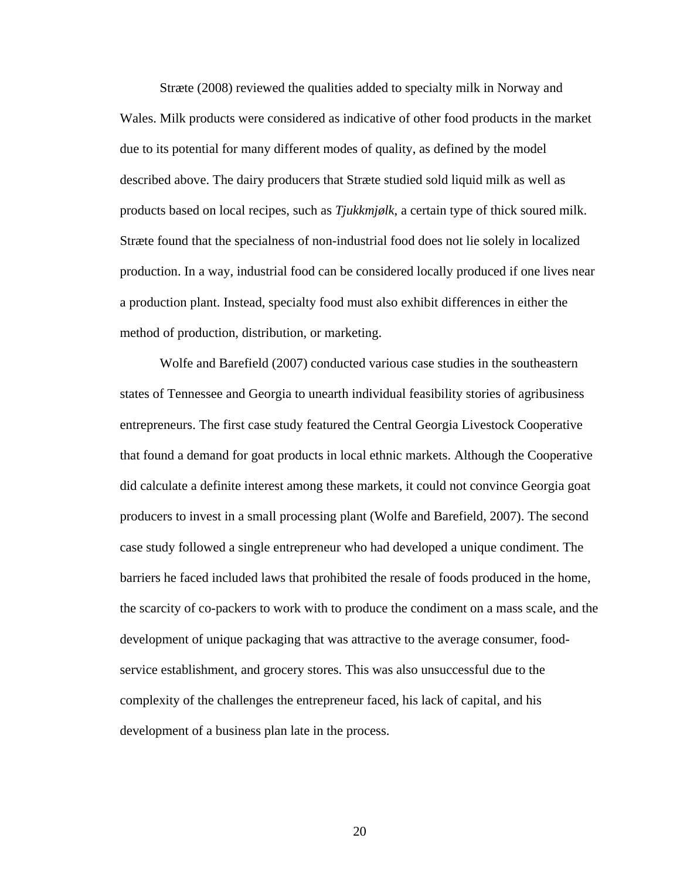Stræte (2008) reviewed the qualities added to specialty milk in Norway and Wales. Milk products were considered as indicative of other food products in the market due to its potential for many different modes of quality, as defined by the model described above. The dairy producers that Stræte studied sold liquid milk as well as products based on local recipes, such as *Tjukkmjølk*, a certain type of thick soured milk. Stræte found that the specialness of non-industrial food does not lie solely in localized production. In a way, industrial food can be considered locally produced if one lives near a production plant. Instead, specialty food must also exhibit differences in either the method of production, distribution, or marketing.

Wolfe and Barefield (2007) conducted various case studies in the southeastern states of Tennessee and Georgia to unearth individual feasibility stories of agribusiness entrepreneurs. The first case study featured the Central Georgia Livestock Cooperative that found a demand for goat products in local ethnic markets. Although the Cooperative did calculate a definite interest among these markets, it could not convince Georgia goat producers to invest in a small processing plant (Wolfe and Barefield, 2007). The second case study followed a single entrepreneur who had developed a unique condiment. The barriers he faced included laws that prohibited the resale of foods produced in the home, the scarcity of co-packers to work with to produce the condiment on a mass scale, and the development of unique packaging that was attractive to the average consumer, food-service establishment, and grocery stores. This was also unsuccessful due to the complexity of the challenges the entrepreneur faced, his lack of capital, and his development of a business plan late in the process.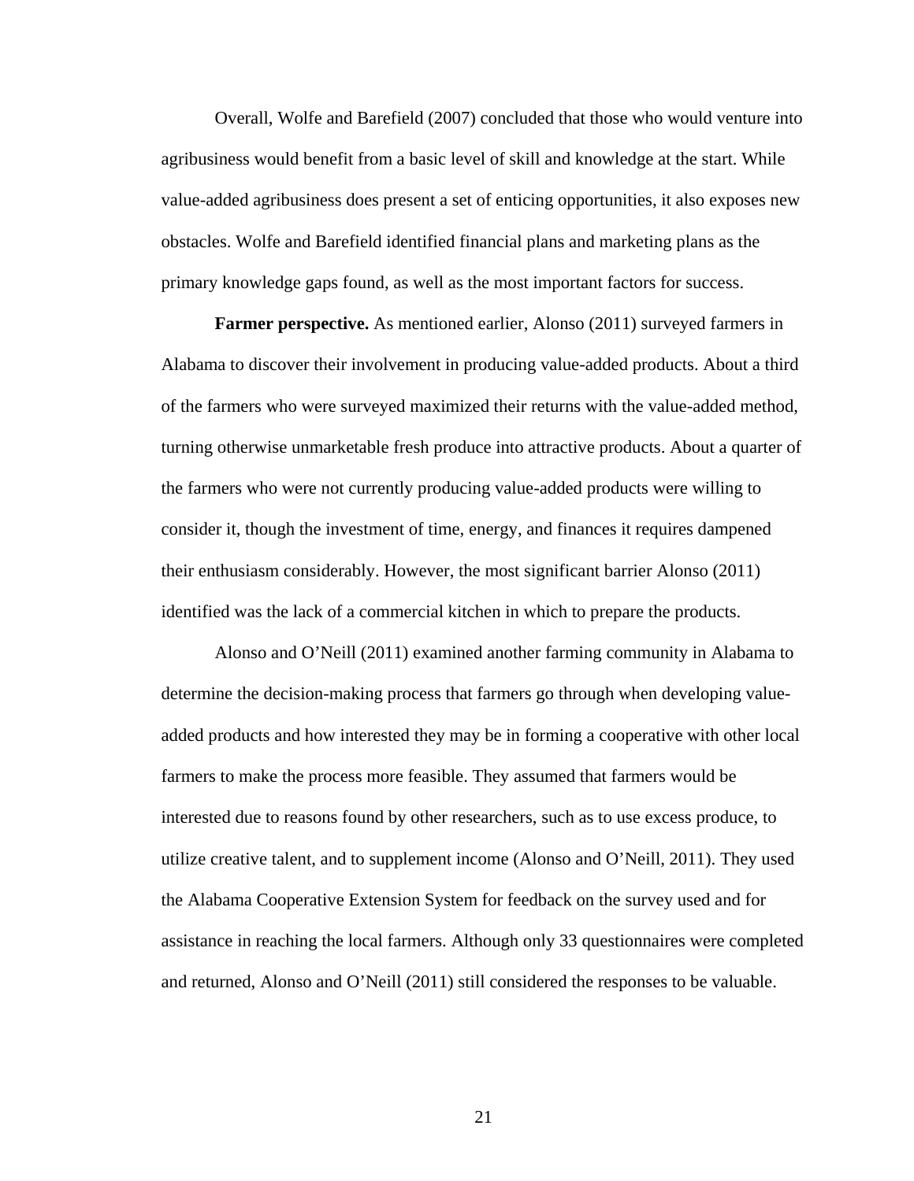Overall, Wolfe and Barefield (2007) concluded that those who would venture into agribusiness would benefit from a basic level of skill and knowledge at the start. While value-added agribusiness does present a set of enticing opportunities, it also exposes new obstacles. Wolfe and Barefield identified financial plans and marketing plans as the primary knowledge gaps found, as well as the most important factors for success.

**Farmer perspective.** As mentioned earlier, Alonso (2011) surveyed farmers in Alabama to discover their involvement in producing value-added products. About a third of the farmers who were surveyed maximized their returns with the value-added method, turning otherwise unmarketable fresh produce into attractive products. About a quarter of the farmers who were not currently producing value-added products were willing to consider it, though the investment of time, energy, and finances it requires dampened their enthusiasm considerably. However, the most significant barrier Alonso (2011) identified was the lack of a commercial kitchen in which to prepare the products.

Alonso and O'Neill (2011) examined another farming community in Alabama to determine the decision-making process that farmers go through when developing value-added products and how interested they may be in forming a cooperative with other local farmers to make the process more feasible. They assumed that farmers would be interested due to reasons found by other researchers, such as to use excess produce, to utilize creative talent, and to supplement income (Alonso and O'Neill, 2011). They used the Alabama Cooperative Extension System for feedback on the survey used and for assistance in reaching the local farmers. Although only 33 questionnaires were completed and returned, Alonso and O'Neill (2011) still considered the responses to be valuable.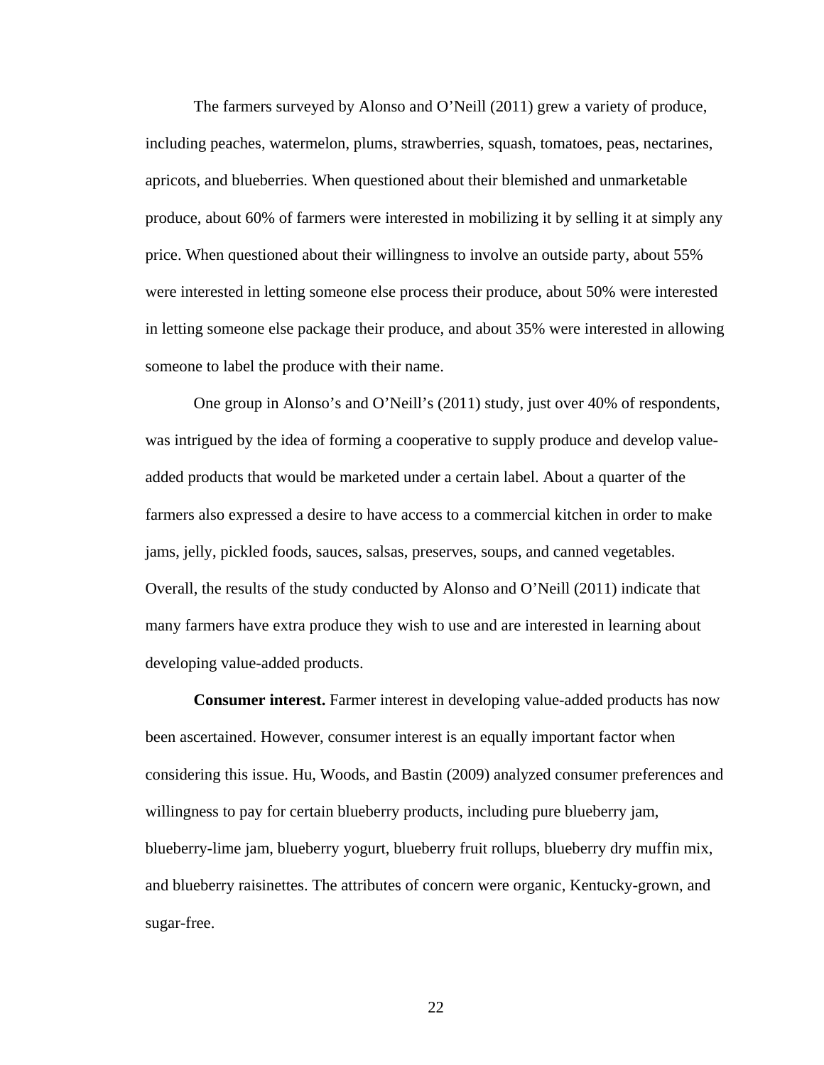The farmers surveyed by Alonso and O'Neill (2011) grew a variety of produce, including peaches, watermelon, plums, strawberries, squash, tomatoes, peas, nectarines, apricots, and blueberries. When questioned about their blemished and unmarketable produce, about 60% of farmers were interested in mobilizing it by selling it at simply any price. When questioned about their willingness to involve an outside party, about 55% were interested in letting someone else process their produce, about 50% were interested in letting someone else package their produce, and about 35% were interested in allowing someone to label the produce with their name.

One group in Alonso's and O'Neill's (2011) study, just over 40% of respondents, was intrigued by the idea of forming a cooperative to supply produce and develop value-added products that would be marketed under a certain label. About a quarter of the farmers also expressed a desire to have access to a commercial kitchen in order to make jams, jelly, pickled foods, sauces, salsas, preserves, soups, and canned vegetables. Overall, the results of the study conducted by Alonso and O'Neill (2011) indicate that many farmers have extra produce they wish to use and are interested in learning about developing value-added products.

**Consumer interest.** Farmer interest in developing value-added products has now been ascertained. However, consumer interest is an equally important factor when considering this issue. Hu, Woods, and Bastin (2009) analyzed consumer preferences and willingness to pay for certain blueberry products, including pure blueberry jam, blueberry-lime jam, blueberry yogurt, blueberry fruit rollups, blueberry dry muffin mix, and blueberry raisinettes. The attributes of concern were organic, Kentucky-grown, and sugar-free.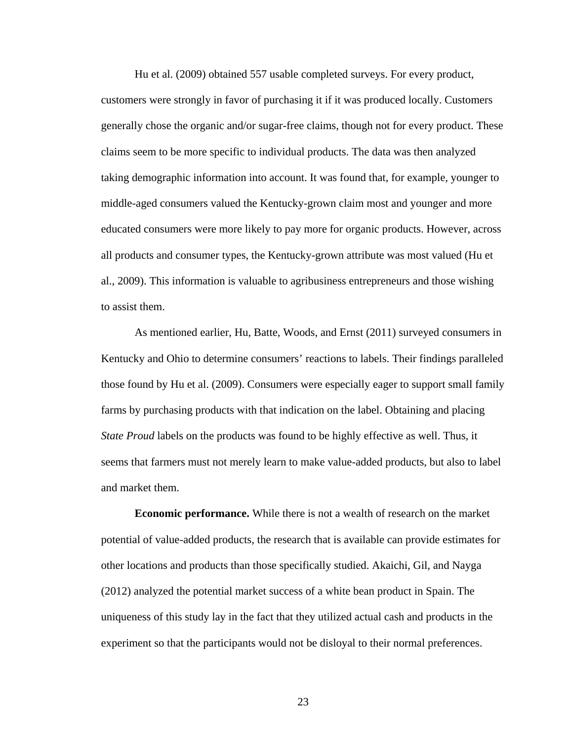Hu et al. (2009) obtained 557 usable completed surveys. For every product, customers were strongly in favor of purchasing it if it was produced locally. Customers generally chose the organic and/or sugar-free claims, though not for every product. These claims seem to be more specific to individual products. The data was then analyzed taking demographic information into account. It was found that, for example, younger to middle-aged consumers valued the Kentucky-grown claim most and younger and more educated consumers were more likely to pay more for organic products. However, across all products and consumer types, the Kentucky-grown attribute was most valued (Hu et al., 2009). This information is valuable to agribusiness entrepreneurs and those wishing to assist them.

As mentioned earlier, Hu, Batte, Woods, and Ernst (2011) surveyed consumers in Kentucky and Ohio to determine consumers' reactions to labels. Their findings paralleled those found by Hu et al. (2009). Consumers were especially eager to support small family farms by purchasing products with that indication on the label. Obtaining and placing *State Proud* labels on the products was found to be highly effective as well. Thus, it seems that farmers must not merely learn to make value-added products, but also to label and market them.

**Economic performance.** While there is not a wealth of research on the market potential of value-added products, the research that is available can provide estimates for other locations and products than those specifically studied. Akaichi, Gil, and Nayga (2012) analyzed the potential market success of a white bean product in Spain. The uniqueness of this study lay in the fact that they utilized actual cash and products in the experiment so that the participants would not be disloyal to their normal preferences.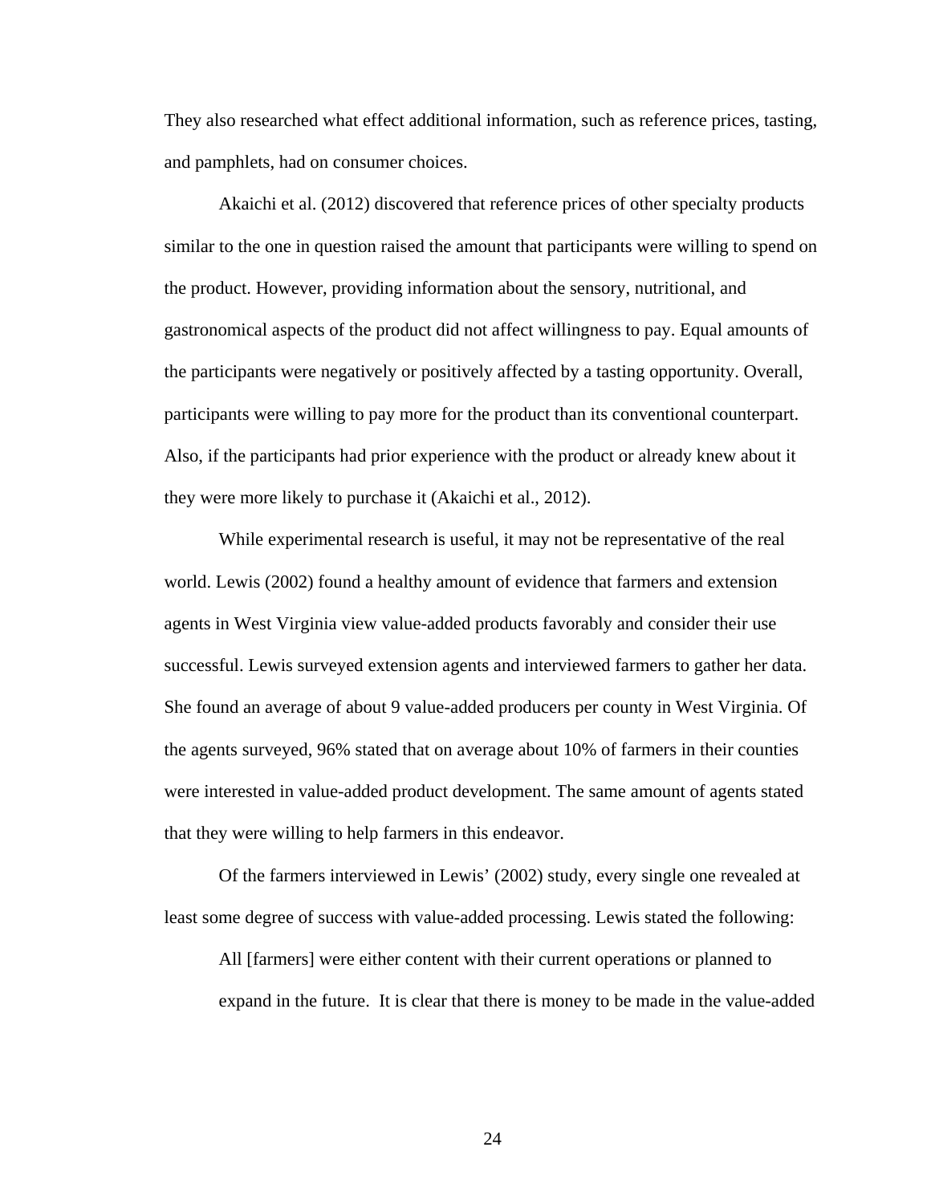They also researched what effect additional information, such as reference prices, tasting, and pamphlets, had on consumer choices.

Akaichi et al. (2012) discovered that reference prices of other specialty products similar to the one in question raised the amount that participants were willing to spend on the product. However, providing information about the sensory, nutritional, and gastronomical aspects of the product did not affect willingness to pay. Equal amounts of the participants were negatively or positively affected by a tasting opportunity. Overall, participants were willing to pay more for the product than its conventional counterpart. Also, if the participants had prior experience with the product or already knew about it they were more likely to purchase it (Akaichi et al., 2012).

While experimental research is useful, it may not be representative of the real world. Lewis (2002) found a healthy amount of evidence that farmers and extension agents in West Virginia view value-added products favorably and consider their use successful. Lewis surveyed extension agents and interviewed farmers to gather her data. She found an average of about 9 value-added producers per county in West Virginia. Of the agents surveyed, 96% stated that on average about 10% of farmers in their counties were interested in value-added product development. The same amount of agents stated that they were willing to help farmers in this endeavor.

Of the farmers interviewed in Lewis' (2002) study, every single one revealed at least some degree of success with value-added processing. Lewis stated the following:

> All [farmers] were either content with their current operations or planned to expand in the future. It is clear that there is money to be made in the value-added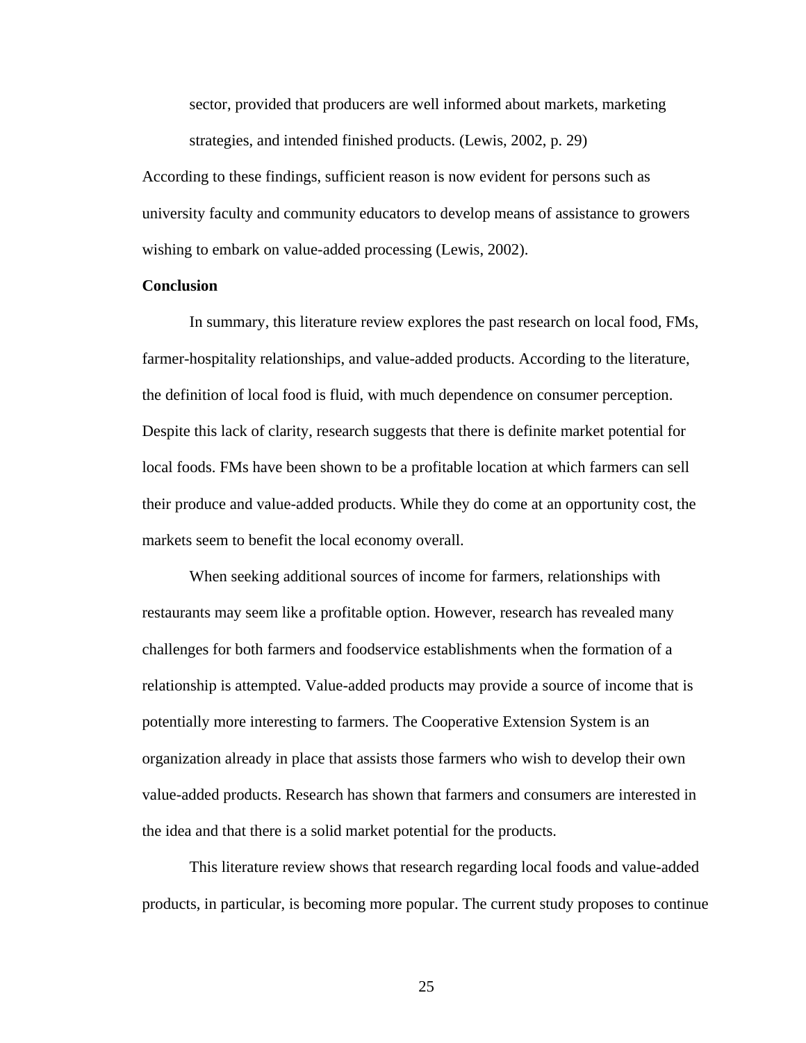> sector, provided that producers are well informed about markets, marketing strategies, and intended finished products. (Lewis, 2002, p. 29)

According to these findings, sufficient reason is now evident for persons such as university faculty and community educators to develop means of assistance to growers wishing to embark on value-added processing (Lewis, 2002).

**Conclusion**

In summary, this literature review explores the past research on local food, FMs, farmer-hospitality relationships, and value-added products. According to the literature, the definition of local food is fluid, with much dependence on consumer perception. Despite this lack of clarity, research suggests that there is definite market potential for local foods. FMs have been shown to be a profitable location at which farmers can sell their produce and value-added products. While they do come at an opportunity cost, the markets seem to benefit the local economy overall.

When seeking additional sources of income for farmers, relationships with restaurants may seem like a profitable option. However, research has revealed many challenges for both farmers and foodservice establishments when the formation of a relationship is attempted. Value-added products may provide a source of income that is potentially more interesting to farmers. The Cooperative Extension System is an organization already in place that assists those farmers who wish to develop their own value-added products. Research has shown that farmers and consumers are interested in the idea and that there is a solid market potential for the products.

This literature review shows that research regarding local foods and value-added products, in particular, is becoming more popular. The current study proposes to continue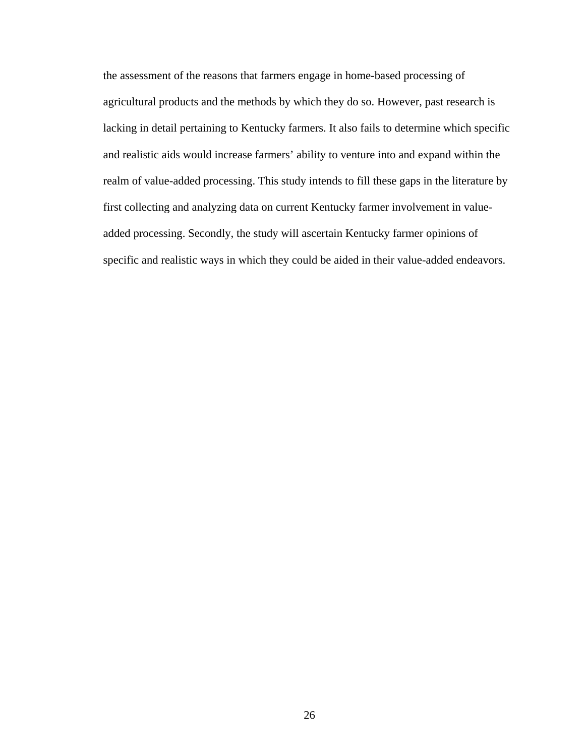the assessment of the reasons that farmers engage in home-based processing of agricultural products and the methods by which they do so. However, past research is lacking in detail pertaining to Kentucky farmers. It also fails to determine which specific and realistic aids would increase farmers' ability to venture into and expand within the realm of value-added processing. This study intends to fill these gaps in the literature by first collecting and analyzing data on current Kentucky farmer involvement in value-added processing. Secondly, the study will ascertain Kentucky farmer opinions of specific and realistic ways in which they could be aided in their value-added endeavors.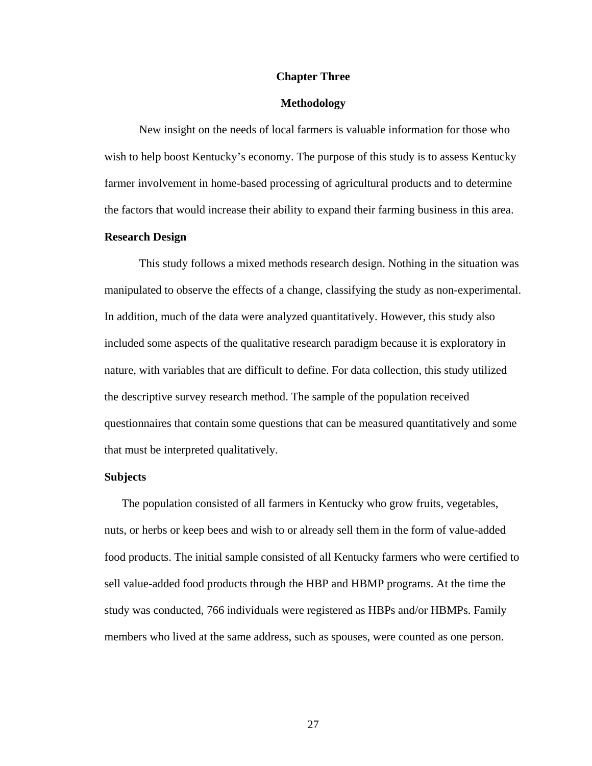# Chapter Three

# Methodology

New insight on the needs of local farmers is valuable information for those who wish to help boost Kentucky's economy. The purpose of this study is to assess Kentucky farmer involvement in home-based processing of agricultural products and to determine the factors that would increase their ability to expand their farming business in this area.

## Research Design

This study follows a mixed methods research design. Nothing in the situation was manipulated to observe the effects of a change, classifying the study as non-experimental. In addition, much of the data were analyzed quantitatively. However, this study also included some aspects of the qualitative research paradigm because it is exploratory in nature, with variables that are difficult to define. For data collection, this study utilized the descriptive survey research method. The sample of the population received questionnaires that contain some questions that can be measured quantitatively and some that must be interpreted qualitatively.

## Subjects

The population consisted of all farmers in Kentucky who grow fruits, vegetables, nuts, or herbs or keep bees and wish to or already sell them in the form of value-added food products. The initial sample consisted of all Kentucky farmers who were certified to sell value-added food products through the HBP and HBMP programs. At the time the study was conducted, 766 individuals were registered as HBPs and/or HBMPs. Family members who lived at the same address, such as spouses, were counted as one person.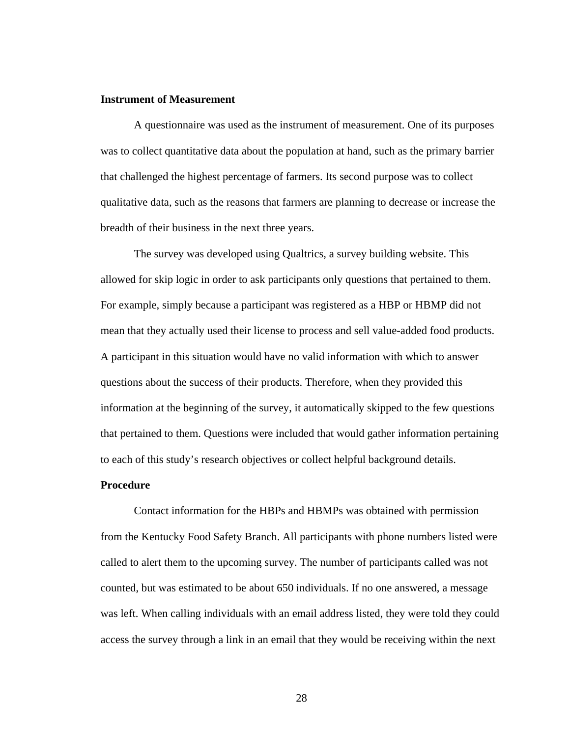**Instrument of Measurement**

A questionnaire was used as the instrument of measurement. One of its purposes was to collect quantitative data about the population at hand, such as the primary barrier that challenged the highest percentage of farmers. Its second purpose was to collect qualitative data, such as the reasons that farmers are planning to decrease or increase the breadth of their business in the next three years.

The survey was developed using Qualtrics, a survey building website. This allowed for skip logic in order to ask participants only questions that pertained to them. For example, simply because a participant was registered as a HBP or HBMP did not mean that they actually used their license to process and sell value-added food products. A participant in this situation would have no valid information with which to answer questions about the success of their products. Therefore, when they provided this information at the beginning of the survey, it automatically skipped to the few questions that pertained to them. Questions were included that would gather information pertaining to each of this study's research objectives or collect helpful background details.

**Procedure**

Contact information for the HBPs and HBMPs was obtained with permission from the Kentucky Food Safety Branch. All participants with phone numbers listed were called to alert them to the upcoming survey. The number of participants called was not counted, but was estimated to be about 650 individuals. If no one answered, a message was left. When calling individuals with an email address listed, they were told they could access the survey through a link in an email that they would be receiving within the next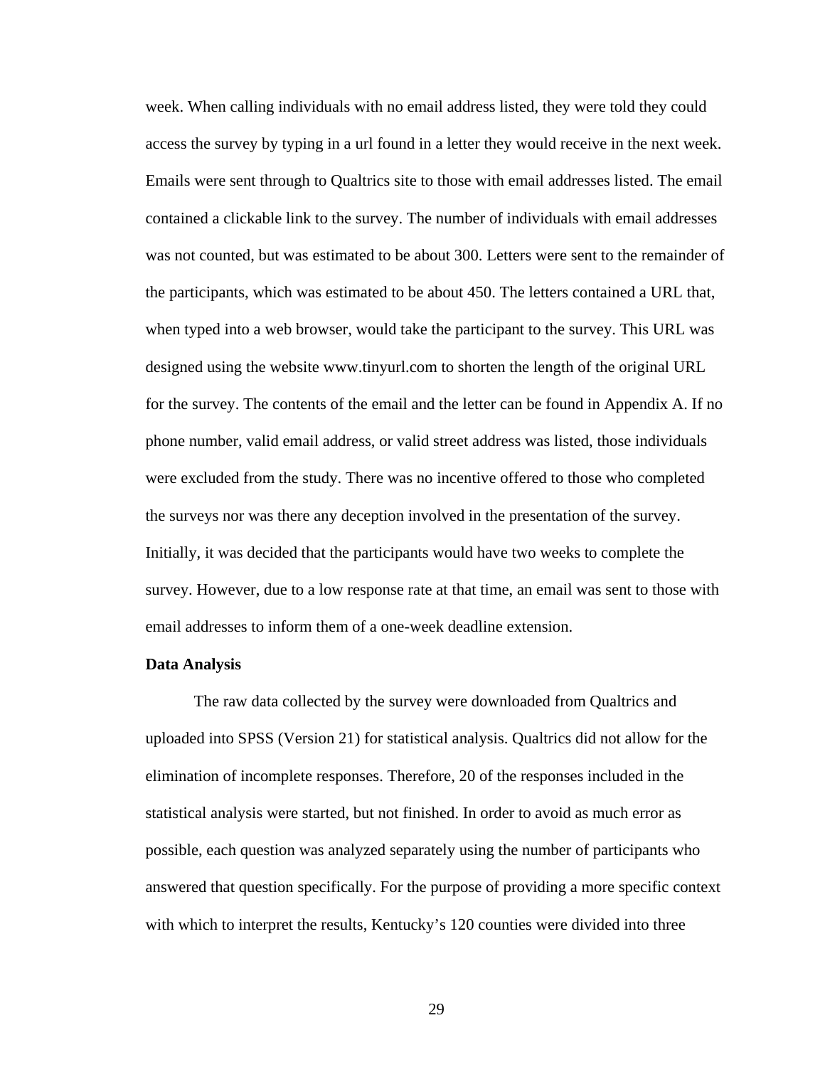week. When calling individuals with no email address listed, they were told they could access the survey by typing in a url found in a letter they would receive in the next week. Emails were sent through to Qualtrics site to those with email addresses listed. The email contained a clickable link to the survey. The number of individuals with email addresses was not counted, but was estimated to be about 300. Letters were sent to the remainder of the participants, which was estimated to be about 450. The letters contained a URL that, when typed into a web browser, would take the participant to the survey. This URL was designed using the website www.tinyurl.com to shorten the length of the original URL for the survey. The contents of the email and the letter can be found in Appendix A. If no phone number, valid email address, or valid street address was listed, those individuals were excluded from the study. There was no incentive offered to those who completed the surveys nor was there any deception involved in the presentation of the survey. Initially, it was decided that the participants would have two weeks to complete the survey. However, due to a low response rate at that time, an email was sent to those with email addresses to inform them of a one-week deadline extension.

**Data Analysis**

The raw data collected by the survey were downloaded from Qualtrics and uploaded into SPSS (Version 21) for statistical analysis. Qualtrics did not allow for the elimination of incomplete responses. Therefore, 20 of the responses included in the statistical analysis were started, but not finished. In order to avoid as much error as possible, each question was analyzed separately using the number of participants who answered that question specifically. For the purpose of providing a more specific context with which to interpret the results, Kentucky's 120 counties were divided into three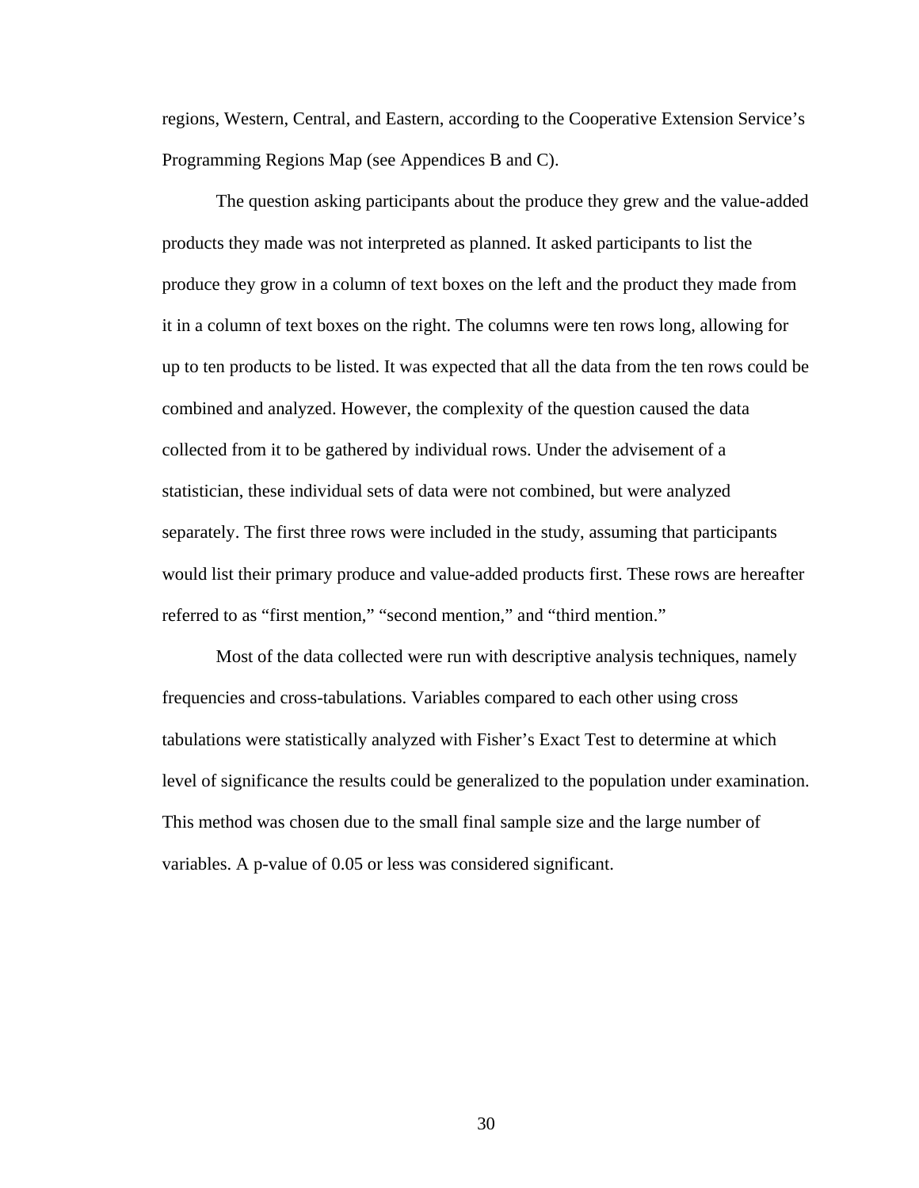regions, Western, Central, and Eastern, according to the Cooperative Extension Service's Programming Regions Map (see Appendices B and C).

The question asking participants about the produce they grew and the value-added products they made was not interpreted as planned. It asked participants to list the produce they grow in a column of text boxes on the left and the product they made from it in a column of text boxes on the right. The columns were ten rows long, allowing for up to ten products to be listed. It was expected that all the data from the ten rows could be combined and analyzed. However, the complexity of the question caused the data collected from it to be gathered by individual rows. Under the advisement of a statistician, these individual sets of data were not combined, but were analyzed separately. The first three rows were included in the study, assuming that participants would list their primary produce and value-added products first. These rows are hereafter referred to as "first mention," "second mention," and "third mention."

Most of the data collected were run with descriptive analysis techniques, namely frequencies and cross-tabulations. Variables compared to each other using cross tabulations were statistically analyzed with Fisher's Exact Test to determine at which level of significance the results could be generalized to the population under examination. This method was chosen due to the small final sample size and the large number of variables. A p-value of 0.05 or less was considered significant.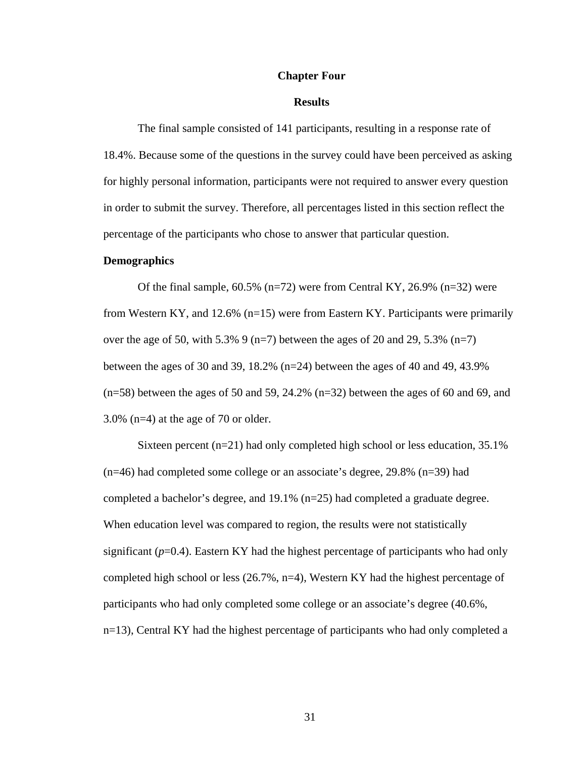# Chapter Four

## Results

The final sample consisted of 141 participants, resulting in a response rate of 18.4%. Because some of the questions in the survey could have been perceived as asking for highly personal information, participants were not required to answer every question in order to submit the survey. Therefore, all percentages listed in this section reflect the percentage of the participants who chose to answer that particular question.

### Demographics

Of the final sample, 60.5% (n=72) were from Central KY, 26.9% (n=32) were from Western KY, and 12.6% (n=15) were from Eastern KY. Participants were primarily over the age of 50, with 5.3% 9 (n=7) between the ages of 20 and 29, 5.3% (n=7) between the ages of 30 and 39, 18.2% (n=24) between the ages of 40 and 49, 43.9% (n=58) between the ages of 50 and 59, 24.2% (n=32) between the ages of 60 and 69, and 3.0% (n=4) at the age of 70 or older.

Sixteen percent (n=21) had only completed high school or less education, 35.1% (n=46) had completed some college or an associate's degree, 29.8% (n=39) had completed a bachelor's degree, and 19.1% (n=25) had completed a graduate degree. When education level was compared to region, the results were not statistically significant ($p$=0.4). Eastern KY had the highest percentage of participants who had only completed high school or less (26.7%, n=4), Western KY had the highest percentage of participants who had only completed some college or an associate's degree (40.6%, n=13), Central KY had the highest percentage of participants who had only completed a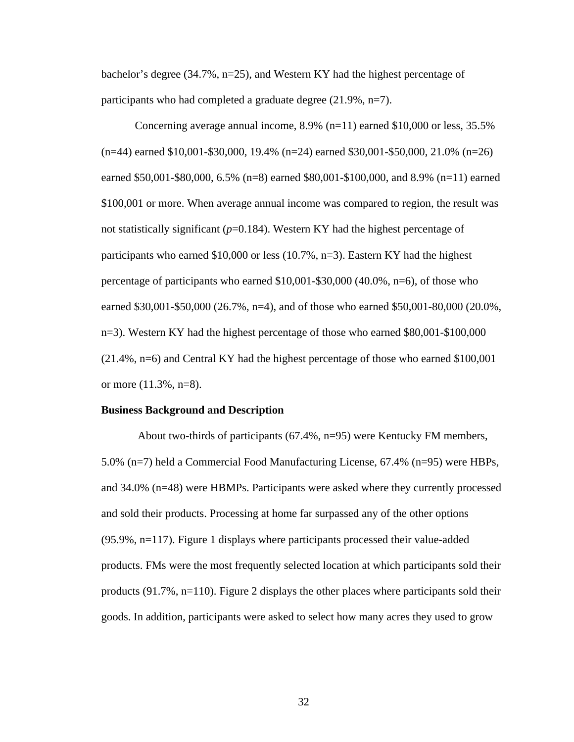bachelor's degree (34.7%, n=25), and Western KY had the highest percentage of participants who had completed a graduate degree (21.9%, n=7).

Concerning average annual income, 8.9% (n=11) earned $10,000 or less, 35.5% (n=44) earned $10,001-$30,000, 19.4% (n=24) earned $30,001-$50,000, 21.0% (n=26) earned $50,001-$80,000, 6.5% (n=8) earned $80,001-$100,000, and 8.9% (n=11) earned $100,001 or more. When average annual income was compared to region, the result was not statistically significant ($p=0.184$). Western KY had the highest percentage of participants who earned $10,000 or less (10.7%, n=3). Eastern KY had the highest percentage of participants who earned $10,001-$30,000 (40.0%, n=6), of those who earned $30,001-$50,000 (26.7%, n=4), and of those who earned $50,001-80,000 (20.0%, n=3). Western KY had the highest percentage of those who earned $80,001-$100,000 (21.4%, n=6) and Central KY had the highest percentage of those who earned $100,001 or more (11.3%, n=8).

**Business Background and Description**

About two-thirds of participants (67.4%, n=95) were Kentucky FM members, 5.0% (n=7) held a Commercial Food Manufacturing License, 67.4% (n=95) were HBPs, and 34.0% (n=48) were HBMPs. Participants were asked where they currently processed and sold their products. Processing at home far surpassed any of the other options (95.9%, n=117). Figure 1 displays where participants processed their value-added products. FMs were the most frequently selected location at which participants sold their products (91.7%, n=110). Figure 2 displays the other places where participants sold their goods. In addition, participants were asked to select how many acres they used to grow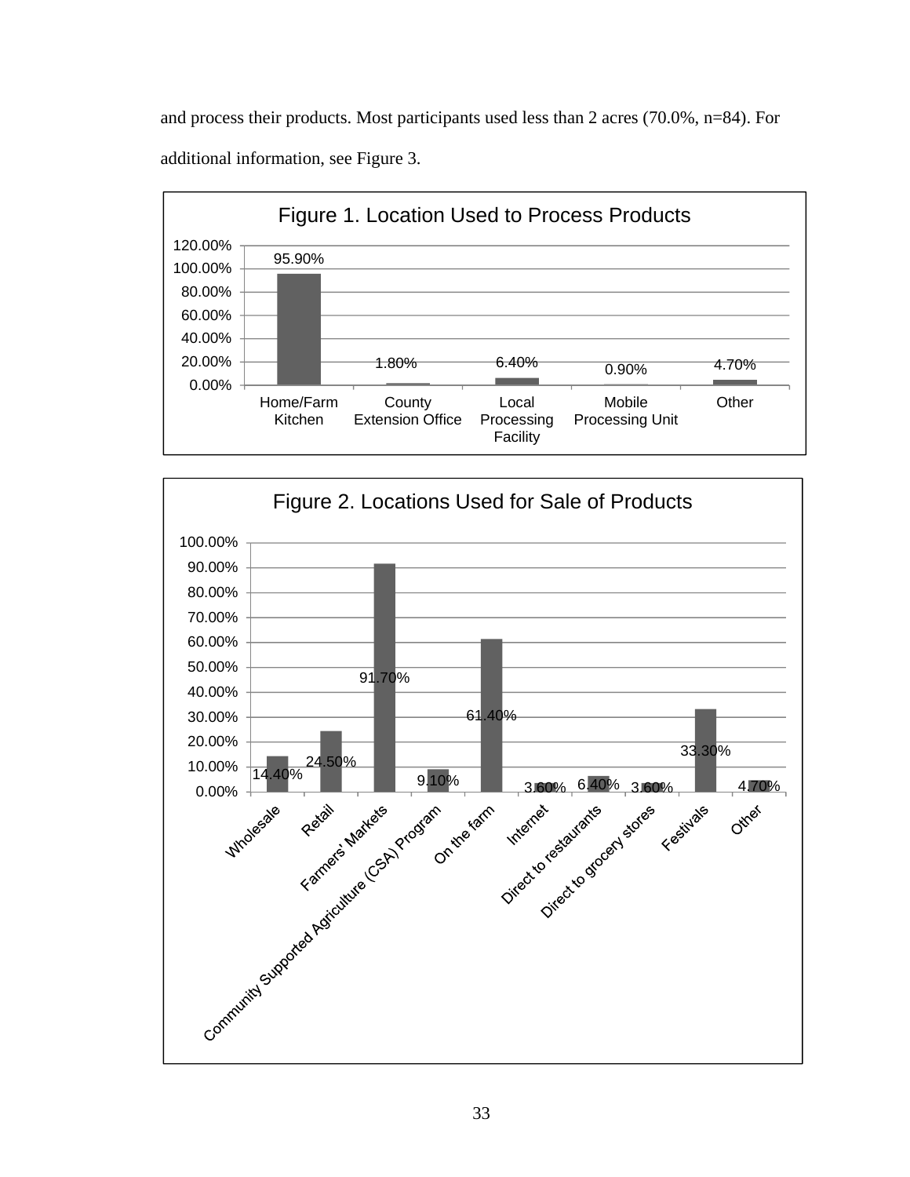and process their products. Most participants used less than 2 acres (70.0%, n=84). For additional information, see Figure 3.

Figure 1. Location Used to Process Products

| Location | Percent |
|---|---|
| Home/Farm Kitchen | 95.90% |
| County Extension Office | 1.80% |
| Local Processing Facility | 6.40% |
| Mobile Processing Unit | 0.90% |
| Other | 4.70% |

Figure 2. Locations Used for Sale of Products

| Location | Percent |
|---|---|
| Wholesale | 14.40% |
| Retail | 24.50% |
| Farmers' Markets | 91.70% |
| Community Supported Agriculture (CSA) Program | 9.10% |
| On the farm | 61.40% |
| Internet | 3.60% |
| Direct to restaurants | 6.40% |
| Direct to grocery stores | 3.60% |
| Festivals | 33.30% |
| Other | 4.70% |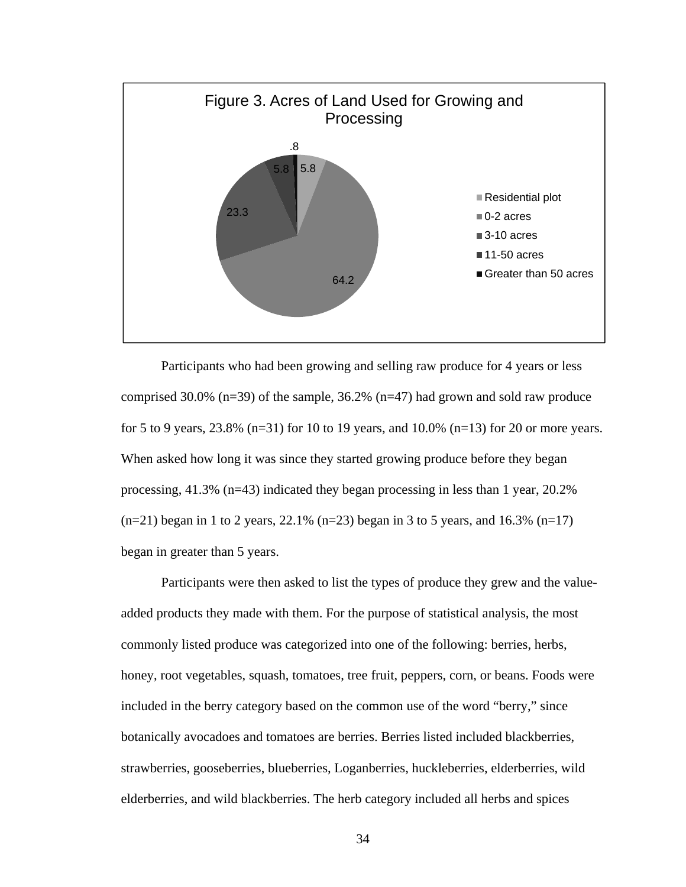Figure 3. Acres of Land Used for Growing and Processing

| Category | Percent |
|---|---|
| Residential plot | 5.8 |
| 0-2 acres | 64.2 |
| 3-10 acres | 23.3 |
| 11-50 acres | 5.8 |
| Greater than 50 acres | .8 |

Participants who had been growing and selling raw produce for 4 years or less comprised 30.0% (n=39) of the sample, 36.2% (n=47) had grown and sold raw produce for 5 to 9 years, 23.8% (n=31) for 10 to 19 years, and 10.0% (n=13) for 20 or more years. When asked how long it was since they started growing produce before they began processing, 41.3% (n=43) indicated they began processing in less than 1 year, 20.2% (n=21) began in 1 to 2 years, 22.1% (n=23) began in 3 to 5 years, and 16.3% (n=17) began in greater than 5 years.

Participants were then asked to list the types of produce they grew and the value-added products they made with them. For the purpose of statistical analysis, the most commonly listed produce was categorized into one of the following: berries, herbs, honey, root vegetables, squash, tomatoes, tree fruit, peppers, corn, or beans. Foods were included in the berry category based on the common use of the word "berry," since botanically avocadoes and tomatoes are berries. Berries listed included blackberries, strawberries, gooseberries, blueberries, Loganberries, huckleberries, elderberries, wild elderberries, and wild blackberries. The herb category included all herbs and spices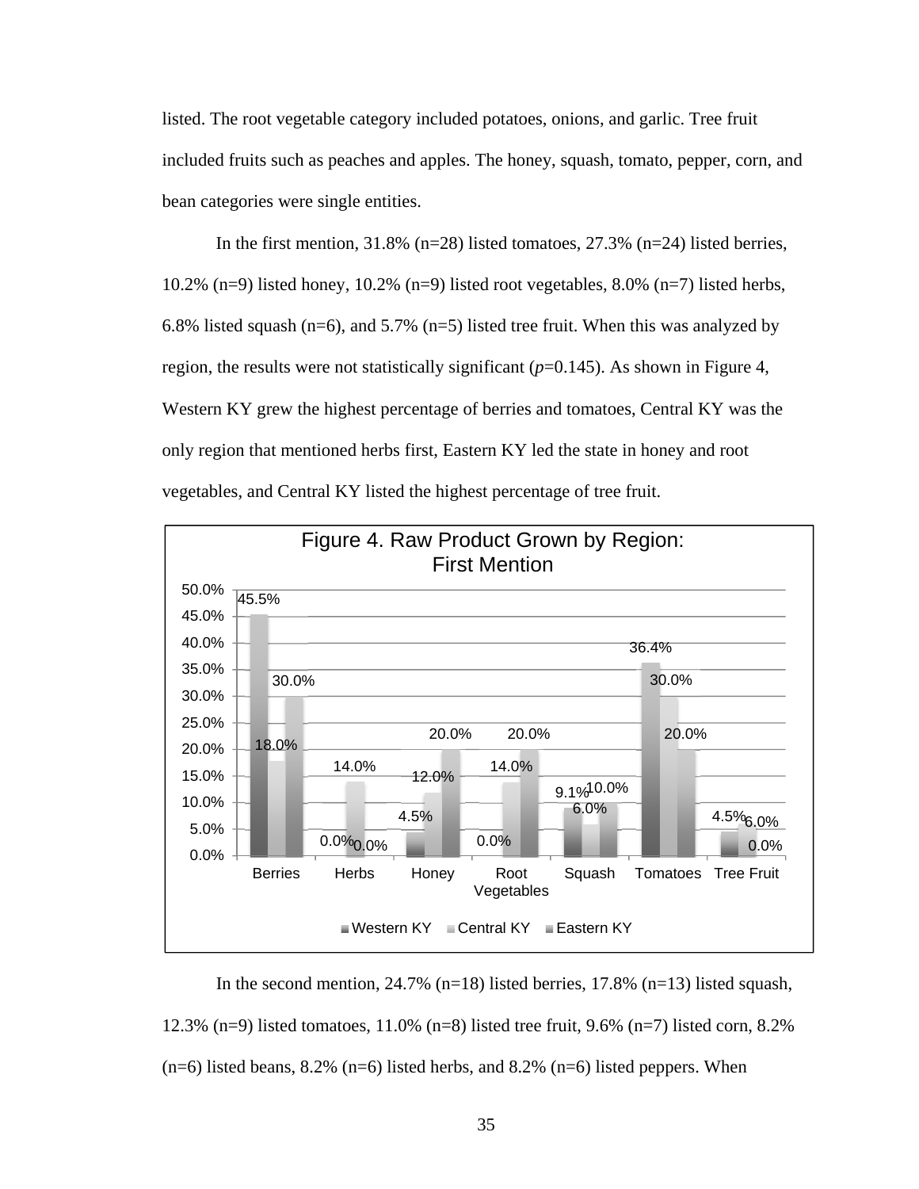listed. The root vegetable category included potatoes, onions, and garlic. Tree fruit included fruits such as peaches and apples. The honey, squash, tomato, pepper, corn, and bean categories were single entities.

In the first mention, 31.8% (n=28) listed tomatoes, 27.3% (n=24) listed berries, 10.2% (n=9) listed honey, 10.2% (n=9) listed root vegetables, 8.0% (n=7) listed herbs, 6.8% listed squash (n=6), and 5.7% (n=5) listed tree fruit. When this was analyzed by region, the results were not statistically significant ($p$=0.145). As shown in Figure 4, Western KY grew the highest percentage of berries and tomatoes, Central KY was the only region that mentioned herbs first, Eastern KY led the state in honey and root vegetables, and Central KY listed the highest percentage of tree fruit.

Figure 4. Raw Product Grown by Region: First Mention

| | Western KY | Central KY | Eastern KY |
|---|---|---|---|
| Berries | 45.5% | 18.0% | 30.0% |
| Herbs | 0.0% | 14.0% | 0.0% |
| Honey | 4.5% | 12.0% | 20.0% |
| Root Vegetables | 0.0% | 14.0% | 20.0% |
| Squash | 9.1% | 6.0% | 10.0% |
| Tomatoes | 36.4% | 30.0% | 20.0% |
| Tree Fruit | 4.5% | 6.0% | 0.0% |

In the second mention, 24.7% (n=18) listed berries, 17.8% (n=13) listed squash, 12.3% (n=9) listed tomatoes, 11.0% (n=8) listed tree fruit, 9.6% (n=7) listed corn, 8.2% (n=6) listed beans, 8.2% (n=6) listed herbs, and 8.2% (n=6) listed peppers. When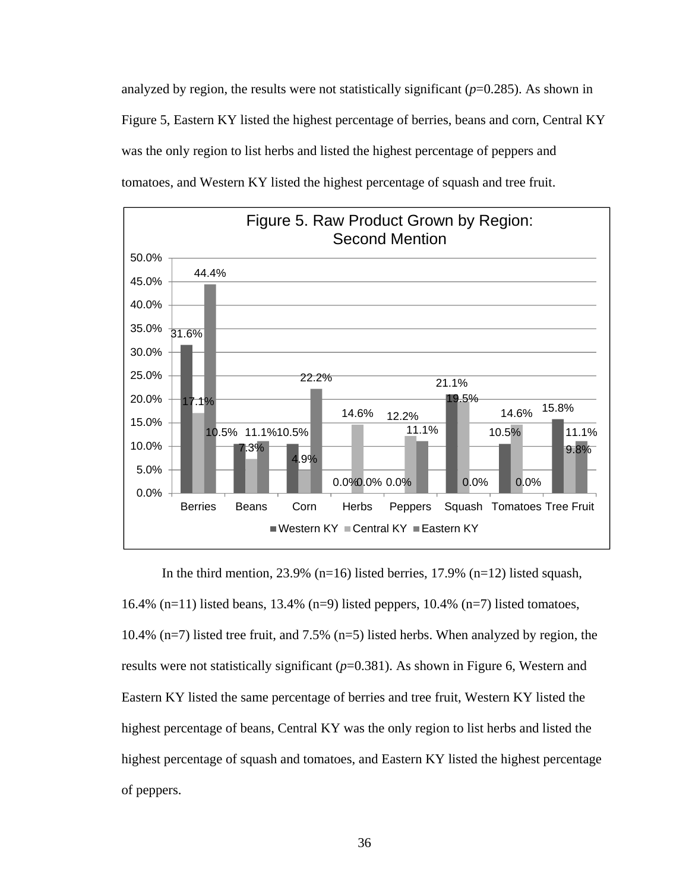analyzed by region, the results were not statistically significant ($p$=0.285). As shown in Figure 5, Eastern KY listed the highest percentage of berries, beans and corn, Central KY was the only region to list herbs and listed the highest percentage of peppers and tomatoes, and Western KY listed the highest percentage of squash and tree fruit.

**Figure 5. Raw Product Grown by Region: Second Mention**

| | Berries | Beans | Corn | Herbs | Peppers | Squash | Tomatoes | Tree Fruit |
|---|---|---|---|---|---|---|---|---|
| Western KY | 31.6% | 10.5% | 10.5% | 0.0% | 0.0% | 21.1% | 10.5% | 15.8% |
| Central KY | 17.1% | 7.3% | 4.9% | 14.6% | 12.2% | 19.5% | 14.6% | 9.8% |
| Eastern KY | 44.4% | 11.1% | 22.2% | 0.0% | 11.1% | 0.0% | 0.0% | 11.1% |

In the third mention, 23.9% (n=16) listed berries, 17.9% (n=12) listed squash, 16.4% (n=11) listed beans, 13.4% (n=9) listed peppers, 10.4% (n=7) listed tomatoes, 10.4% (n=7) listed tree fruit, and 7.5% (n=5) listed herbs. When analyzed by region, the results were not statistically significant ($p$=0.381). As shown in Figure 6, Western and Eastern KY listed the same percentage of berries and tree fruit, Western KY listed the highest percentage of beans, Central KY was the only region to list herbs and listed the highest percentage of squash and tomatoes, and Eastern KY listed the highest percentage of peppers.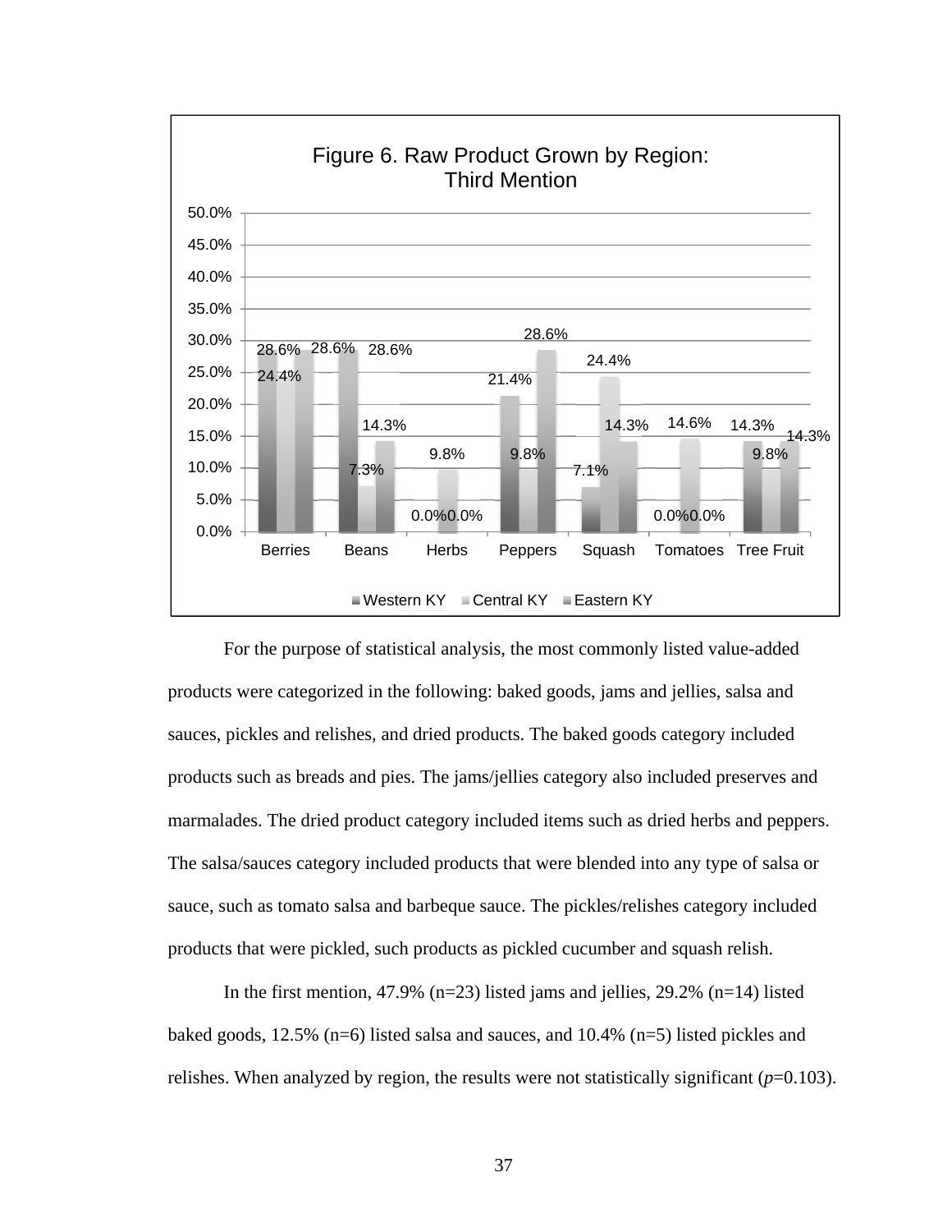**Figure 6. Raw Product Grown by Region: Third Mention**

| | Western KY | Central KY | Eastern KY |
|---|---|---|---|
| Berries | 28.6% | 24.4% | 28.6% |
| Beans | 28.6% | 7.3% | 14.3% |
| Herbs | 0.0% | 9.8% | 0.0% |
| Peppers | 21.4% | 9.8% | 28.6% |
| Squash | 7.1% | 24.4% | 14.3% |
| Tomatoes | 0.0% | 14.6% | 0.0% |
| Tree Fruit | 14.3% | 9.8% | 14.3% |

For the purpose of statistical analysis, the most commonly listed value-added products were categorized in the following: baked goods, jams and jellies, salsa and sauces, pickles and relishes, and dried products. The baked goods category included products such as breads and pies. The jams/jellies category also included preserves and marmalades. The dried product category included items such as dried herbs and peppers. The salsa/sauces category included products that were blended into any type of salsa or sauce, such as tomato salsa and barbeque sauce. The pickles/relishes category included products that were pickled, such products as pickled cucumber and squash relish.

In the first mention, 47.9% (n=23) listed jams and jellies, 29.2% (n=14) listed baked goods, 12.5% (n=6) listed salsa and sauces, and 10.4% (n=5) listed pickles and relishes. When analyzed by region, the results were not statistically significant ($p$=0.103).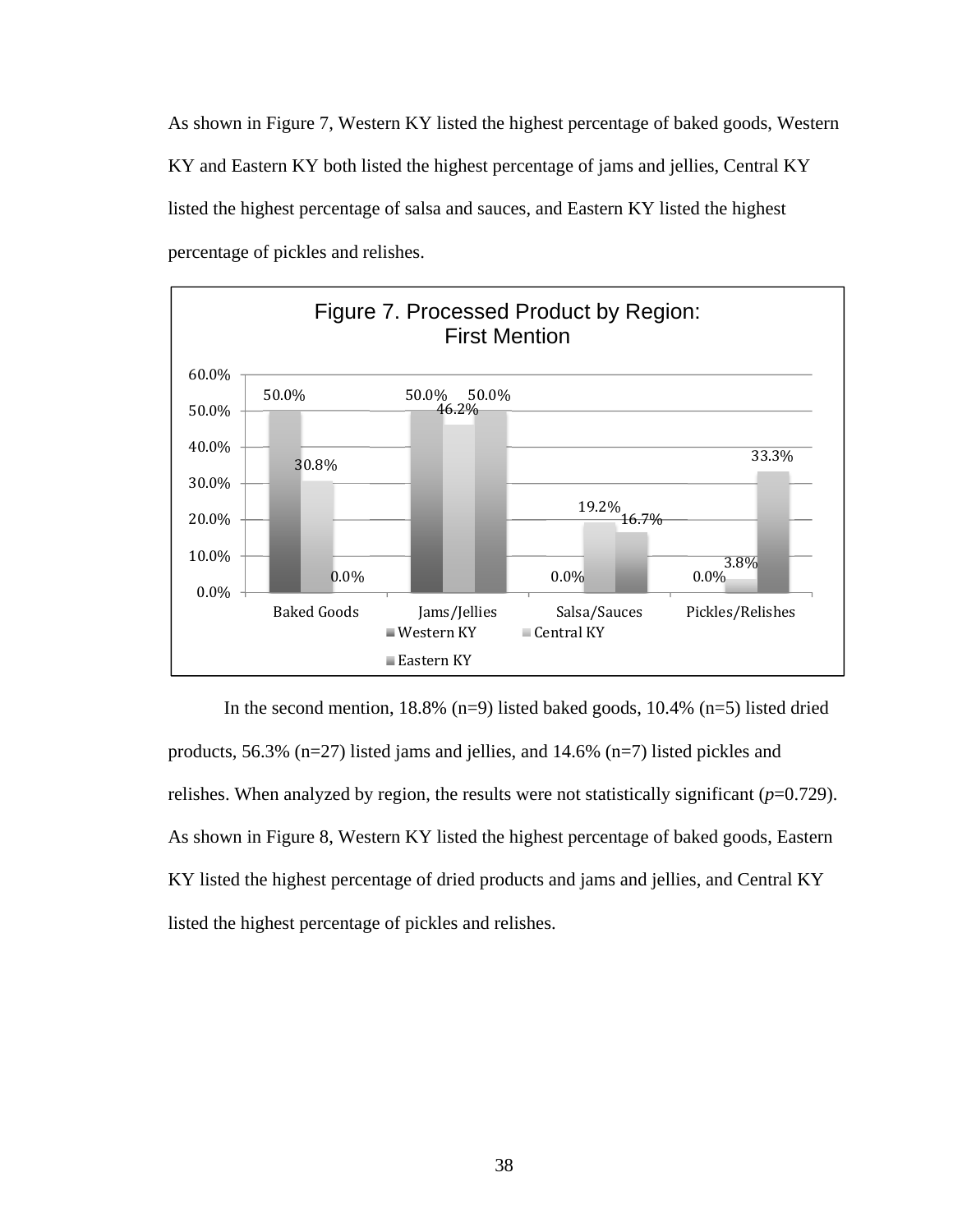As shown in Figure 7, Western KY listed the highest percentage of baked goods, Western KY and Eastern KY both listed the highest percentage of jams and jellies, Central KY listed the highest percentage of salsa and sauces, and Eastern KY listed the highest percentage of pickles and relishes.

Figure 7. Processed Product by Region: First Mention

| | Western KY | Central KY | Eastern KY |
|---|---|---|---|
| Baked Goods | 50.0% | 30.8% | 0.0% |
| Jams/Jellies | 50.0% | 46.2% | 50.0% |
| Salsa/Sauces | 0.0% | 19.2% | 16.7% |
| Pickles/Relishes | 0.0% | 3.8% | 33.3% |

In the second mention, 18.8% (n=9) listed baked goods, 10.4% (n=5) listed dried products, 56.3% (n=27) listed jams and jellies, and 14.6% (n=7) listed pickles and relishes. When analyzed by region, the results were not statistically significant ($p$=0.729). As shown in Figure 8, Western KY listed the highest percentage of baked goods, Eastern KY listed the highest percentage of dried products and jams and jellies, and Central KY listed the highest percentage of pickles and relishes.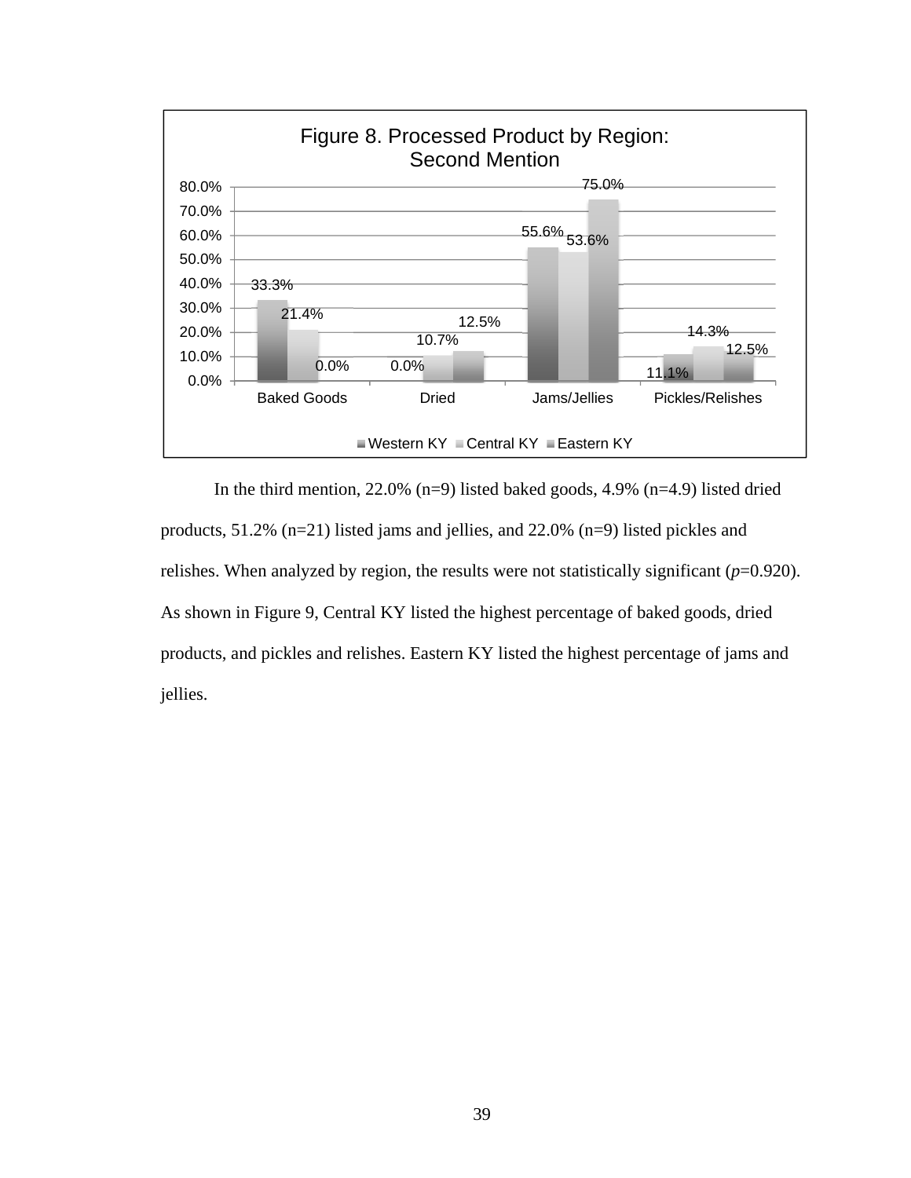**Figure 8. Processed Product by Region: Second Mention**

| | Western KY | Central KY | Eastern KY |
|---|---|---|---|
| Baked Goods | 33.3% | 21.4% | 0.0% |
| Dried | 0.0% | 10.7% | 12.5% |
| Jams/Jellies | 55.6% | 53.6% | 75.0% |
| Pickles/Relishes | 11.1% | 14.3% | 12.5% |

In the third mention, 22.0% (n=9) listed baked goods, 4.9% (n=4.9) listed dried products, 51.2% (n=21) listed jams and jellies, and 22.0% (n=9) listed pickles and relishes. When analyzed by region, the results were not statistically significant ($p$=0.920). As shown in Figure 9, Central KY listed the highest percentage of baked goods, dried products, and pickles and relishes. Eastern KY listed the highest percentage of jams and jellies.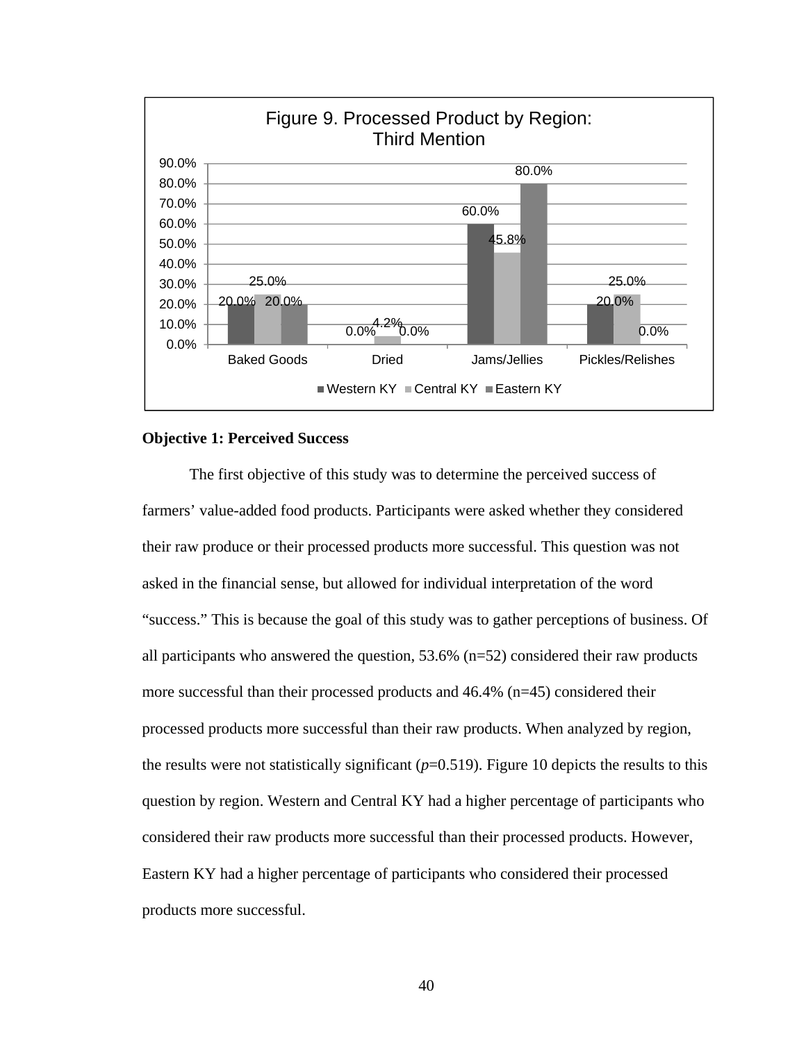Figure 9. Processed Product by Region: Third Mention

| | Western KY | Central KY | Eastern KY |
|---|---|---|---|
| Baked Goods | 20.0% | 25.0% | 20.0% |
| Dried | 0.0% | 4.2% | 0.0% |
| Jams/Jellies | 60.0% | 45.8% | 80.0% |
| Pickles/Relishes | 20.0% | 25.0% | 0.0% |

**Objective 1: Perceived Success**

The first objective of this study was to determine the perceived success of farmers' value-added food products. Participants were asked whether they considered their raw produce or their processed products more successful. This question was not asked in the financial sense, but allowed for individual interpretation of the word "success." This is because the goal of this study was to gather perceptions of business. Of all participants who answered the question, 53.6% (n=52) considered their raw products more successful than their processed products and 46.4% (n=45) considered their processed products more successful than their raw products. When analyzed by region, the results were not statistically significant ($p$=0.519). Figure 10 depicts the results to this question by region. Western and Central KY had a higher percentage of participants who considered their raw products more successful than their processed products. However, Eastern KY had a higher percentage of participants who considered their processed products more successful.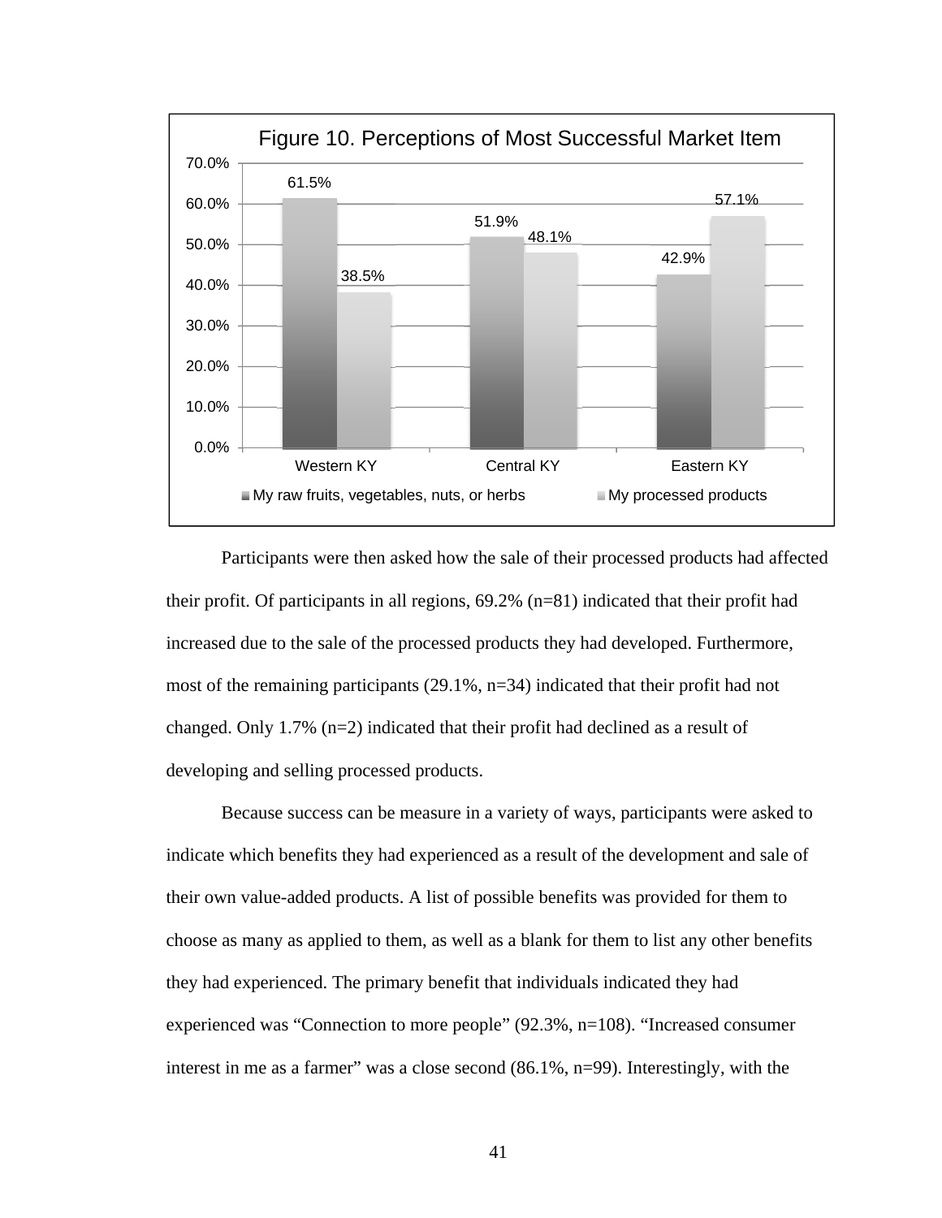Figure 10. Perceptions of Most Successful Market Item

| Region | My raw fruits, vegetables, nuts, or herbs | My processed products |
|---|---|---|
| Western KY | 61.5% | 38.5% |
| Central KY | 51.9% | 48.1% |
| Eastern KY | 42.9% | 57.1% |

Participants were then asked how the sale of their processed products had affected their profit. Of participants in all regions, 69.2% (n=81) indicated that their profit had increased due to the sale of the processed products they had developed. Furthermore, most of the remaining participants (29.1%, n=34) indicated that their profit had not changed. Only 1.7% (n=2) indicated that their profit had declined as a result of developing and selling processed products.

Because success can be measure in a variety of ways, participants were asked to indicate which benefits they had experienced as a result of the development and sale of their own value-added products. A list of possible benefits was provided for them to choose as many as applied to them, as well as a blank for them to list any other benefits they had experienced. The primary benefit that individuals indicated they had experienced was "Connection to more people" (92.3%, n=108). "Increased consumer interest in me as a farmer" was a close second (86.1%, n=99). Interestingly, with the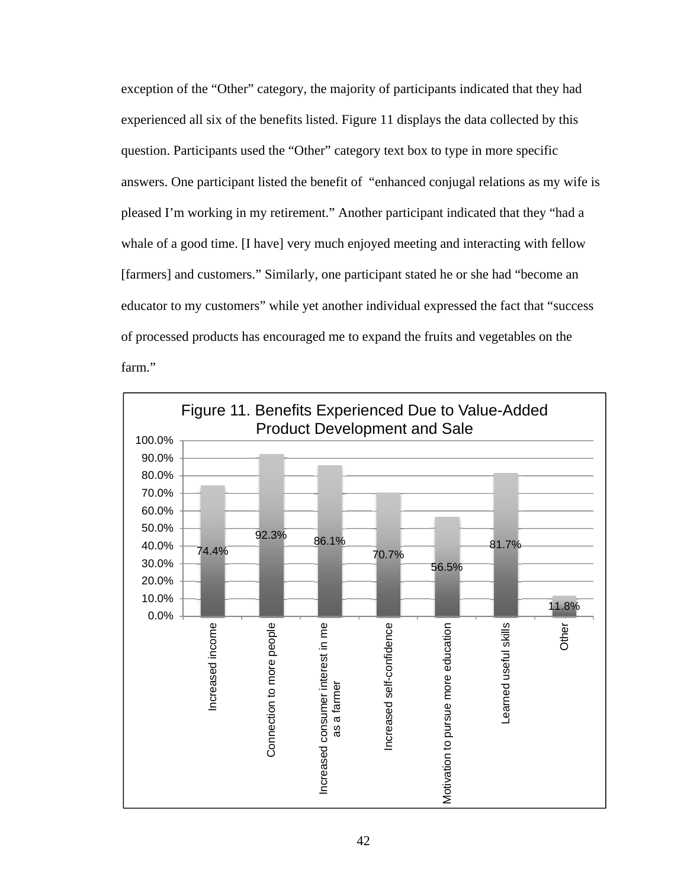exception of the “Other” category, the majority of participants indicated that they had experienced all six of the benefits listed. Figure 11 displays the data collected by this question. Participants used the “Other” category text box to type in more specific answers. One participant listed the benefit of “enhanced conjugal relations as my wife is pleased I’m working in my retirement.” Another participant indicated that they “had a whale of a good time. [I have] very much enjoyed meeting and interacting with fellow [farmers] and customers.” Similarly, one participant stated he or she had “become an educator to my customers” while yet another individual expressed the fact that “success of processed products has encouraged me to expand the fruits and vegetables on the farm.”

Figure 11. Benefits Experienced Due to Value-Added Product Development and Sale

| Benefit | Percentage |
|---|---|
| Increased income | 74.4% |
| Connection to more people | 92.3% |
| Increased consumer interest in me as a farmer | 86.1% |
| Increased self-confidence | 70.7% |
| Motivation to pursue more education | 56.5% |
| Learned useful skills | 81.7% |
| Other | 11.8% |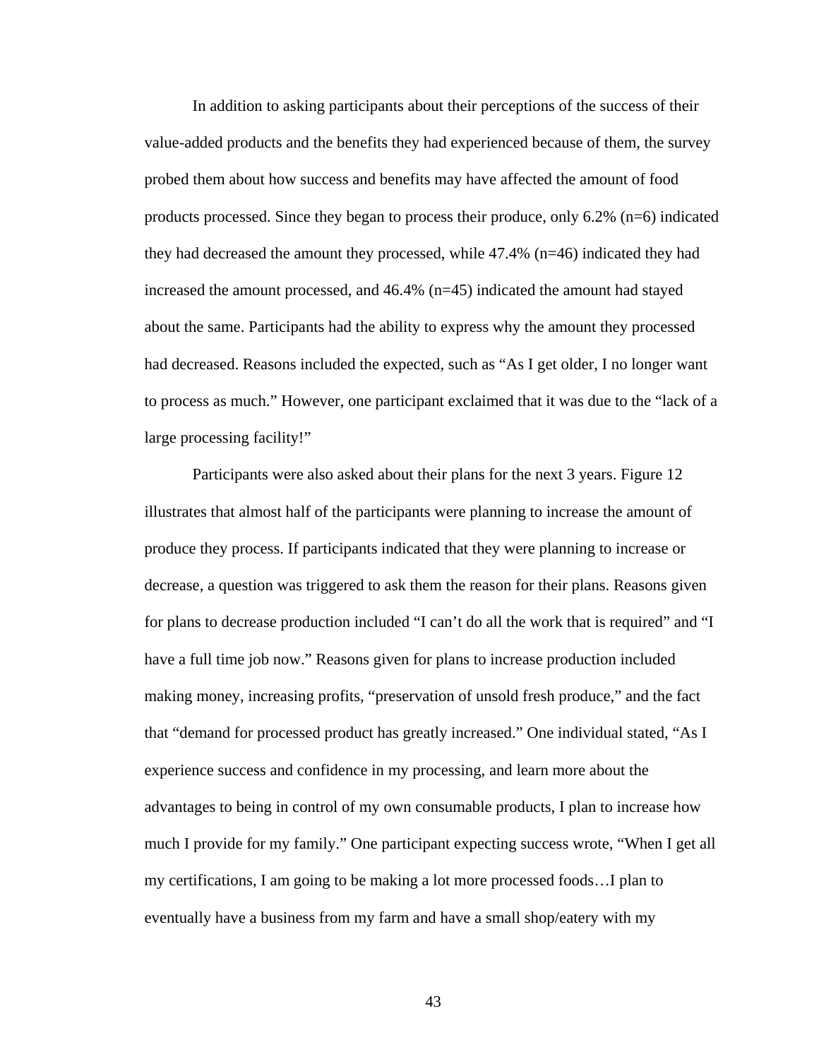In addition to asking participants about their perceptions of the success of their value-added products and the benefits they had experienced because of them, the survey probed them about how success and benefits may have affected the amount of food products processed. Since they began to process their produce, only 6.2% (n=6) indicated they had decreased the amount they processed, while 47.4% (n=46) indicated they had increased the amount processed, and 46.4% (n=45) indicated the amount had stayed about the same. Participants had the ability to express why the amount they processed had decreased. Reasons included the expected, such as "As I get older, I no longer want to process as much." However, one participant exclaimed that it was due to the "lack of a large processing facility!"

Participants were also asked about their plans for the next 3 years. Figure 12 illustrates that almost half of the participants were planning to increase the amount of produce they process. If participants indicated that they were planning to increase or decrease, a question was triggered to ask them the reason for their plans. Reasons given for plans to decrease production included "I can't do all the work that is required" and "I have a full time job now." Reasons given for plans to increase production included making money, increasing profits, "preservation of unsold fresh produce," and the fact that "demand for processed product has greatly increased." One individual stated, "As I experience success and confidence in my processing, and learn more about the advantages to being in control of my own consumable products, I plan to increase how much I provide for my family." One participant expecting success wrote, "When I get all my certifications, I am going to be making a lot more processed foods…I plan to eventually have a business from my farm and have a small shop/eatery with my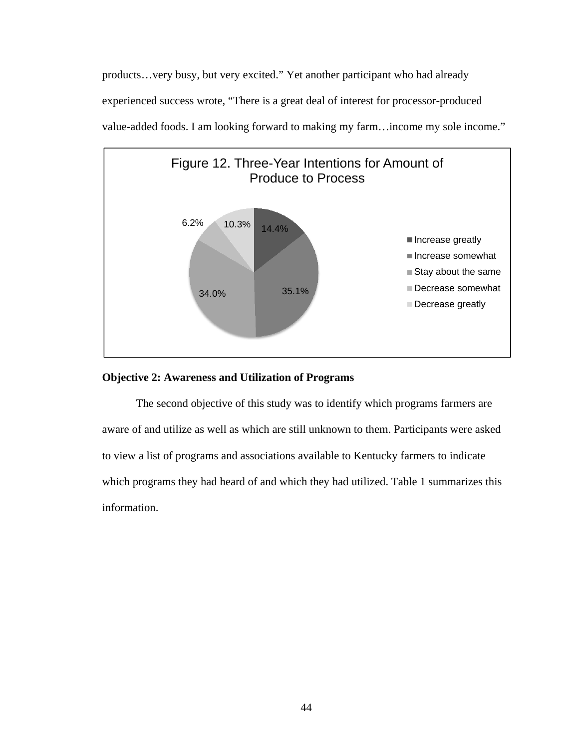products…very busy, but very excited.” Yet another participant who had already experienced success wrote, “There is a great deal of interest for processor-produced value-added foods. I am looking forward to making my farm…income my sole income.”

Figure 12. Three-Year Intentions for Amount of Produce to Process

| Response | Percent |
|---|---|
| Increase greatly | 14.4% |
| Increase somewhat | 35.1% |
| Stay about the same | 34.0% |
| Decrease somewhat | 6.2% |
| Decrease greatly | 10.3% |

**Objective 2: Awareness and Utilization of Programs**

The second objective of this study was to identify which programs farmers are aware of and utilize as well as which are still unknown to them. Participants were asked to view a list of programs and associations available to Kentucky farmers to indicate which programs they had heard of and which they had utilized. Table 1 summarizes this information.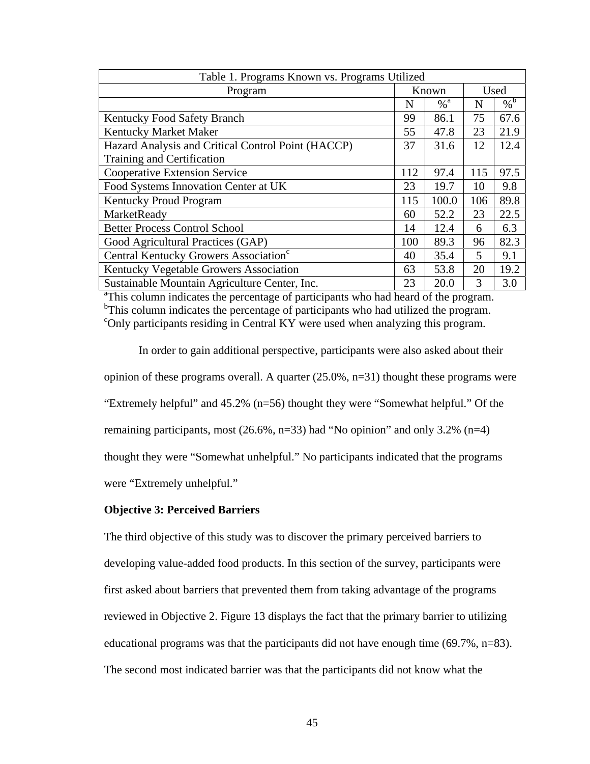| Table 1. Programs Known vs. Programs Utilized | | | | |
|---|---|---|---|---|
| Program | Known | | Used | |
| | N | %[a] | N | %[b] |
| Kentucky Food Safety Branch | 99 | 86.1 | 75 | 67.6 |
| Kentucky Market Maker | 55 | 47.8 | 23 | 21.9 |
| Hazard Analysis and Critical Control Point (HACCP) Training and Certification | 37 | 31.6 | 12 | 12.4 |
| Cooperative Extension Service | 112 | 97.4 | 115 | 97.5 |
| Food Systems Innovation Center at UK | 23 | 19.7 | 10 | 9.8 |
| Kentucky Proud Program | 115 | 100.0 | 106 | 89.8 |
| MarketReady | 60 | 52.2 | 23 | 22.5 |
| Better Process Control School | 14 | 12.4 | 6 | 6.3 |
| Good Agricultural Practices (GAP) | 100 | 89.3 | 96 | 82.3 |
| Central Kentucky Growers Association[c] | 40 | 35.4 | 5 | 9.1 |
| Kentucky Vegetable Growers Association | 63 | 53.8 | 20 | 19.2 |
| Sustainable Mountain Agriculture Center, Inc. | 23 | 20.0 | 3 | 3.0 |

[a]This column indicates the percentage of participants who had heard of the program.
[b]This column indicates the percentage of participants who had utilized the program.
[c]Only participants residing in Central KY were used when analyzing this program.

In order to gain additional perspective, participants were also asked about their opinion of these programs overall. A quarter (25.0%, n=31) thought these programs were "Extremely helpful" and 45.2% (n=56) thought they were "Somewhat helpful." Of the remaining participants, most (26.6%, n=33) had "No opinion" and only 3.2% (n=4) thought they were "Somewhat unhelpful." No participants indicated that the programs were "Extremely unhelpful."

**Objective 3: Perceived Barriers**

The third objective of this study was to discover the primary perceived barriers to developing value-added food products. In this section of the survey, participants were first asked about barriers that prevented them from taking advantage of the programs reviewed in Objective 2. Figure 13 displays the fact that the primary barrier to utilizing educational programs was that the participants did not have enough time (69.7%, n=83). The second most indicated barrier was that the participants did not know what the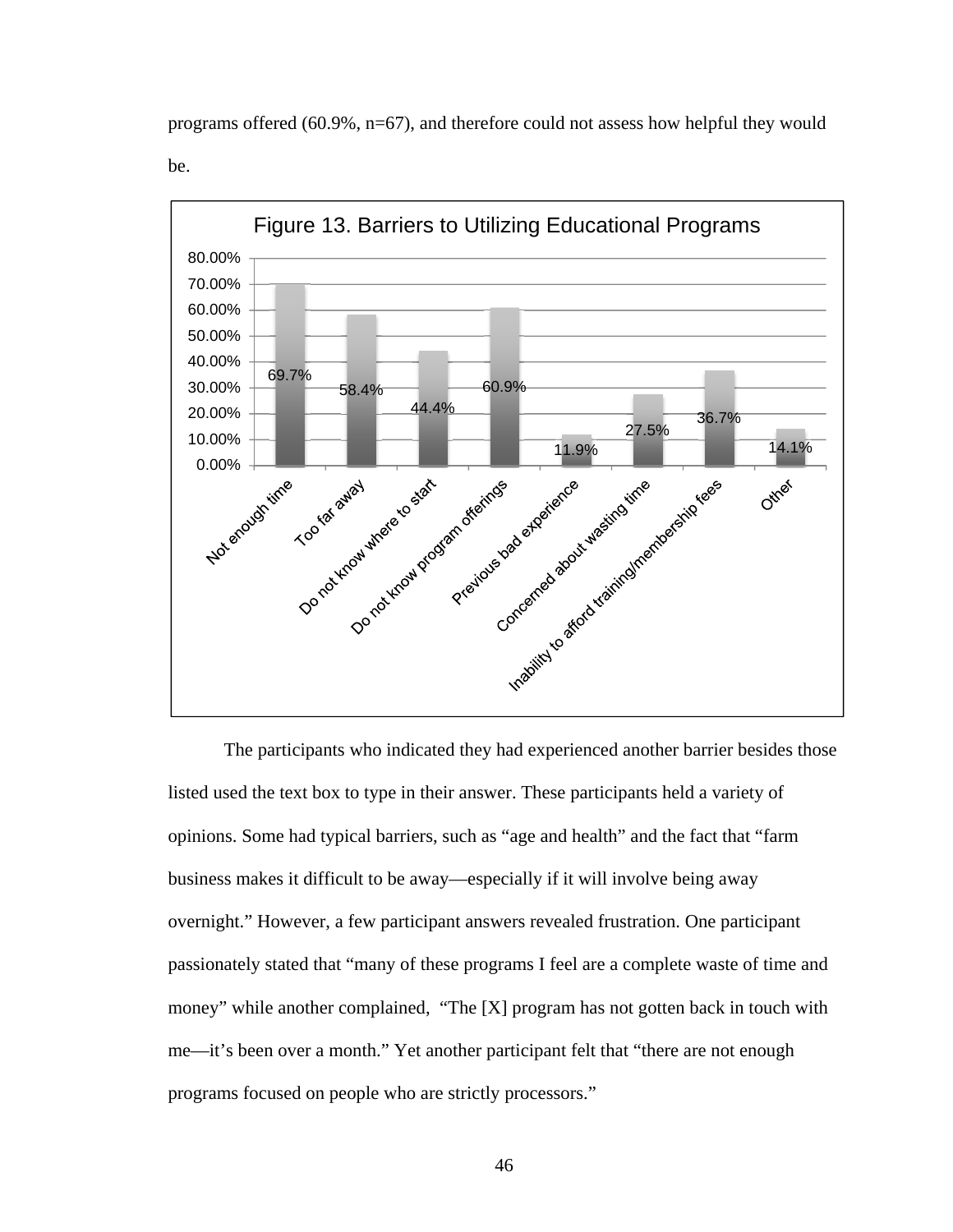programs offered (60.9%, n=67), and therefore could not assess how helpful they would be.

Figure 13. Barriers to Utilizing Educational Programs

| Barrier | Percentage |
| --- | --- |
| Not enough time | 69.7% |
| Too far away | 58.4% |
| Do not know where to start | 44.4% |
| Do not know program offerings | 60.9% |
| Previous bad experience | 11.9% |
| Concerned about wasting time | 27.5% |
| Inability to afford training/membership fees | 36.7% |
| Other | 14.1% |

The participants who indicated they had experienced another barrier besides those listed used the text box to type in their answer. These participants held a variety of opinions. Some had typical barriers, such as "age and health" and the fact that "farm business makes it difficult to be away—especially if it will involve being away overnight." However, a few participant answers revealed frustration. One participant passionately stated that "many of these programs I feel are a complete waste of time and money" while another complained, "The [X] program has not gotten back in touch with me—it's been over a month." Yet another participant felt that "there are not enough programs focused on people who are strictly processors."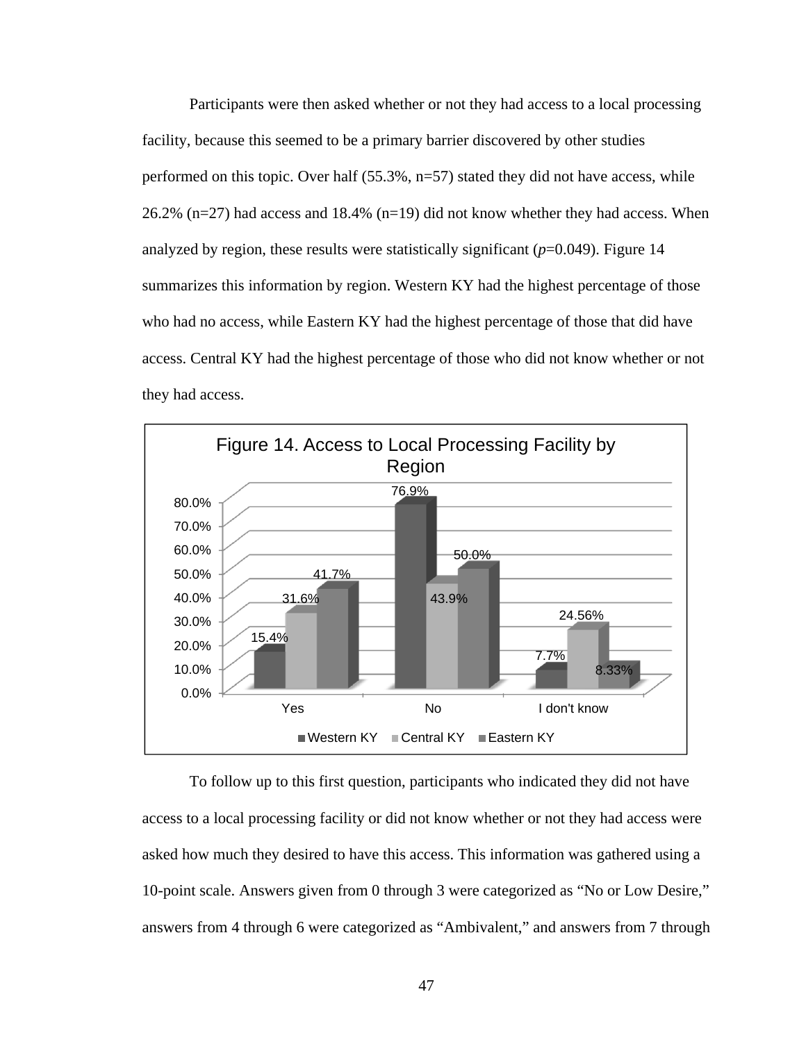Participants were then asked whether or not they had access to a local processing facility, because this seemed to be a primary barrier discovered by other studies performed on this topic. Over half (55.3%, n=57) stated they did not have access, while 26.2% (n=27) had access and 18.4% (n=19) did not know whether they had access. When analyzed by region, these results were statistically significant ($p$=0.049). Figure 14 summarizes this information by region. Western KY had the highest percentage of those who had no access, while Eastern KY had the highest percentage of those that did have access. Central KY had the highest percentage of those who did not know whether or not they had access.

Figure 14. Access to Local Processing Facility by Region

| | Western KY | Central KY | Eastern KY |
|---|---|---|---|
| Yes | 15.4% | 31.6% | 41.7% |
| No | 76.9% | 43.9% | 50.0% |
| I don't know | 7.7% | 24.56% | 8.33% |

To follow up to this first question, participants who indicated they did not have access to a local processing facility or did not know whether or not they had access were asked how much they desired to have this access. This information was gathered using a 10-point scale. Answers given from 0 through 3 were categorized as "No or Low Desire," answers from 4 through 6 were categorized as "Ambivalent," and answers from 7 through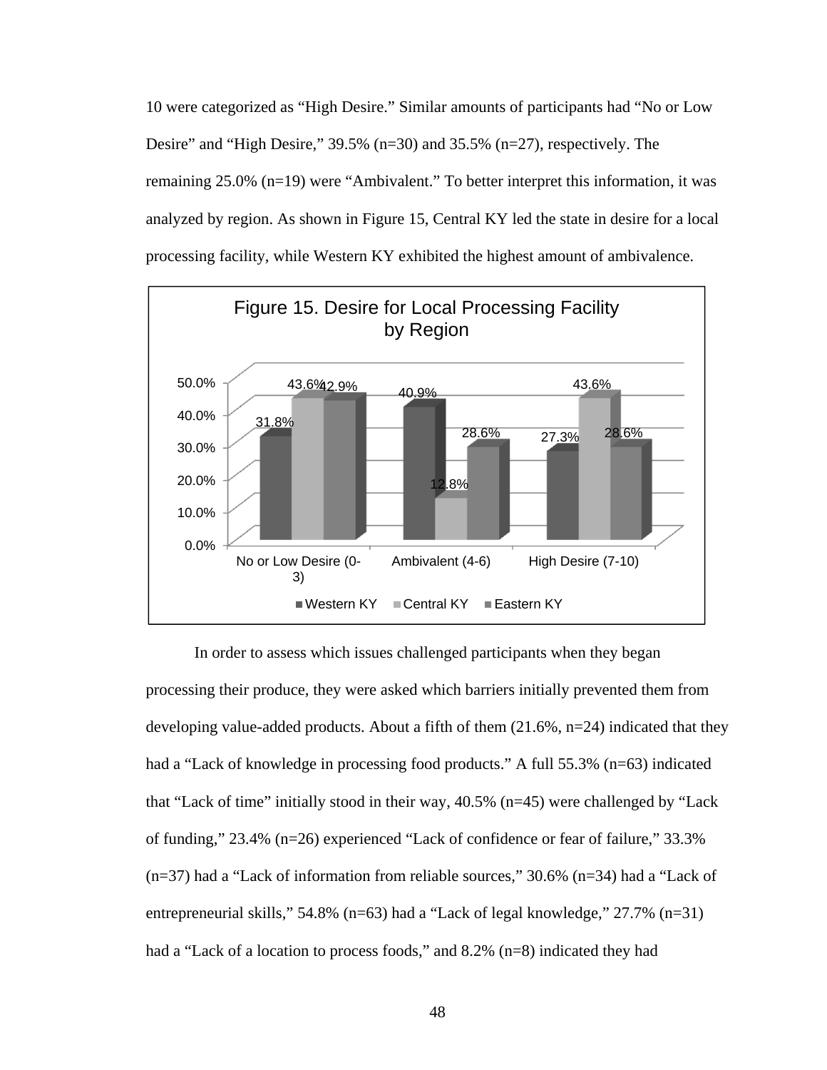10 were categorized as “High Desire.” Similar amounts of participants had “No or Low Desire” and “High Desire,” 39.5% (n=30) and 35.5% (n=27), respectively. The remaining 25.0% (n=19) were “Ambivalent.” To better interpret this information, it was analyzed by region. As shown in Figure 15, Central KY led the state in desire for a local processing facility, while Western KY exhibited the highest amount of ambivalence.

**Figure 15. Desire for Local Processing Facility by Region**

| | Western KY | Central KY | Eastern KY |
|---|---|---|---|
| No or Low Desire (0-3) | 31.8% | 43.6% | 42.9% |
| Ambivalent (4-6) | 40.9% | 12.8% | 28.6% |
| High Desire (7-10) | 27.3% | 43.6% | 28.6% |

In order to assess which issues challenged participants when they began processing their produce, they were asked which barriers initially prevented them from developing value-added products. About a fifth of them (21.6%, n=24) indicated that they had a “Lack of knowledge in processing food products.” A full 55.3% (n=63) indicated that “Lack of time” initially stood in their way, 40.5% (n=45) were challenged by “Lack of funding,” 23.4% (n=26) experienced “Lack of confidence or fear of failure,” 33.3% (n=37) had a “Lack of information from reliable sources,” 30.6% (n=34) had a “Lack of entrepreneurial skills,” 54.8% (n=63) had a “Lack of legal knowledge,” 27.7% (n=31) had a “Lack of a location to process foods,” and 8.2% (n=8) indicated they had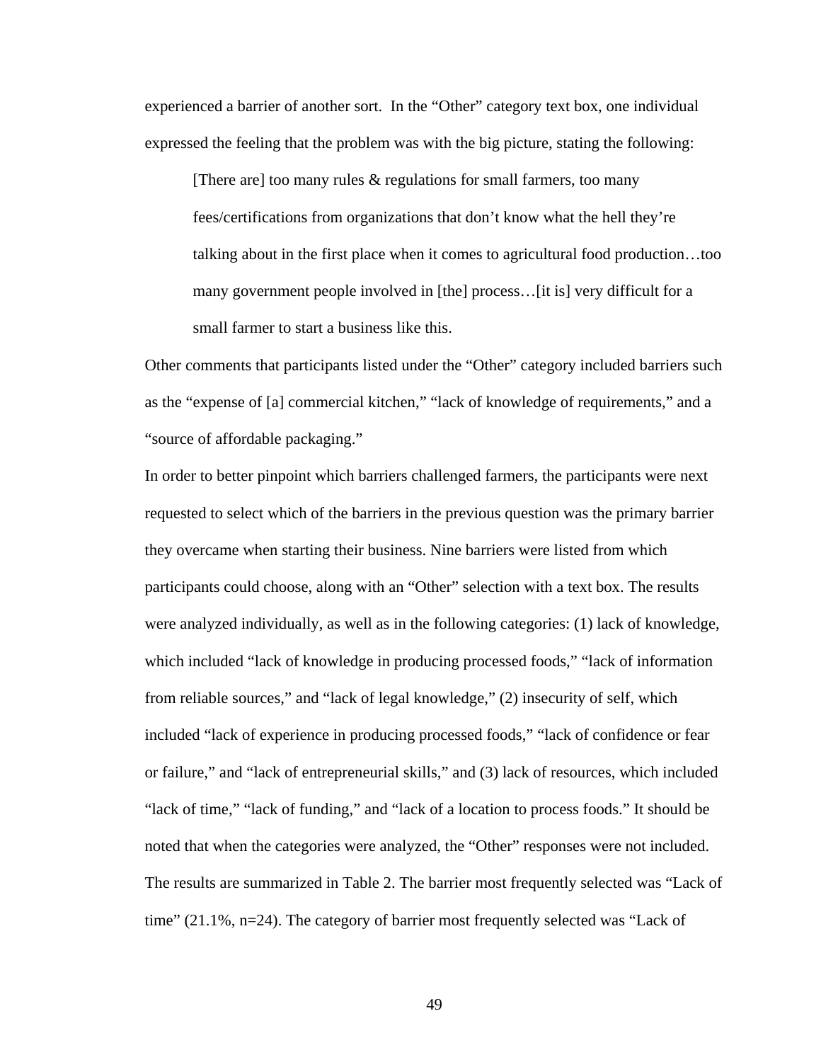experienced a barrier of another sort. In the "Other" category text box, one individual expressed the feeling that the problem was with the big picture, stating the following:

> [There are] too many rules & regulations for small farmers, too many fees/certifications from organizations that don't know what the hell they're talking about in the first place when it comes to agricultural food production…too many government people involved in [the] process…[it is] very difficult for a small farmer to start a business like this.

Other comments that participants listed under the "Other" category included barriers such as the "expense of [a] commercial kitchen," "lack of knowledge of requirements," and a "source of affordable packaging."

In order to better pinpoint which barriers challenged farmers, the participants were next requested to select which of the barriers in the previous question was the primary barrier they overcame when starting their business. Nine barriers were listed from which participants could choose, along with an "Other" selection with a text box. The results were analyzed individually, as well as in the following categories: (1) lack of knowledge, which included "lack of knowledge in producing processed foods," "lack of information from reliable sources," and "lack of legal knowledge," (2) insecurity of self, which included "lack of experience in producing processed foods," "lack of confidence or fear or failure," and "lack of entrepreneurial skills," and (3) lack of resources, which included "lack of time," "lack of funding," and "lack of a location to process foods." It should be noted that when the categories were analyzed, the "Other" responses were not included. The results are summarized in Table 2. The barrier most frequently selected was "Lack of time" (21.1%, n=24). The category of barrier most frequently selected was "Lack of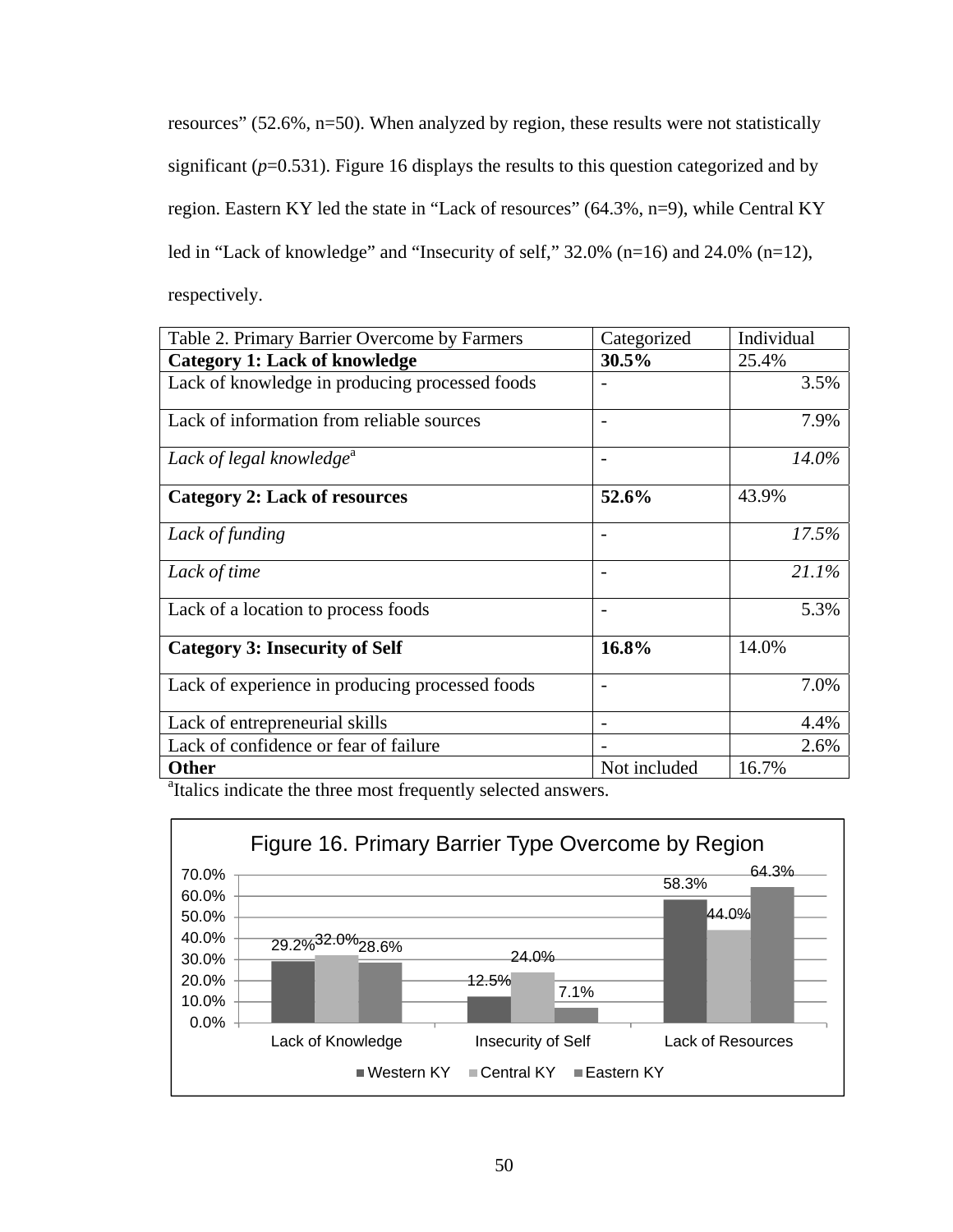resources” (52.6%, n=50). When analyzed by region, these results were not statistically significant ($p$=0.531). Figure 16 displays the results to this question categorized and by region. Eastern KY led the state in “Lack of resources” (64.3%, n=9), while Central KY led in “Lack of knowledge” and “Insecurity of self,” 32.0% (n=16) and 24.0% (n=12), respectively.

| Table 2. Primary Barrier Overcome by Farmers | Categorized | Individual |
|---|---|---|
| **Category 1: Lack of knowledge** | **30.5%** | 25.4% |
| Lack of knowledge in producing processed foods | - | 3.5% |
| Lack of information from reliable sources | - | 7.9% |
| *Lack of legal knowledge*[a] | - | *14.0%* |
| **Category 2: Lack of resources** | **52.6%** | 43.9% |
| *Lack of funding* | - | *17.5%* |
| *Lack of time* | - | *21.1%* |
| Lack of a location to process foods | - | 5.3% |
| **Category 3: Insecurity of Self** | **16.8%** | 14.0% |
| Lack of experience in producing processed foods | - | 7.0% |
| Lack of entrepreneurial skills | - | 4.4% |
| Lack of confidence or fear of failure | - | 2.6% |
| **Other** | Not included | 16.7% |

[a]Italics indicate the three most frequently selected answers.

Figure 16. Primary Barrier Type Overcome by Region

| | Western KY | Central KY | Eastern KY |
|---|---|---|---|
| Lack of Knowledge | 29.2% | 32.0% | 28.6% |
| Insecurity of Self | 12.5% | 24.0% | 7.1% |
| Lack of Resources | 58.3% | 44.0% | 64.3% |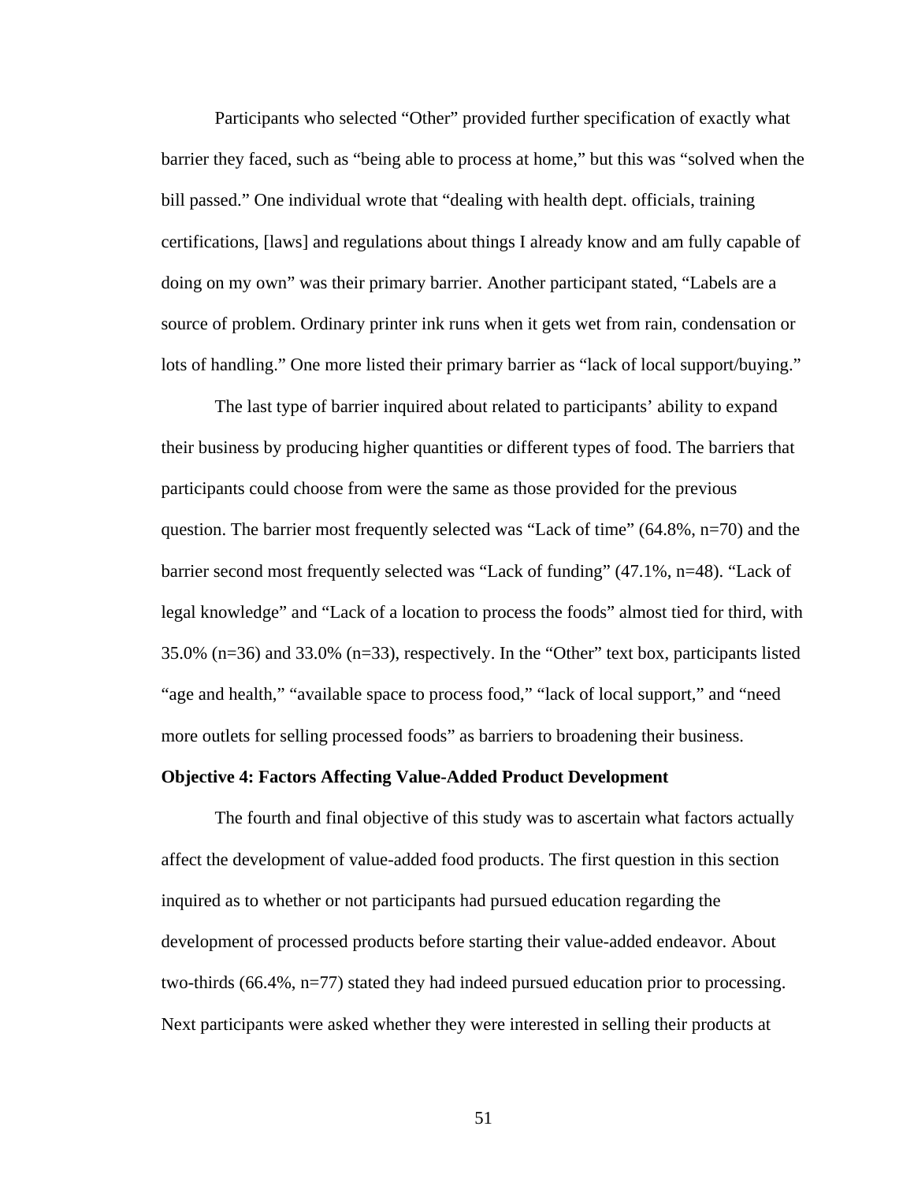Participants who selected “Other” provided further specification of exactly what barrier they faced, such as “being able to process at home,” but this was “solved when the bill passed.” One individual wrote that “dealing with health dept. officials, training certifications, [laws] and regulations about things I already know and am fully capable of doing on my own” was their primary barrier. Another participant stated, “Labels are a source of problem. Ordinary printer ink runs when it gets wet from rain, condensation or lots of handling.” One more listed their primary barrier as “lack of local support/buying.”

The last type of barrier inquired about related to participants’ ability to expand their business by producing higher quantities or different types of food. The barriers that participants could choose from were the same as those provided for the previous question. The barrier most frequently selected was “Lack of time” (64.8%, n=70) and the barrier second most frequently selected was “Lack of funding” (47.1%, n=48). “Lack of legal knowledge” and “Lack of a location to process the foods” almost tied for third, with 35.0% (n=36) and 33.0% (n=33), respectively. In the “Other” text box, participants listed “age and health,” “available space to process food,” “lack of local support,” and “need more outlets for selling processed foods” as barriers to broadening their business.

**Objective 4: Factors Affecting Value-Added Product Development**

The fourth and final objective of this study was to ascertain what factors actually affect the development of value-added food products. The first question in this section inquired as to whether or not participants had pursued education regarding the development of processed products before starting their value-added endeavor. About two-thirds (66.4%, n=77) stated they had indeed pursued education prior to processing. Next participants were asked whether they were interested in selling their products at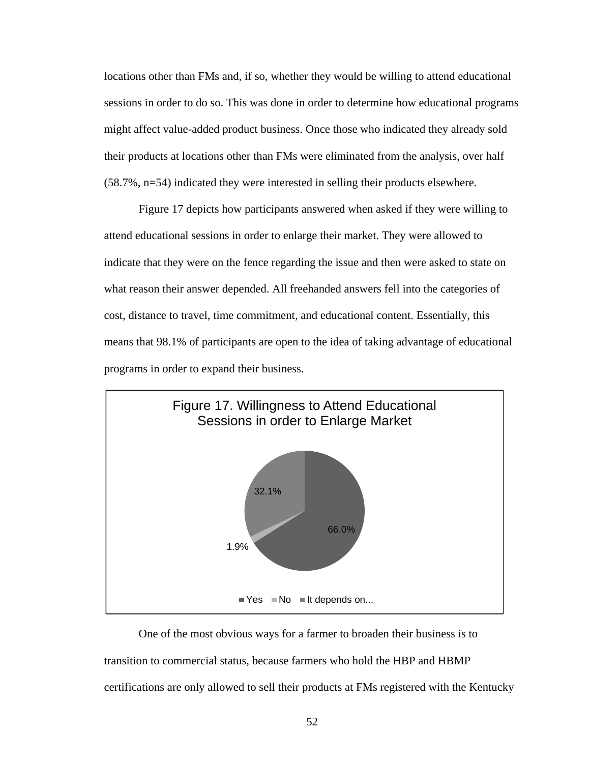locations other than FMs and, if so, whether they would be willing to attend educational sessions in order to do so. This was done in order to determine how educational programs might affect value-added product business. Once those who indicated they already sold their products at locations other than FMs were eliminated from the analysis, over half (58.7%, n=54) indicated they were interested in selling their products elsewhere.

Figure 17 depicts how participants answered when asked if they were willing to attend educational sessions in order to enlarge their market. They were allowed to indicate that they were on the fence regarding the issue and then were asked to state on what reason their answer depended. All freehanded answers fell into the categories of cost, distance to travel, time commitment, and educational content. Essentially, this means that 98.1% of participants are open to the idea of taking advantage of educational programs in order to expand their business.

Figure 17. Willingness to Attend Educational Sessions in order to Enlarge Market

| Response | Percentage |
|---|---|
| Yes | 66.0% |
| No | 1.9% |
| It depends on... | 32.1% |

One of the most obvious ways for a farmer to broaden their business is to transition to commercial status, because farmers who hold the HBP and HBMP certifications are only allowed to sell their products at FMs registered with the Kentucky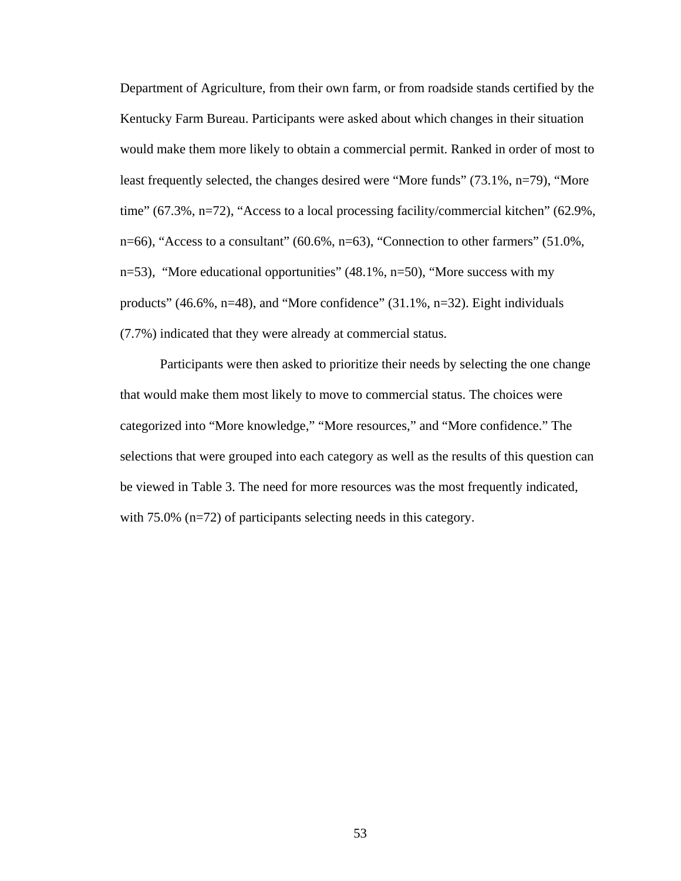Department of Agriculture, from their own farm, or from roadside stands certified by the Kentucky Farm Bureau. Participants were asked about which changes in their situation would make them more likely to obtain a commercial permit. Ranked in order of most to least frequently selected, the changes desired were "More funds" (73.1%, n=79), "More time" (67.3%, n=72), "Access to a local processing facility/commercial kitchen" (62.9%, n=66), "Access to a consultant" (60.6%, n=63), "Connection to other farmers" (51.0%, n=53), "More educational opportunities" (48.1%, n=50), "More success with my products" (46.6%, n=48), and "More confidence" (31.1%, n=32). Eight individuals (7.7%) indicated that they were already at commercial status.

Participants were then asked to prioritize their needs by selecting the one change that would make them most likely to move to commercial status. The choices were categorized into "More knowledge," "More resources," and "More confidence." The selections that were grouped into each category as well as the results of this question can be viewed in Table 3. The need for more resources was the most frequently indicated, with 75.0% (n=72) of participants selecting needs in this category.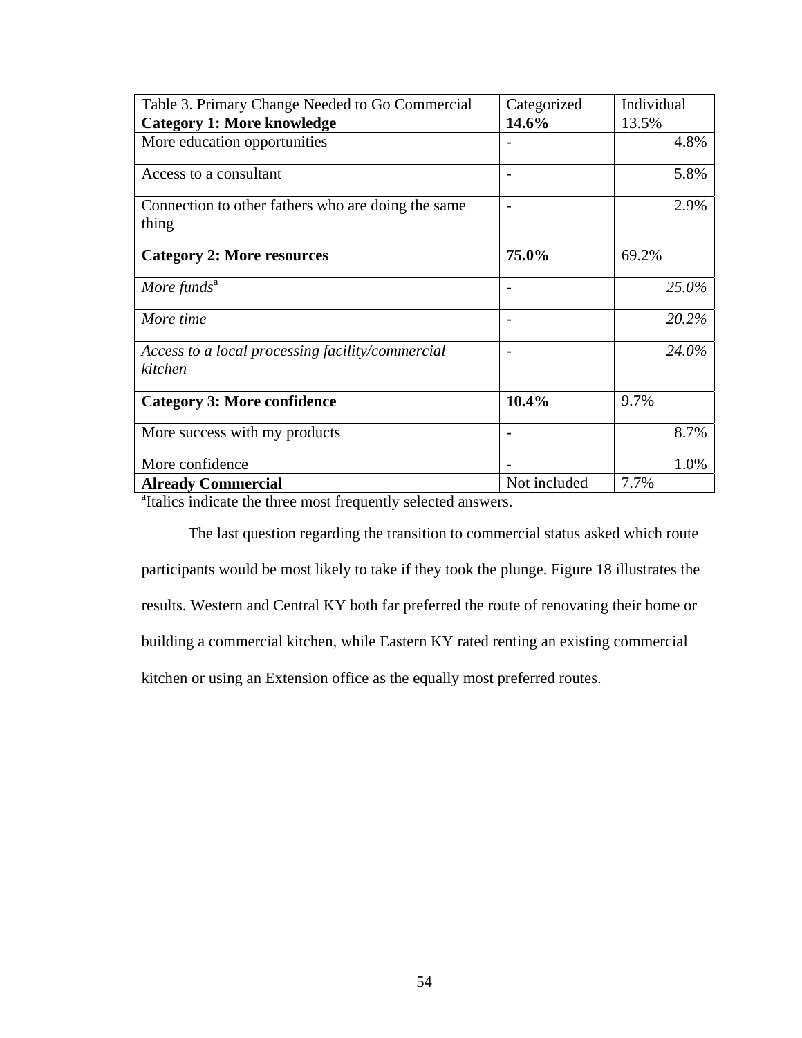| Table 3. Primary Change Needed to Go Commercial | Categorized | Individual |
|---|---|---|
| **Category 1: More knowledge** | **14.6%** | 13.5% |
| More education opportunities | - | 4.8% |
| Access to a consultant | - | 5.8% |
| Connection to other fathers who are doing the same thing | - | 2.9% |
| **Category 2: More resources** | **75.0%** | 69.2% |
| *More funds*[a] | - | *25.0%* |
| *More time* | - | *20.2%* |
| *Access to a local processing facility/commercial kitchen* | - | *24.0%* |
| **Category 3: More confidence** | **10.4%** | 9.7% |
| More success with my products | - | 8.7% |
| More confidence | - | 1.0% |
| **Already Commercial** | Not included | 7.7% |

[a]Italics indicate the three most frequently selected answers.

The last question regarding the transition to commercial status asked which route participants would be most likely to take if they took the plunge. Figure 18 illustrates the results. Western and Central KY both far preferred the route of renovating their home or building a commercial kitchen, while Eastern KY rated renting an existing commercial kitchen or using an Extension office as the equally most preferred routes.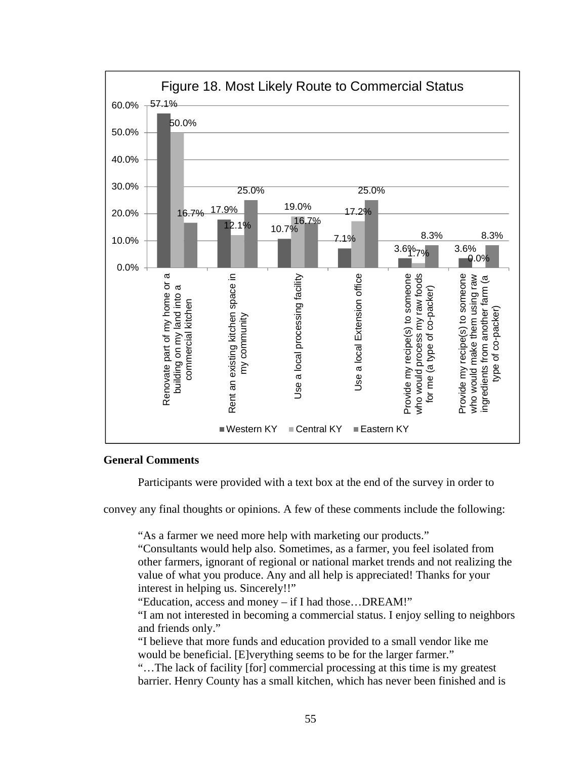Figure 18. Most Likely Route to Commercial Status

| Route | Western KY | Central KY | Eastern KY |
|---|---|---|---|
| Renovate part of my home or a building on my land into a commercial kitchen | 57.1% | 50.0% | 16.7% |
| Rent an existing kitchen space in my community | 17.9% | 12.1% | 25.0% |
| Use a local processing facility | 10.7% | 19.0% | 16.7% |
| Use a local Extension office | 7.1% | 17.2% | 25.0% |
| Provide my recipe(s) to someone who would process my raw foods for me (a type of co-packer) | 3.6% | 1.7% | 8.3% |
| Provide my recipe(s) to someone who would make them using raw ingredients from another farm (a type of co-packer) | 3.6% | 0.0% | 8.3% |

**General Comments**

Participants were provided with a text box at the end of the survey in order to convey any final thoughts or opinions. A few of these comments include the following:

> "As a farmer we need more help with marketing our products."
> "Consultants would help also. Sometimes, as a farmer, you feel isolated from other farmers, ignorant of regional or national market trends and not realizing the value of what you produce. Any and all help is appreciated! Thanks for your interest in helping us. Sincerely!!"
> "Education, access and money – if I had those…DREAM!"
> "I am not interested in becoming a commercial status. I enjoy selling to neighbors and friends only."
> "I believe that more funds and education provided to a small vendor like me would be beneficial. [E]verything seems to be for the larger farmer."
> "…The lack of facility [for] commercial processing at this time is my greatest barrier. Henry County has a small kitchen, which has never been finished and is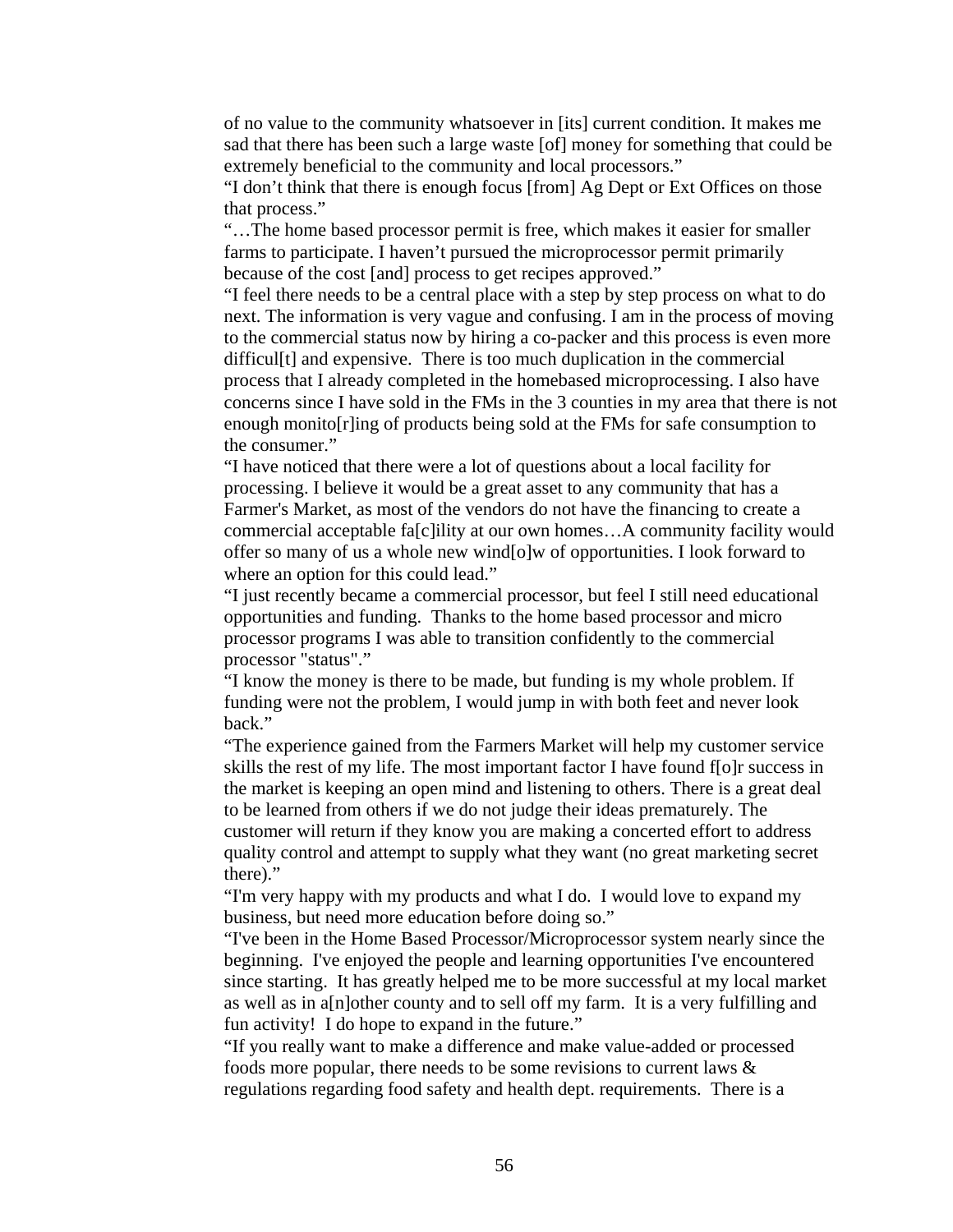of no value to the community whatsoever in [its] current condition. It makes me sad that there has been such a large waste [of] money for something that could be extremely beneficial to the community and local processors."

"I don't think that there is enough focus [from] Ag Dept or Ext Offices on those that process."

"…The home based processor permit is free, which makes it easier for smaller farms to participate. I haven't pursued the microprocessor permit primarily because of the cost [and] process to get recipes approved."

"I feel there needs to be a central place with a step by step process on what to do next. The information is very vague and confusing. I am in the process of moving to the commercial status now by hiring a co-packer and this process is even more difficul[t] and expensive. There is too much duplication in the commercial process that I already completed in the homebased microprocessing. I also have concerns since I have sold in the FMs in the 3 counties in my area that there is not enough monito[r]ing of products being sold at the FMs for safe consumption to the consumer."

"I have noticed that there were a lot of questions about a local facility for processing. I believe it would be a great asset to any community that has a Farmer's Market, as most of the vendors do not have the financing to create a commercial acceptable fa[c]ility at our own homes…A community facility would offer so many of us a whole new wind[o]w of opportunities. I look forward to where an option for this could lead."

"I just recently became a commercial processor, but feel I still need educational opportunities and funding. Thanks to the home based processor and micro processor programs I was able to transition confidently to the commercial processor "status"."

"I know the money is there to be made, but funding is my whole problem. If funding were not the problem, I would jump in with both feet and never look back."

"The experience gained from the Farmers Market will help my customer service skills the rest of my life. The most important factor I have found f[o]r success in the market is keeping an open mind and listening to others. There is a great deal to be learned from others if we do not judge their ideas prematurely. The customer will return if they know you are making a concerted effort to address quality control and attempt to supply what they want (no great marketing secret there)."

"I'm very happy with my products and what I do. I would love to expand my business, but need more education before doing so."

"I've been in the Home Based Processor/Microprocessor system nearly since the beginning. I've enjoyed the people and learning opportunities I've encountered since starting. It has greatly helped me to be more successful at my local market as well as in a[n]other county and to sell off my farm. It is a very fulfilling and fun activity! I do hope to expand in the future."

"If you really want to make a difference and make value-added or processed foods more popular, there needs to be some revisions to current laws & regulations regarding food safety and health dept. requirements. There is a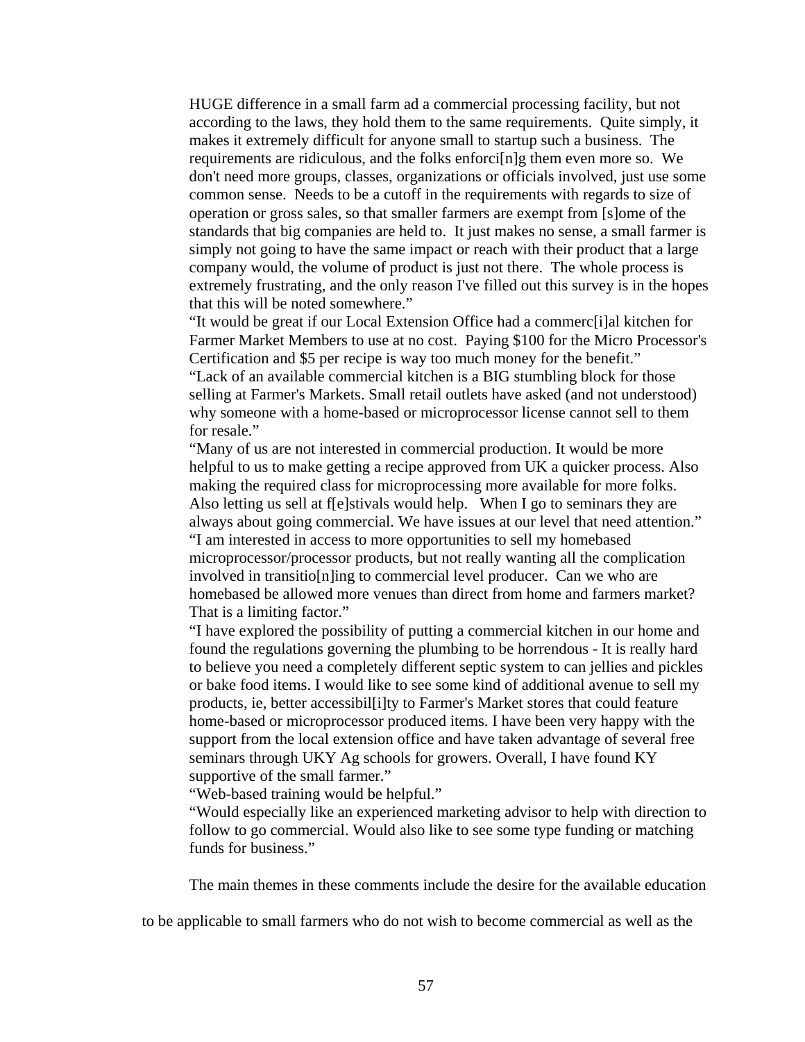HUGE difference in a small farm ad a commercial processing facility, but not according to the laws, they hold them to the same requirements. Quite simply, it makes it extremely difficult for anyone small to startup such a business. The requirements are ridiculous, and the folks enforci[n]g them even more so. We don't need more groups, classes, organizations or officials involved, just use some common sense. Needs to be a cutoff in the requirements with regards to size of operation or gross sales, so that smaller farmers are exempt from [s]ome of the standards that big companies are held to. It just makes no sense, a small farmer is simply not going to have the same impact or reach with their product that a large company would, the volume of product is just not there. The whole process is extremely frustrating, and the only reason I've filled out this survey is in the hopes that this will be noted somewhere."

"It would be great if our Local Extension Office had a commerc[i]al kitchen for Farmer Market Members to use at no cost. Paying $100 for the Micro Processor's Certification and $5 per recipe is way too much money for the benefit."

"Lack of an available commercial kitchen is a BIG stumbling block for those selling at Farmer's Markets. Small retail outlets have asked (and not understood) why someone with a home-based or microprocessor license cannot sell to them for resale."

"Many of us are not interested in commercial production. It would be more helpful to us to make getting a recipe approved from UK a quicker process. Also making the required class for microprocessing more available for more folks. Also letting us sell at f[e]stivals would help. When I go to seminars they are always about going commercial. We have issues at our level that need attention."

"I am interested in access to more opportunities to sell my homebased microprocessor/processor products, but not really wanting all the complication involved in transitio[n]ing to commercial level producer. Can we who are homebased be allowed more venues than direct from home and farmers market? That is a limiting factor."

"I have explored the possibility of putting a commercial kitchen in our home and found the regulations governing the plumbing to be horrendous - It is really hard to believe you need a completely different septic system to can jellies and pickles or bake food items. I would like to see some kind of additional avenue to sell my products, ie, better accessibil[i]ty to Farmer's Market stores that could feature home-based or microprocessor produced items. I have been very happy with the support from the local extension office and have taken advantage of several free seminars through UKY Ag schools for growers. Overall, I have found KY supportive of the small farmer."

"Web-based training would be helpful."

"Would especially like an experienced marketing advisor to help with direction to follow to go commercial. Would also like to see some type funding or matching funds for business."

The main themes in these comments include the desire for the available education to be applicable to small farmers who do not wish to become commercial as well as the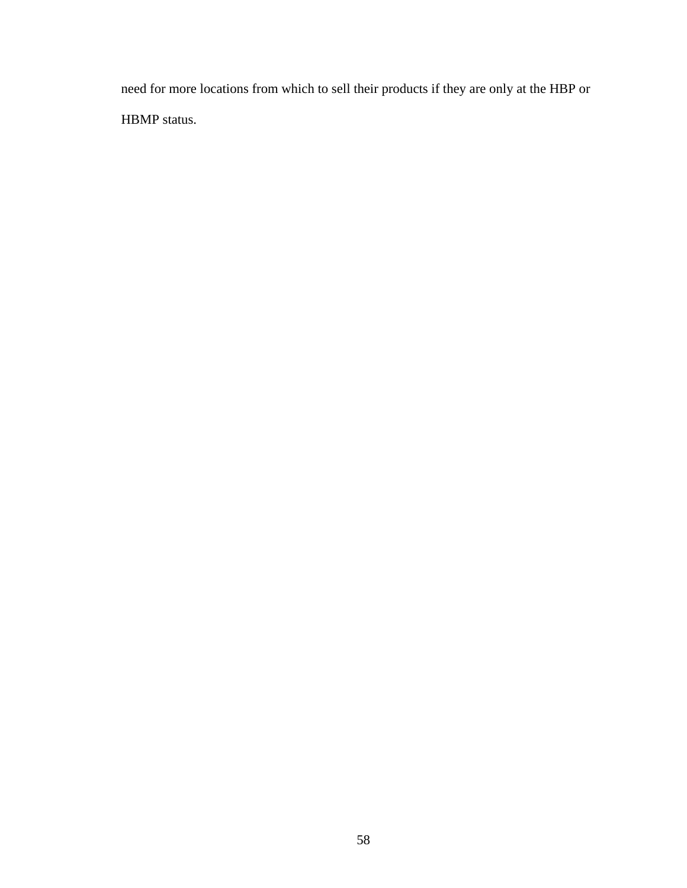need for more locations from which to sell their products if they are only at the HBP or HBMP status.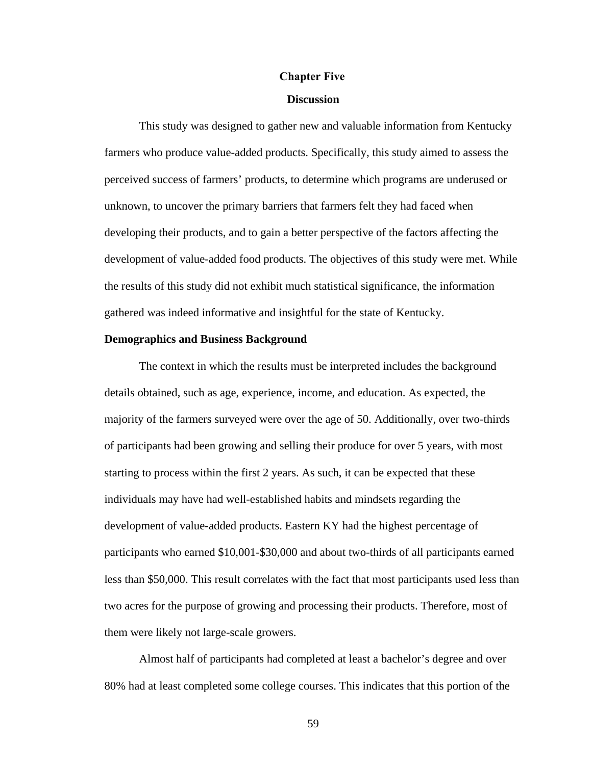# Chapter Five

## Discussion

This study was designed to gather new and valuable information from Kentucky farmers who produce value-added products. Specifically, this study aimed to assess the perceived success of farmers' products, to determine which programs are underused or unknown, to uncover the primary barriers that farmers felt they had faced when developing their products, and to gain a better perspective of the factors affecting the development of value-added food products. The objectives of this study were met. While the results of this study did not exhibit much statistical significance, the information gathered was indeed informative and insightful for the state of Kentucky.

### Demographics and Business Background

The context in which the results must be interpreted includes the background details obtained, such as age, experience, income, and education. As expected, the majority of the farmers surveyed were over the age of 50. Additionally, over two-thirds of participants had been growing and selling their produce for over 5 years, with most starting to process within the first 2 years. As such, it can be expected that these individuals may have had well-established habits and mindsets regarding the development of value-added products. Eastern KY had the highest percentage of participants who earned $10,001-$30,000 and about two-thirds of all participants earned less than $50,000. This result correlates with the fact that most participants used less than two acres for the purpose of growing and processing their products. Therefore, most of them were likely not large-scale growers.

Almost half of participants had completed at least a bachelor's degree and over 80% had at least completed some college courses. This indicates that this portion of the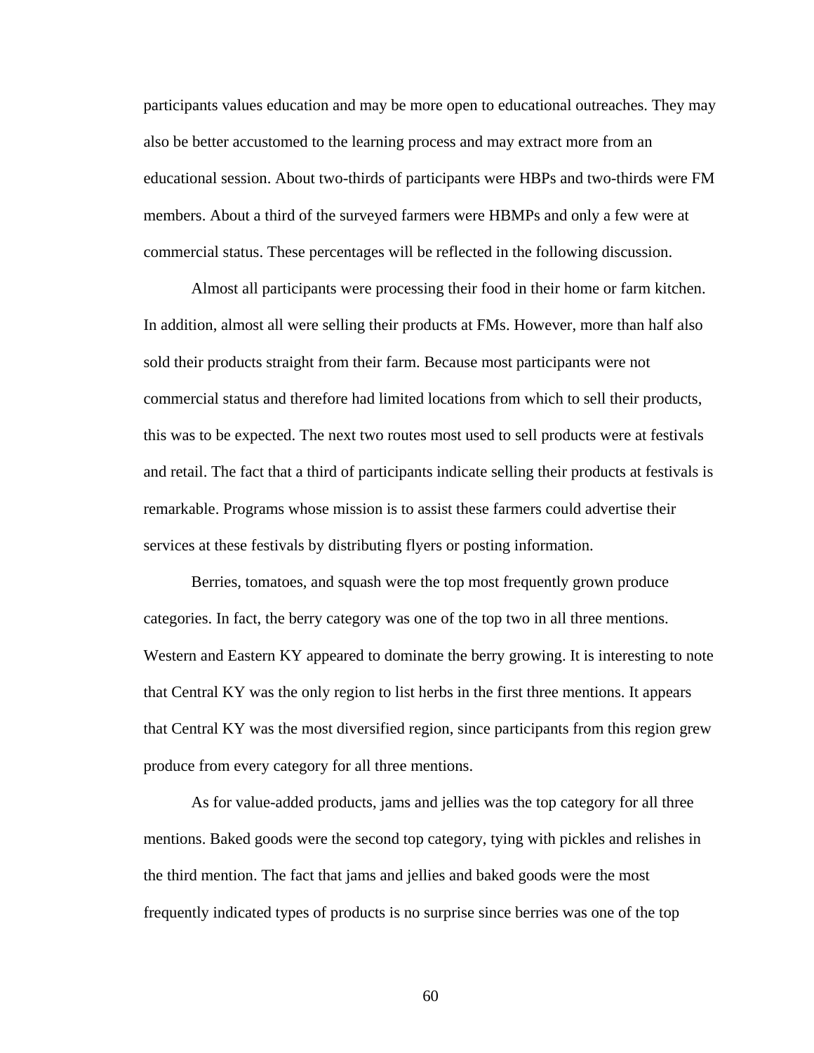participants values education and may be more open to educational outreaches. They may also be better accustomed to the learning process and may extract more from an educational session. About two-thirds of participants were HBPs and two-thirds were FM members. About a third of the surveyed farmers were HBMPs and only a few were at commercial status. These percentages will be reflected in the following discussion.

Almost all participants were processing their food in their home or farm kitchen. In addition, almost all were selling their products at FMs. However, more than half also sold their products straight from their farm. Because most participants were not commercial status and therefore had limited locations from which to sell their products, this was to be expected. The next two routes most used to sell products were at festivals and retail. The fact that a third of participants indicate selling their products at festivals is remarkable. Programs whose mission is to assist these farmers could advertise their services at these festivals by distributing flyers or posting information.

Berries, tomatoes, and squash were the top most frequently grown produce categories. In fact, the berry category was one of the top two in all three mentions. Western and Eastern KY appeared to dominate the berry growing. It is interesting to note that Central KY was the only region to list herbs in the first three mentions. It appears that Central KY was the most diversified region, since participants from this region grew produce from every category for all three mentions.

As for value-added products, jams and jellies was the top category for all three mentions. Baked goods were the second top category, tying with pickles and relishes in the third mention. The fact that jams and jellies and baked goods were the most frequently indicated types of products is no surprise since berries was one of the top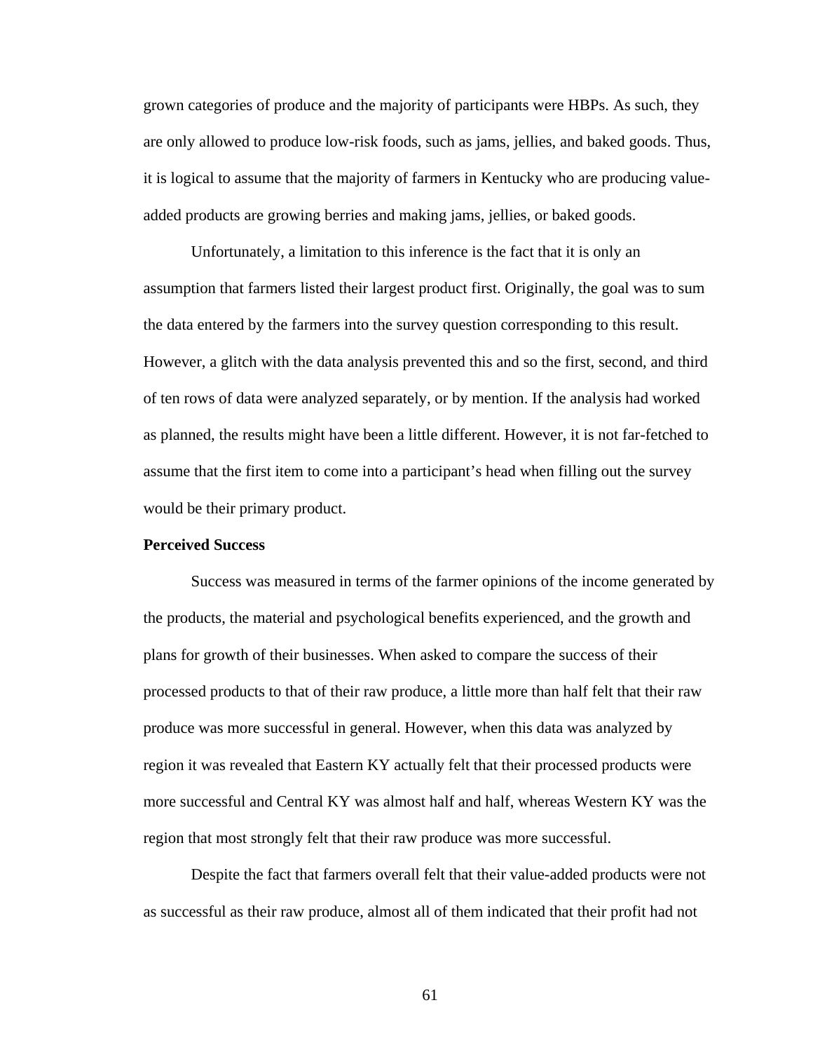grown categories of produce and the majority of participants were HBPs. As such, they are only allowed to produce low-risk foods, such as jams, jellies, and baked goods. Thus, it is logical to assume that the majority of farmers in Kentucky who are producing value-added products are growing berries and making jams, jellies, or baked goods.

Unfortunately, a limitation to this inference is the fact that it is only an assumption that farmers listed their largest product first. Originally, the goal was to sum the data entered by the farmers into the survey question corresponding to this result. However, a glitch with the data analysis prevented this and so the first, second, and third of ten rows of data were analyzed separately, or by mention. If the analysis had worked as planned, the results might have been a little different. However, it is not far-fetched to assume that the first item to come into a participant's head when filling out the survey would be their primary product.

**Perceived Success**

Success was measured in terms of the farmer opinions of the income generated by the products, the material and psychological benefits experienced, and the growth and plans for growth of their businesses. When asked to compare the success of their processed products to that of their raw produce, a little more than half felt that their raw produce was more successful in general. However, when this data was analyzed by region it was revealed that Eastern KY actually felt that their processed products were more successful and Central KY was almost half and half, whereas Western KY was the region that most strongly felt that their raw produce was more successful.

Despite the fact that farmers overall felt that their value-added products were not as successful as their raw produce, almost all of them indicated that their profit had not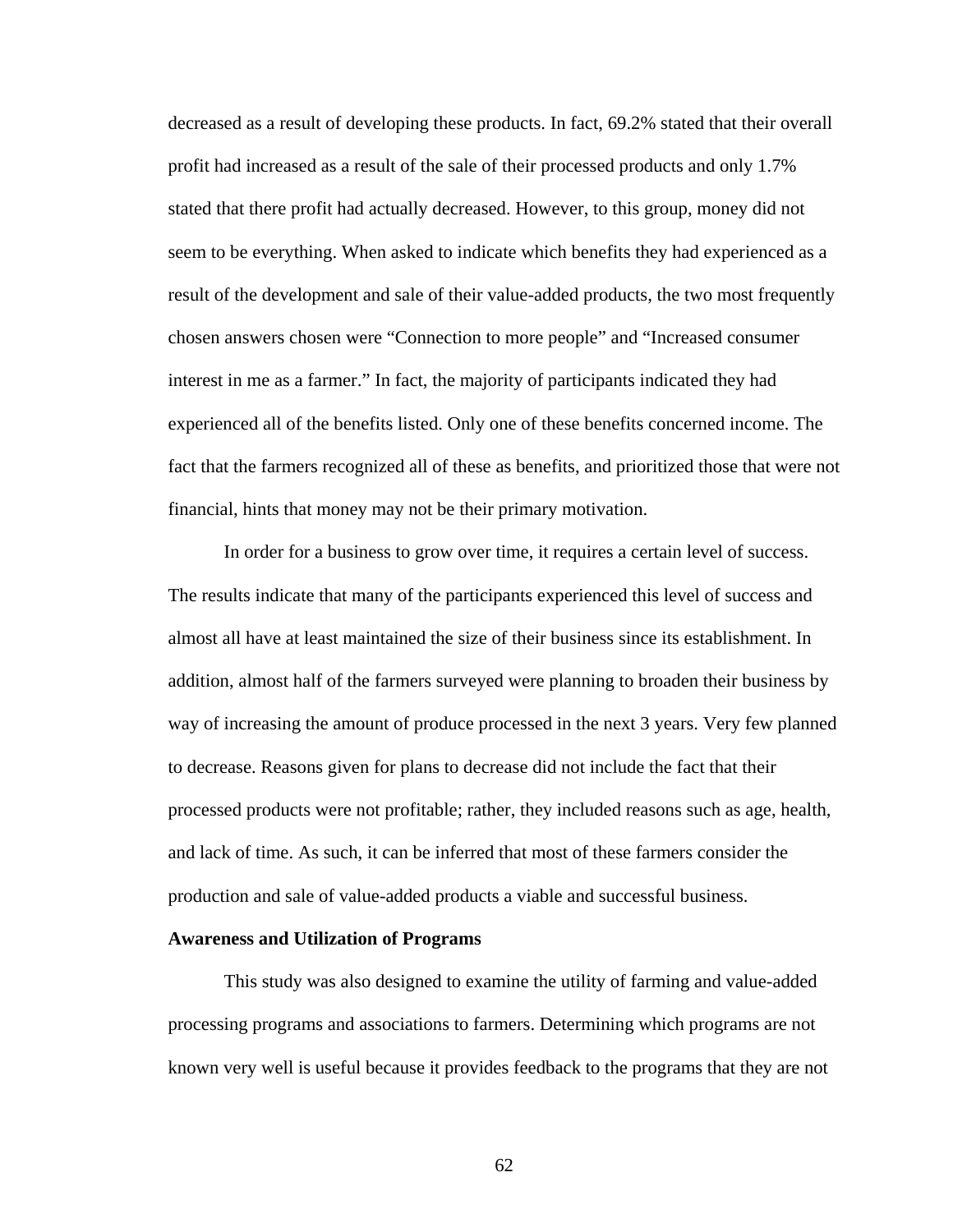decreased as a result of developing these products. In fact, 69.2% stated that their overall profit had increased as a result of the sale of their processed products and only 1.7% stated that there profit had actually decreased. However, to this group, money did not seem to be everything. When asked to indicate which benefits they had experienced as a result of the development and sale of their value-added products, the two most frequently chosen answers chosen were "Connection to more people" and "Increased consumer interest in me as a farmer." In fact, the majority of participants indicated they had experienced all of the benefits listed. Only one of these benefits concerned income. The fact that the farmers recognized all of these as benefits, and prioritized those that were not financial, hints that money may not be their primary motivation.

In order for a business to grow over time, it requires a certain level of success. The results indicate that many of the participants experienced this level of success and almost all have at least maintained the size of their business since its establishment. In addition, almost half of the farmers surveyed were planning to broaden their business by way of increasing the amount of produce processed in the next 3 years. Very few planned to decrease. Reasons given for plans to decrease did not include the fact that their processed products were not profitable; rather, they included reasons such as age, health, and lack of time. As such, it can be inferred that most of these farmers consider the production and sale of value-added products a viable and successful business.

**Awareness and Utilization of Programs**

This study was also designed to examine the utility of farming and value-added processing programs and associations to farmers. Determining which programs are not known very well is useful because it provides feedback to the programs that they are not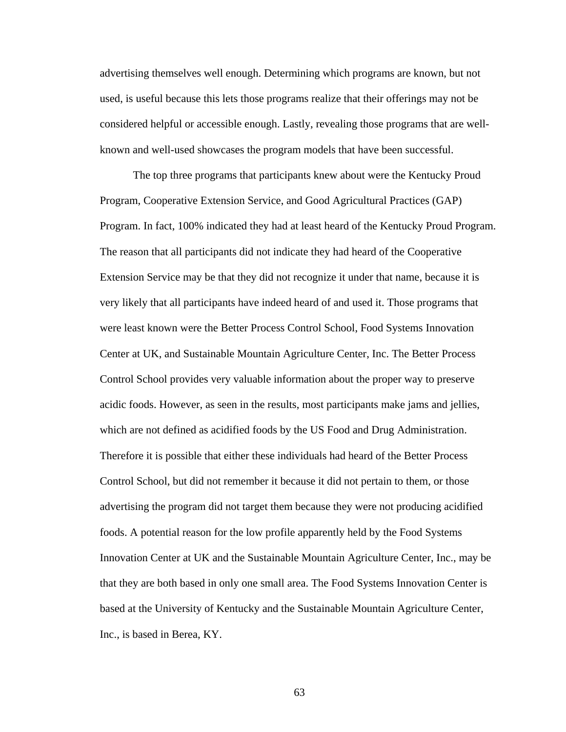advertising themselves well enough. Determining which programs are known, but not used, is useful because this lets those programs realize that their offerings may not be considered helpful or accessible enough. Lastly, revealing those programs that are well-known and well-used showcases the program models that have been successful.

The top three programs that participants knew about were the Kentucky Proud Program, Cooperative Extension Service, and Good Agricultural Practices (GAP) Program. In fact, 100% indicated they had at least heard of the Kentucky Proud Program. The reason that all participants did not indicate they had heard of the Cooperative Extension Service may be that they did not recognize it under that name, because it is very likely that all participants have indeed heard of and used it. Those programs that were least known were the Better Process Control School, Food Systems Innovation Center at UK, and Sustainable Mountain Agriculture Center, Inc. The Better Process Control School provides very valuable information about the proper way to preserve acidic foods. However, as seen in the results, most participants make jams and jellies, which are not defined as acidified foods by the US Food and Drug Administration. Therefore it is possible that either these individuals had heard of the Better Process Control School, but did not remember it because it did not pertain to them, or those advertising the program did not target them because they were not producing acidified foods. A potential reason for the low profile apparently held by the Food Systems Innovation Center at UK and the Sustainable Mountain Agriculture Center, Inc., may be that they are both based in only one small area. The Food Systems Innovation Center is based at the University of Kentucky and the Sustainable Mountain Agriculture Center, Inc., is based in Berea, KY.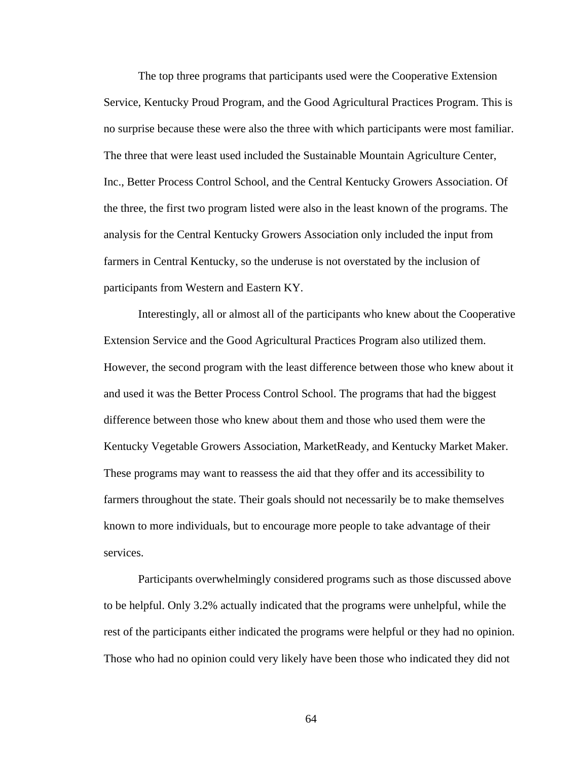The top three programs that participants used were the Cooperative Extension Service, Kentucky Proud Program, and the Good Agricultural Practices Program. This is no surprise because these were also the three with which participants were most familiar. The three that were least used included the Sustainable Mountain Agriculture Center, Inc., Better Process Control School, and the Central Kentucky Growers Association. Of the three, the first two program listed were also in the least known of the programs. The analysis for the Central Kentucky Growers Association only included the input from farmers in Central Kentucky, so the underuse is not overstated by the inclusion of participants from Western and Eastern KY.

Interestingly, all or almost all of the participants who knew about the Cooperative Extension Service and the Good Agricultural Practices Program also utilized them. However, the second program with the least difference between those who knew about it and used it was the Better Process Control School. The programs that had the biggest difference between those who knew about them and those who used them were the Kentucky Vegetable Growers Association, MarketReady, and Kentucky Market Maker. These programs may want to reassess the aid that they offer and its accessibility to farmers throughout the state. Their goals should not necessarily be to make themselves known to more individuals, but to encourage more people to take advantage of their services.

Participants overwhelmingly considered programs such as those discussed above to be helpful. Only 3.2% actually indicated that the programs were unhelpful, while the rest of the participants either indicated the programs were helpful or they had no opinion. Those who had no opinion could very likely have been those who indicated they did not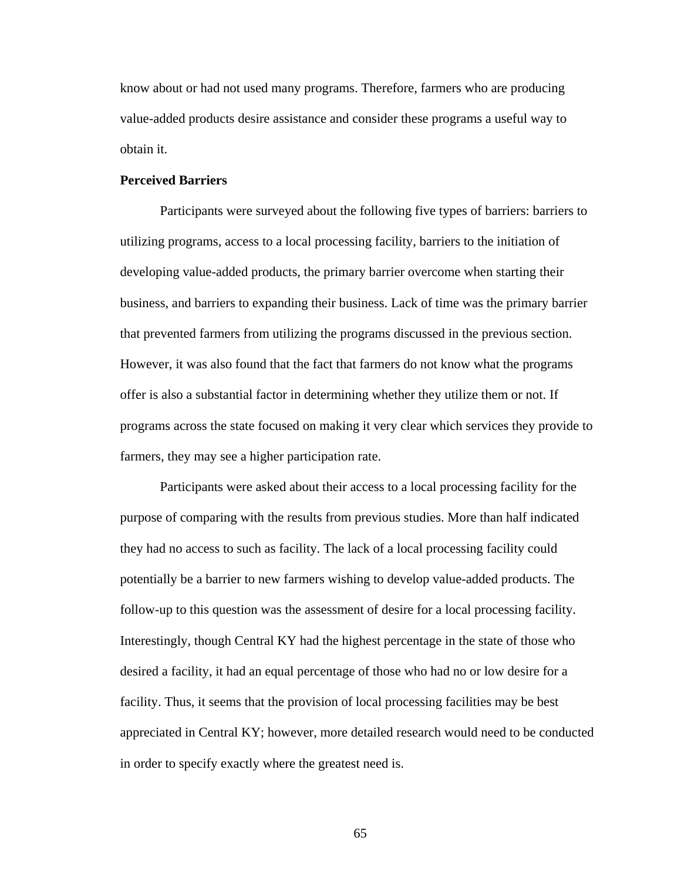know about or had not used many programs. Therefore, farmers who are producing value-added products desire assistance and consider these programs a useful way to obtain it.

**Perceived Barriers**

Participants were surveyed about the following five types of barriers: barriers to utilizing programs, access to a local processing facility, barriers to the initiation of developing value-added products, the primary barrier overcome when starting their business, and barriers to expanding their business. Lack of time was the primary barrier that prevented farmers from utilizing the programs discussed in the previous section. However, it was also found that the fact that farmers do not know what the programs offer is also a substantial factor in determining whether they utilize them or not. If programs across the state focused on making it very clear which services they provide to farmers, they may see a higher participation rate.

Participants were asked about their access to a local processing facility for the purpose of comparing with the results from previous studies. More than half indicated they had no access to such as facility. The lack of a local processing facility could potentially be a barrier to new farmers wishing to develop value-added products. The follow-up to this question was the assessment of desire for a local processing facility. Interestingly, though Central KY had the highest percentage in the state of those who desired a facility, it had an equal percentage of those who had no or low desire for a facility. Thus, it seems that the provision of local processing facilities may be best appreciated in Central KY; however, more detailed research would need to be conducted in order to specify exactly where the greatest need is.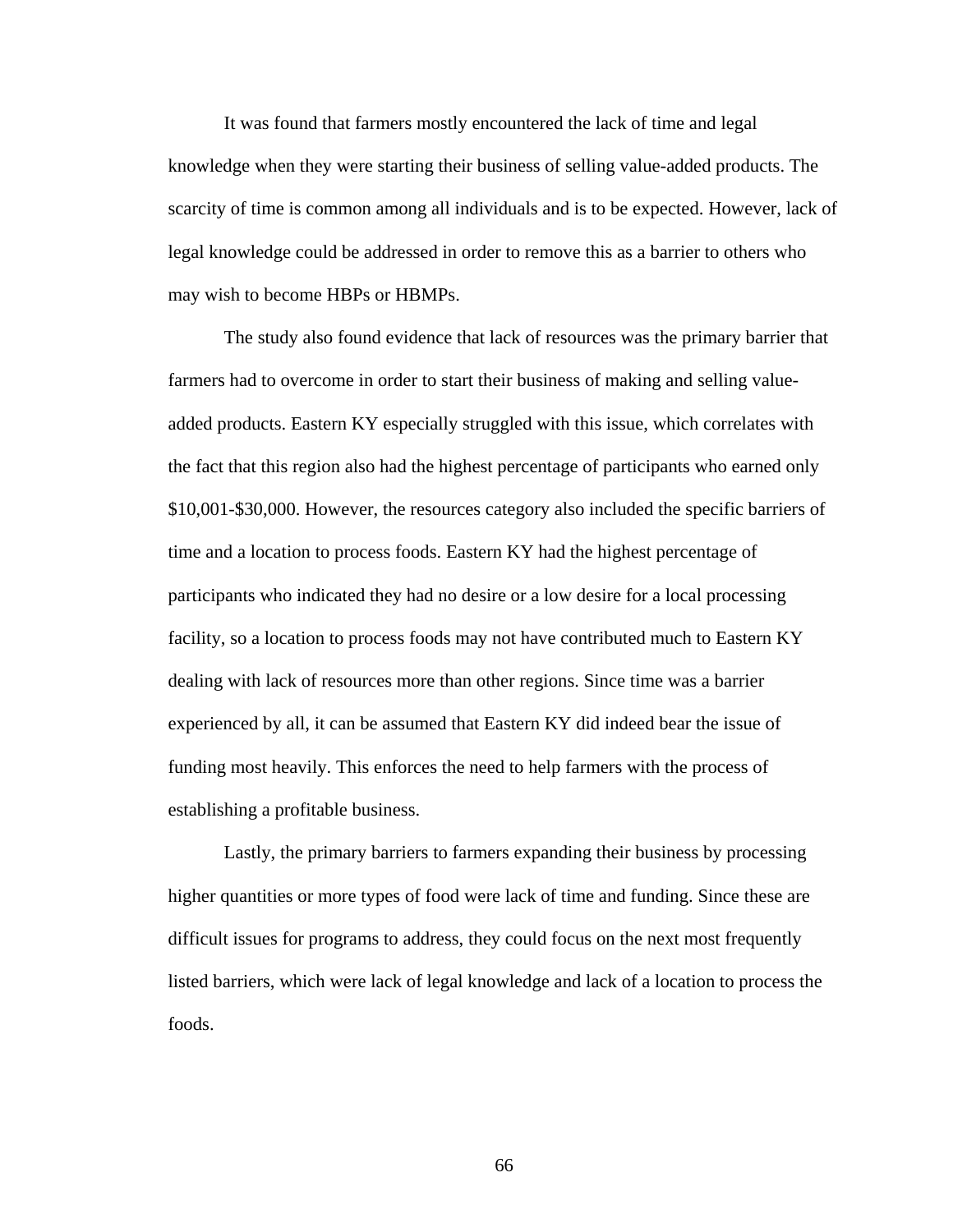It was found that farmers mostly encountered the lack of time and legal knowledge when they were starting their business of selling value-added products. The scarcity of time is common among all individuals and is to be expected. However, lack of legal knowledge could be addressed in order to remove this as a barrier to others who may wish to become HBPs or HBMPs.

The study also found evidence that lack of resources was the primary barrier that farmers had to overcome in order to start their business of making and selling value-added products. Eastern KY especially struggled with this issue, which correlates with the fact that this region also had the highest percentage of participants who earned only $10,001-$30,000. However, the resources category also included the specific barriers of time and a location to process foods. Eastern KY had the highest percentage of participants who indicated they had no desire or a low desire for a local processing facility, so a location to process foods may not have contributed much to Eastern KY dealing with lack of resources more than other regions. Since time was a barrier experienced by all, it can be assumed that Eastern KY did indeed bear the issue of funding most heavily. This enforces the need to help farmers with the process of establishing a profitable business.

Lastly, the primary barriers to farmers expanding their business by processing higher quantities or more types of food were lack of time and funding. Since these are difficult issues for programs to address, they could focus on the next most frequently listed barriers, which were lack of legal knowledge and lack of a location to process the foods.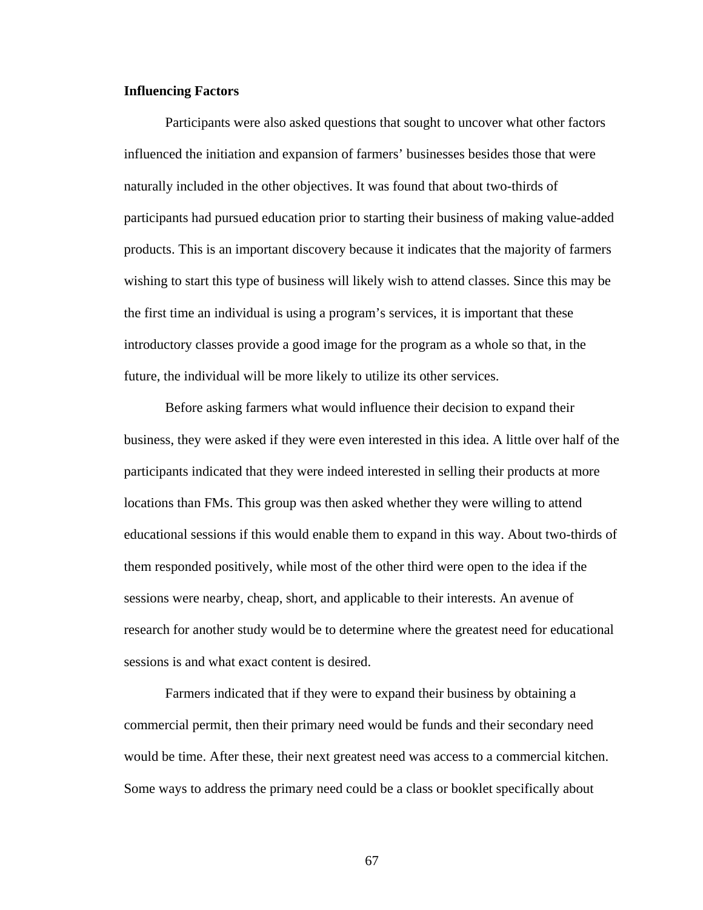**Influencing Factors**

Participants were also asked questions that sought to uncover what other factors influenced the initiation and expansion of farmers' businesses besides those that were naturally included in the other objectives. It was found that about two-thirds of participants had pursued education prior to starting their business of making value-added products. This is an important discovery because it indicates that the majority of farmers wishing to start this type of business will likely wish to attend classes. Since this may be the first time an individual is using a program's services, it is important that these introductory classes provide a good image for the program as a whole so that, in the future, the individual will be more likely to utilize its other services.

Before asking farmers what would influence their decision to expand their business, they were asked if they were even interested in this idea. A little over half of the participants indicated that they were indeed interested in selling their products at more locations than FMs. This group was then asked whether they were willing to attend educational sessions if this would enable them to expand in this way. About two-thirds of them responded positively, while most of the other third were open to the idea if the sessions were nearby, cheap, short, and applicable to their interests. An avenue of research for another study would be to determine where the greatest need for educational sessions is and what exact content is desired.

Farmers indicated that if they were to expand their business by obtaining a commercial permit, then their primary need would be funds and their secondary need would be time. After these, their next greatest need was access to a commercial kitchen. Some ways to address the primary need could be a class or booklet specifically about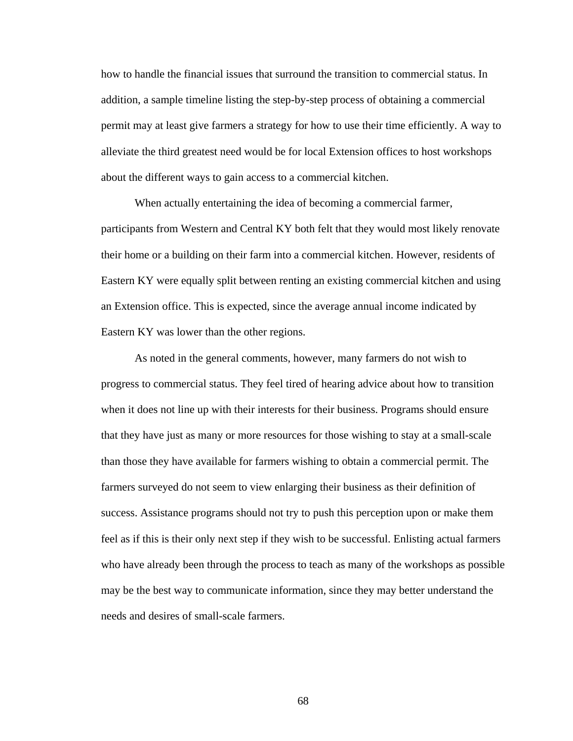how to handle the financial issues that surround the transition to commercial status. In addition, a sample timeline listing the step-by-step process of obtaining a commercial permit may at least give farmers a strategy for how to use their time efficiently. A way to alleviate the third greatest need would be for local Extension offices to host workshops about the different ways to gain access to a commercial kitchen.

When actually entertaining the idea of becoming a commercial farmer, participants from Western and Central KY both felt that they would most likely renovate their home or a building on their farm into a commercial kitchen. However, residents of Eastern KY were equally split between renting an existing commercial kitchen and using an Extension office. This is expected, since the average annual income indicated by Eastern KY was lower than the other regions.

As noted in the general comments, however, many farmers do not wish to progress to commercial status. They feel tired of hearing advice about how to transition when it does not line up with their interests for their business. Programs should ensure that they have just as many or more resources for those wishing to stay at a small-scale than those they have available for farmers wishing to obtain a commercial permit. The farmers surveyed do not seem to view enlarging their business as their definition of success. Assistance programs should not try to push this perception upon or make them feel as if this is their only next step if they wish to be successful. Enlisting actual farmers who have already been through the process to teach as many of the workshops as possible may be the best way to communicate information, since they may better understand the needs and desires of small-scale farmers.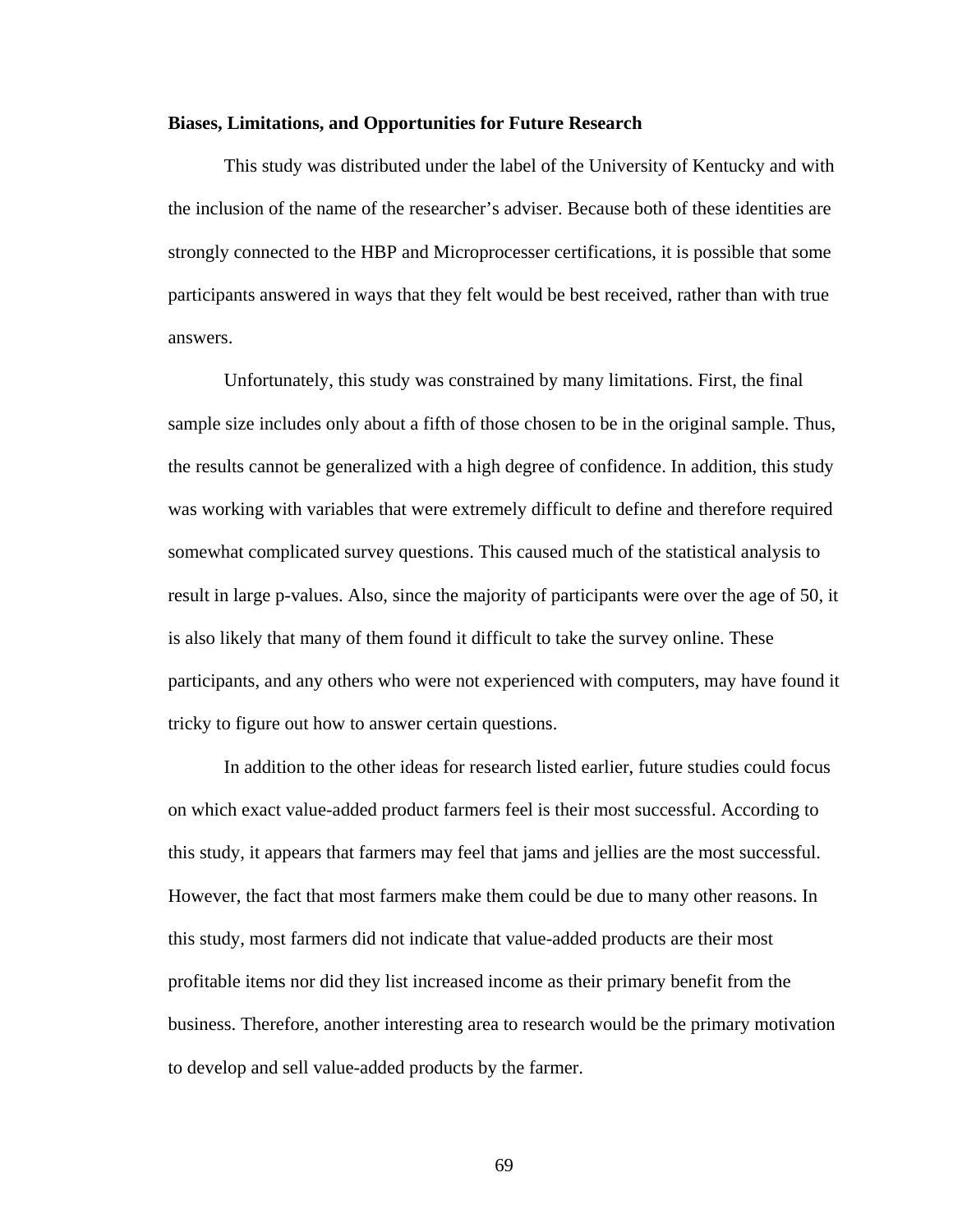**Biases, Limitations, and Opportunities for Future Research**

This study was distributed under the label of the University of Kentucky and with the inclusion of the name of the researcher's adviser. Because both of these identities are strongly connected to the HBP and Microprocesser certifications, it is possible that some participants answered in ways that they felt would be best received, rather than with true answers.

Unfortunately, this study was constrained by many limitations. First, the final sample size includes only about a fifth of those chosen to be in the original sample. Thus, the results cannot be generalized with a high degree of confidence. In addition, this study was working with variables that were extremely difficult to define and therefore required somewhat complicated survey questions. This caused much of the statistical analysis to result in large p-values. Also, since the majority of participants were over the age of 50, it is also likely that many of them found it difficult to take the survey online. These participants, and any others who were not experienced with computers, may have found it tricky to figure out how to answer certain questions.

In addition to the other ideas for research listed earlier, future studies could focus on which exact value-added product farmers feel is their most successful. According to this study, it appears that farmers may feel that jams and jellies are the most successful. However, the fact that most farmers make them could be due to many other reasons. In this study, most farmers did not indicate that value-added products are their most profitable items nor did they list increased income as their primary benefit from the business. Therefore, another interesting area to research would be the primary motivation to develop and sell value-added products by the farmer.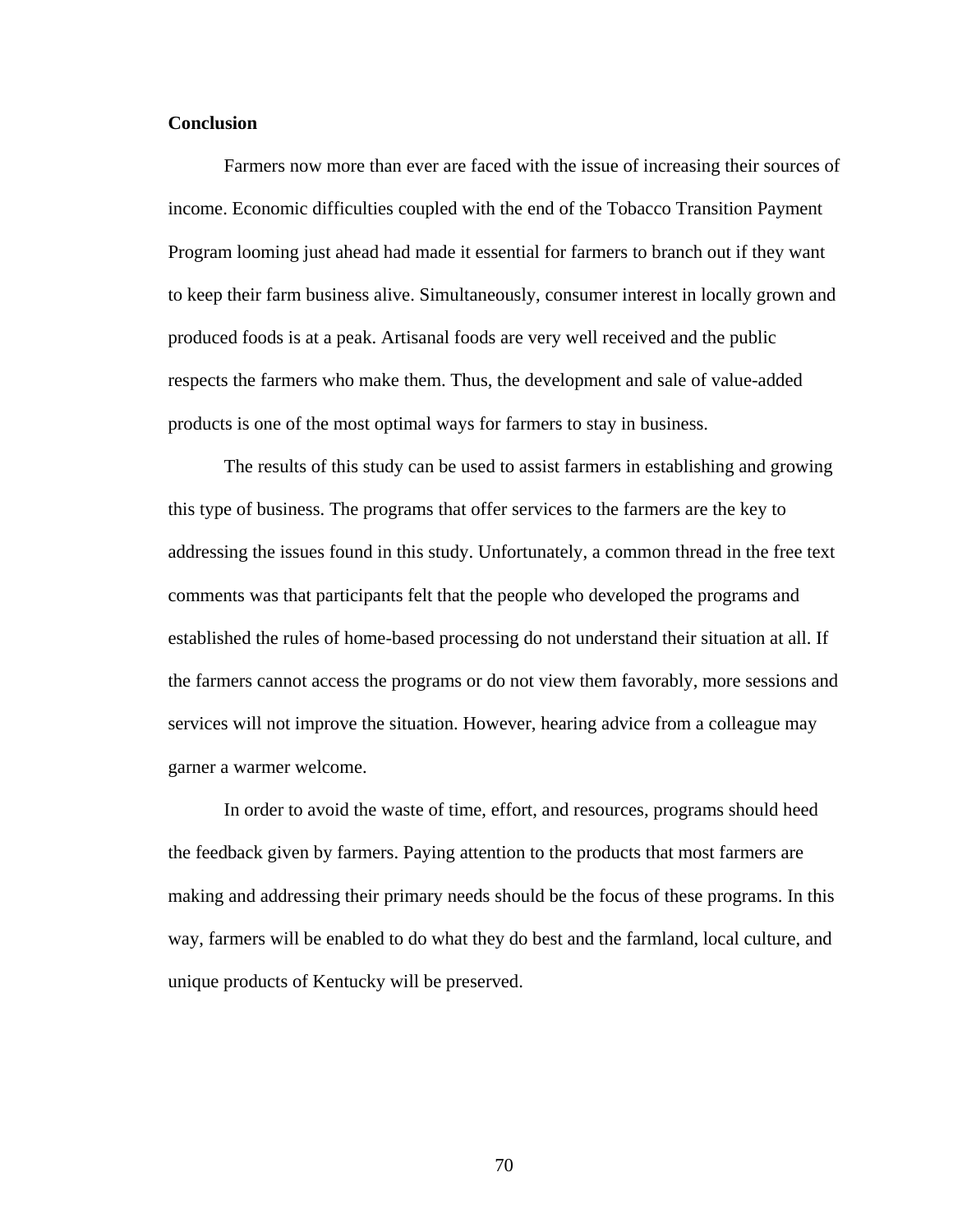**Conclusion**

Farmers now more than ever are faced with the issue of increasing their sources of income. Economic difficulties coupled with the end of the Tobacco Transition Payment Program looming just ahead had made it essential for farmers to branch out if they want to keep their farm business alive. Simultaneously, consumer interest in locally grown and produced foods is at a peak. Artisanal foods are very well received and the public respects the farmers who make them. Thus, the development and sale of value-added products is one of the most optimal ways for farmers to stay in business.

The results of this study can be used to assist farmers in establishing and growing this type of business. The programs that offer services to the farmers are the key to addressing the issues found in this study. Unfortunately, a common thread in the free text comments was that participants felt that the people who developed the programs and established the rules of home-based processing do not understand their situation at all. If the farmers cannot access the programs or do not view them favorably, more sessions and services will not improve the situation. However, hearing advice from a colleague may garner a warmer welcome.

In order to avoid the waste of time, effort, and resources, programs should heed the feedback given by farmers. Paying attention to the products that most farmers are making and addressing their primary needs should be the focus of these programs. In this way, farmers will be enabled to do what they do best and the farmland, local culture, and unique products of Kentucky will be preserved.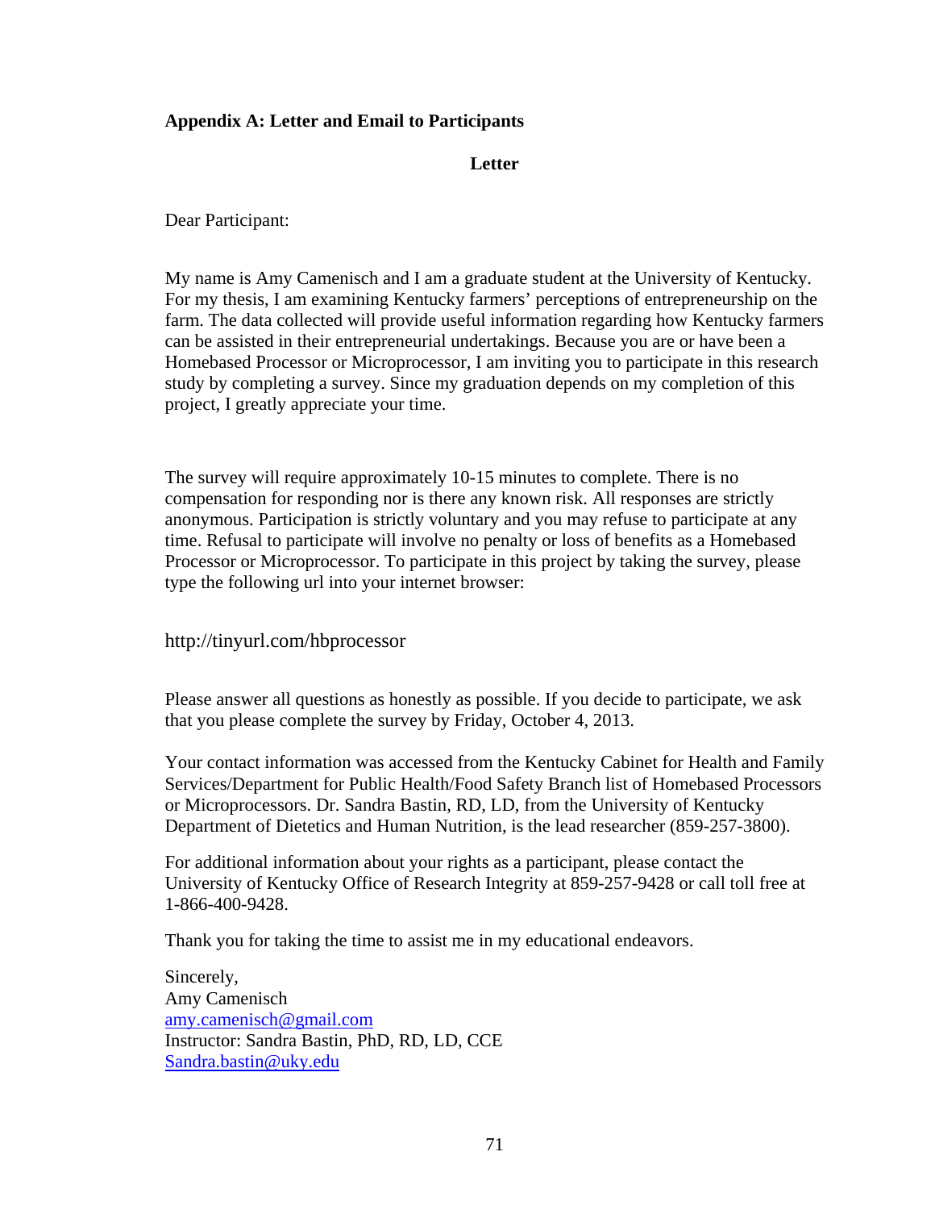## Appendix A: Letter and Email to Participants

**Letter**

Dear Participant:

My name is Amy Camenisch and I am a graduate student at the University of Kentucky. For my thesis, I am examining Kentucky farmers' perceptions of entrepreneurship on the farm. The data collected will provide useful information regarding how Kentucky farmers can be assisted in their entrepreneurial undertakings. Because you are or have been a Homebased Processor or Microprocessor, I am inviting you to participate in this research study by completing a survey. Since my graduation depends on my completion of this project, I greatly appreciate your time.

The survey will require approximately 10-15 minutes to complete. There is no compensation for responding nor is there any known risk. All responses are strictly anonymous. Participation is strictly voluntary and you may refuse to participate at any time. Refusal to participate will involve no penalty or loss of benefits as a Homebased Processor or Microprocessor. To participate in this project by taking the survey, please type the following url into your internet browser:

http://tinyurl.com/hbprocessor

Please answer all questions as honestly as possible. If you decide to participate, we ask that you please complete the survey by Friday, October 4, 2013.

Your contact information was accessed from the Kentucky Cabinet for Health and Family Services/Department for Public Health/Food Safety Branch list of Homebased Processors or Microprocessors. Dr. Sandra Bastin, RD, LD, from the University of Kentucky Department of Dietetics and Human Nutrition, is the lead researcher (859-257-3800).

For additional information about your rights as a participant, please contact the University of Kentucky Office of Research Integrity at 859-257-9428 or call toll free at 1-866-400-9428.

Thank you for taking the time to assist me in my educational endeavors.

Sincerely,
Amy Camenisch
amy.camenisch@gmail.com
Instructor: Sandra Bastin, PhD, RD, LD, CCE
Sandra.bastin@uky.edu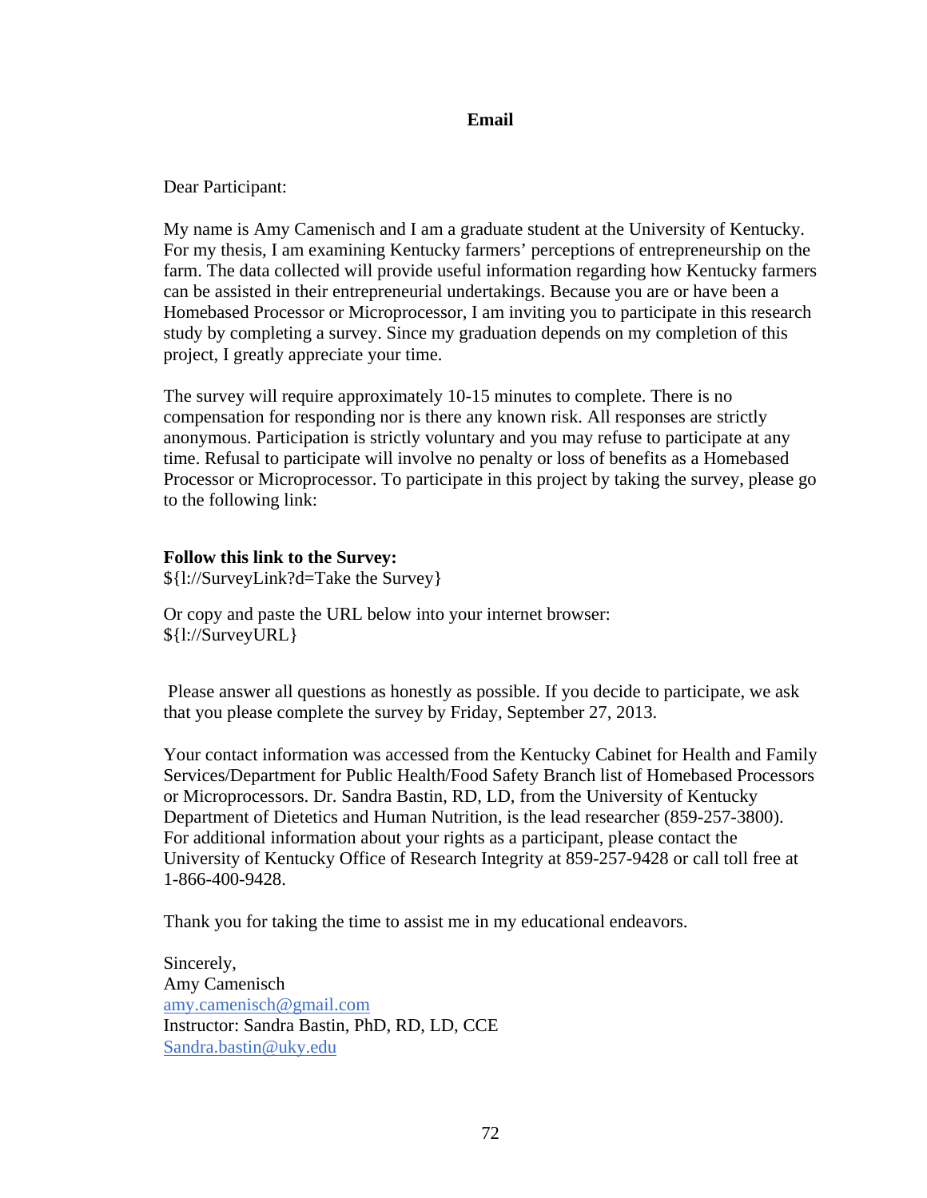# Email

Dear Participant:

My name is Amy Camenisch and I am a graduate student at the University of Kentucky. For my thesis, I am examining Kentucky farmers' perceptions of entrepreneurship on the farm. The data collected will provide useful information regarding how Kentucky farmers can be assisted in their entrepreneurial undertakings. Because you are or have been a Homebased Processor or Microprocessor, I am inviting you to participate in this research study by completing a survey. Since my graduation depends on my completion of this project, I greatly appreciate your time.

The survey will require approximately 10-15 minutes to complete. There is no compensation for responding nor is there any known risk. All responses are strictly anonymous. Participation is strictly voluntary and you may refuse to participate at any time. Refusal to participate will involve no penalty or loss of benefits as a Homebased Processor or Microprocessor. To participate in this project by taking the survey, please go to the following link:

**Follow this link to the Survey:**
${l://SurveyLink?d=Take the Survey}

Or copy and paste the URL below into your internet browser:
${l://SurveyURL}

Please answer all questions as honestly as possible. If you decide to participate, we ask that you please complete the survey by Friday, September 27, 2013.

Your contact information was accessed from the Kentucky Cabinet for Health and Family Services/Department for Public Health/Food Safety Branch list of Homebased Processors or Microprocessors. Dr. Sandra Bastin, RD, LD, from the University of Kentucky Department of Dietetics and Human Nutrition, is the lead researcher (859-257-3800). For additional information about your rights as a participant, please contact the University of Kentucky Office of Research Integrity at 859-257-9428 or call toll free at 1-866-400-9428.

Thank you for taking the time to assist me in my educational endeavors.

Sincerely,
Amy Camenisch
amy.camenisch@gmail.com
Instructor: Sandra Bastin, PhD, RD, LD, CCE
Sandra.bastin@uky.edu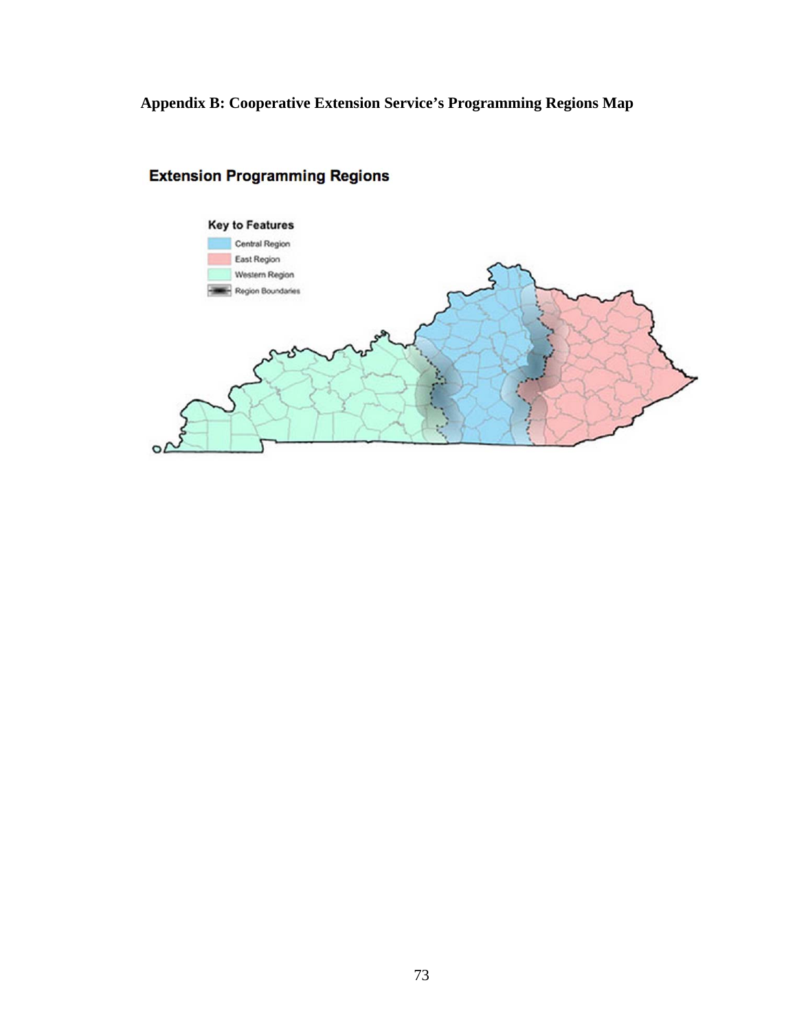**Appendix B: Cooperative Extension Service's Programming Regions Map**

**Extension Programming Regions**

**Key to Features**

- Central Region
- East Region
- Western Region
- Region Boundaries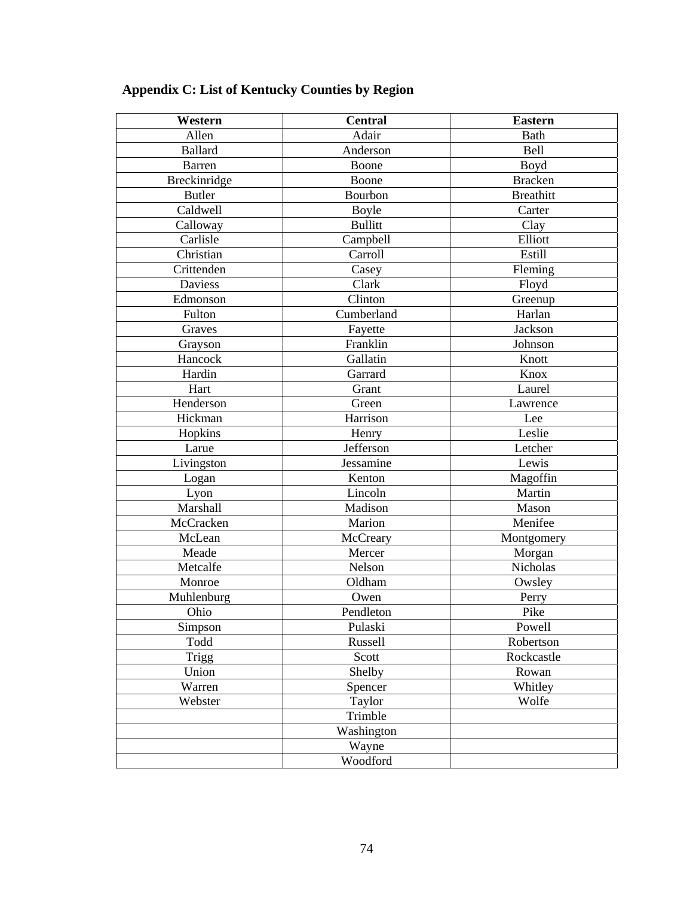**Appendix C: List of Kentucky Counties by Region**

| Western | Central | Eastern |
|---|---|---|
| Allen | Adair | Bath |
| Ballard | Anderson | Bell |
| Barren | Boone | Boyd |
| Breckinridge | Boone | Bracken |
| Butler | Bourbon | Breathitt |
| Caldwell | Boyle | Carter |
| Calloway | Bullitt | Clay |
| Carlisle | Campbell | Elliott |
| Christian | Carroll | Estill |
| Crittenden | Casey | Fleming |
| Daviess | Clark | Floyd |
| Edmonson | Clinton | Greenup |
| Fulton | Cumberland | Harlan |
| Graves | Fayette | Jackson |
| Grayson | Franklin | Johnson |
| Hancock | Gallatin | Knott |
| Hardin | Garrard | Knox |
| Hart | Grant | Laurel |
| Henderson | Green | Lawrence |
| Hickman | Harrison | Lee |
| Hopkins | Henry | Leslie |
| Larue | Jefferson | Letcher |
| Livingston | Jessamine | Lewis |
| Logan | Kenton | Magoffin |
| Lyon | Lincoln | Martin |
| Marshall | Madison | Mason |
| McCracken | Marion | Menifee |
| McLean | McCreary | Montgomery |
| Meade | Mercer | Morgan |
| Metcalfe | Nelson | Nicholas |
| Monroe | Oldham | Owsley |
| Muhlenburg | Owen | Perry |
| Ohio | Pendleton | Pike |
| Simpson | Pulaski | Powell |
| Todd | Russell | Robertson |
| Trigg | Scott | Rockcastle |
| Union | Shelby | Rowan |
| Warren | Spencer | Whitley |
| Webster | Taylor | Wolfe |
| | Trimble | |
| | Washington | |
| | Wayne | |
| | Woodford | |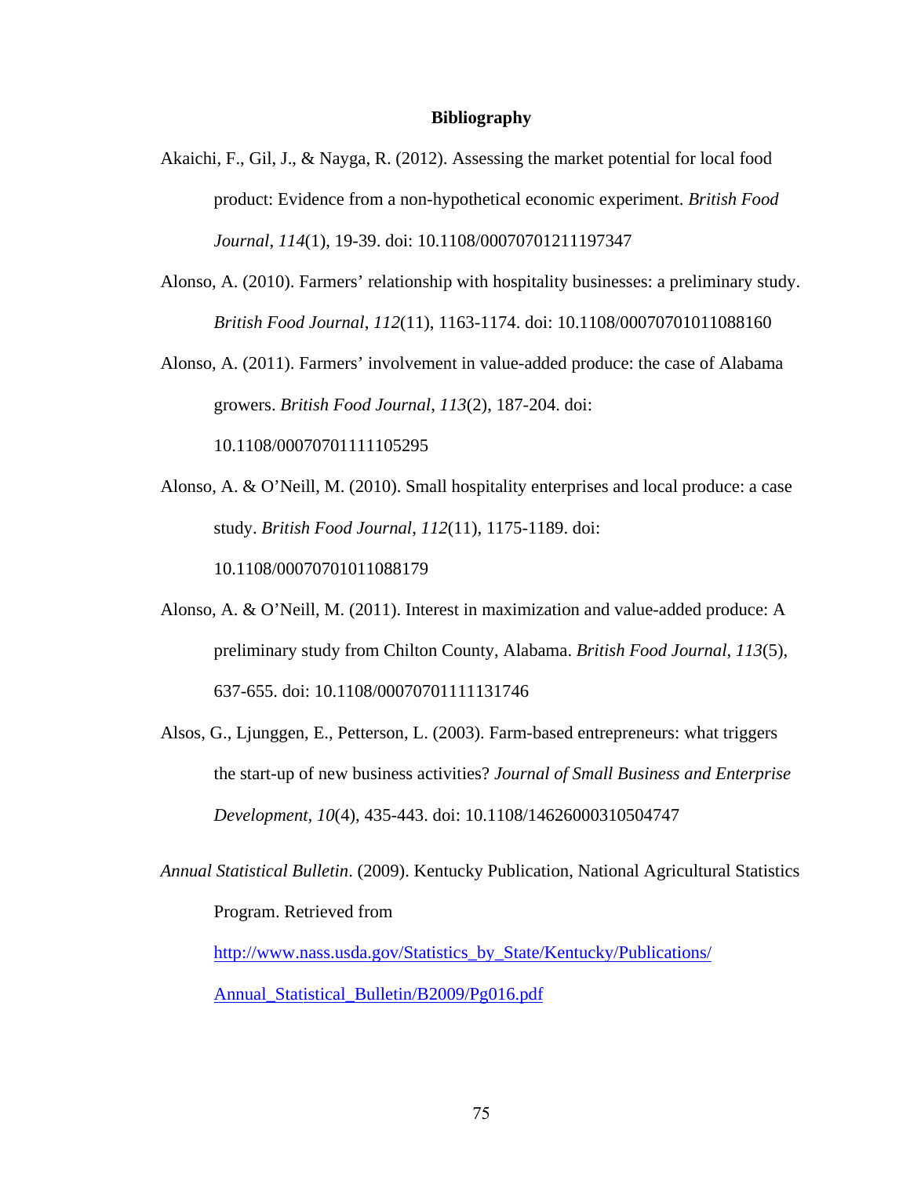# Bibliography

Akaichi, F., Gil, J., & Nayga, R. (2012). Assessing the market potential for local food product: Evidence from a non-hypothetical economic experiment. *British Food Journal*, *114*(1), 19-39. doi: 10.1108/00070701211197347

Alonso, A. (2010). Farmers' relationship with hospitality businesses: a preliminary study. *British Food Journal*, *112*(11), 1163-1174. doi: 10.1108/00070701011088160

Alonso, A. (2011). Farmers' involvement in value-added produce: the case of Alabama growers. *British Food Journal*, *113*(2), 187-204. doi: 10.1108/00070701111105295

Alonso, A. & O'Neill, M. (2010). Small hospitality enterprises and local produce: a case study. *British Food Journal*, *112*(11), 1175-1189. doi: 10.1108/00070701011088179

Alonso, A. & O'Neill, M. (2011). Interest in maximization and value-added produce: A preliminary study from Chilton County, Alabama. *British Food Journal*, *113*(5), 637-655. doi: 10.1108/00070701111131746

Alsos, G., Ljunggen, E., Petterson, L. (2003). Farm-based entrepreneurs: what triggers the start-up of new business activities? *Journal of Small Business and Enterprise Development*, *10*(4), 435-443. doi: 10.1108/14626000310504747

*Annual Statistical Bulletin*. (2009). Kentucky Publication, National Agricultural Statistics Program. Retrieved from http://www.nass.usda.gov/Statistics_by_State/Kentucky/Publications/Annual_Statistical_Bulletin/B2009/Pg016.pdf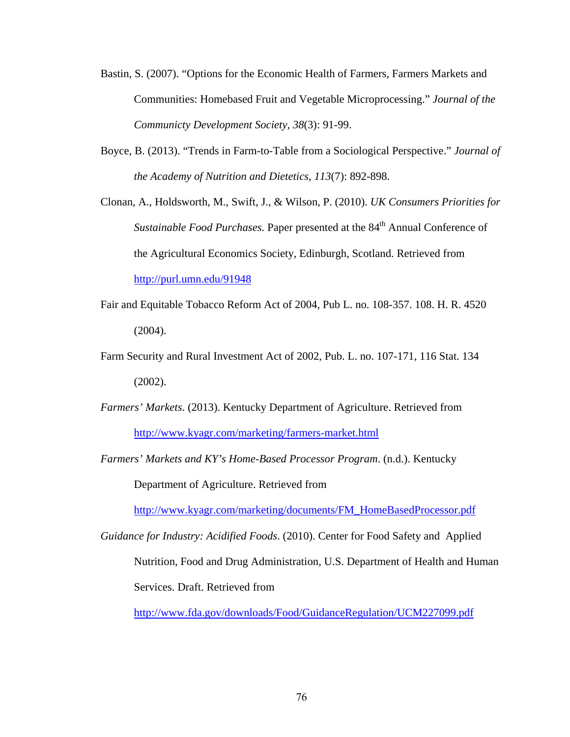Bastin, S. (2007). “Options for the Economic Health of Farmers, Farmers Markets and Communities: Homebased Fruit and Vegetable Microprocessing.” *Journal of the Communicty Development Society, 38*(3): 91-99.

Boyce, B. (2013). “Trends in Farm-to-Table from a Sociological Perspective.” *Journal of the Academy of Nutrition and Dietetics, 113*(7): 892-898.

Clonan, A., Holdsworth, M., Swift, J., & Wilson, P. (2010). *UK Consumers Priorities for Sustainable Food Purchases.* Paper presented at the 84th Annual Conference of the Agricultural Economics Society, Edinburgh, Scotland. Retrieved from http://purl.umn.edu/91948

Fair and Equitable Tobacco Reform Act of 2004, Pub L. no. 108-357. 108. H. R. 4520 (2004).

Farm Security and Rural Investment Act of 2002, Pub. L. no. 107-171, 116 Stat. 134 (2002).

*Farmers’ Markets*. (2013). Kentucky Department of Agriculture. Retrieved from http://www.kyagr.com/marketing/farmers-market.html

*Farmers’ Markets and KY’s Home-Based Processor Program*. (n.d.). Kentucky Department of Agriculture. Retrieved from http://www.kyagr.com/marketing/documents/FM_HomeBasedProcessor.pdf

*Guidance for Industry: Acidified Foods*. (2010). Center for Food Safety and Applied Nutrition, Food and Drug Administration, U.S. Department of Health and Human Services. Draft. Retrieved from http://www.fda.gov/downloads/Food/GuidanceRegulation/UCM227099.pdf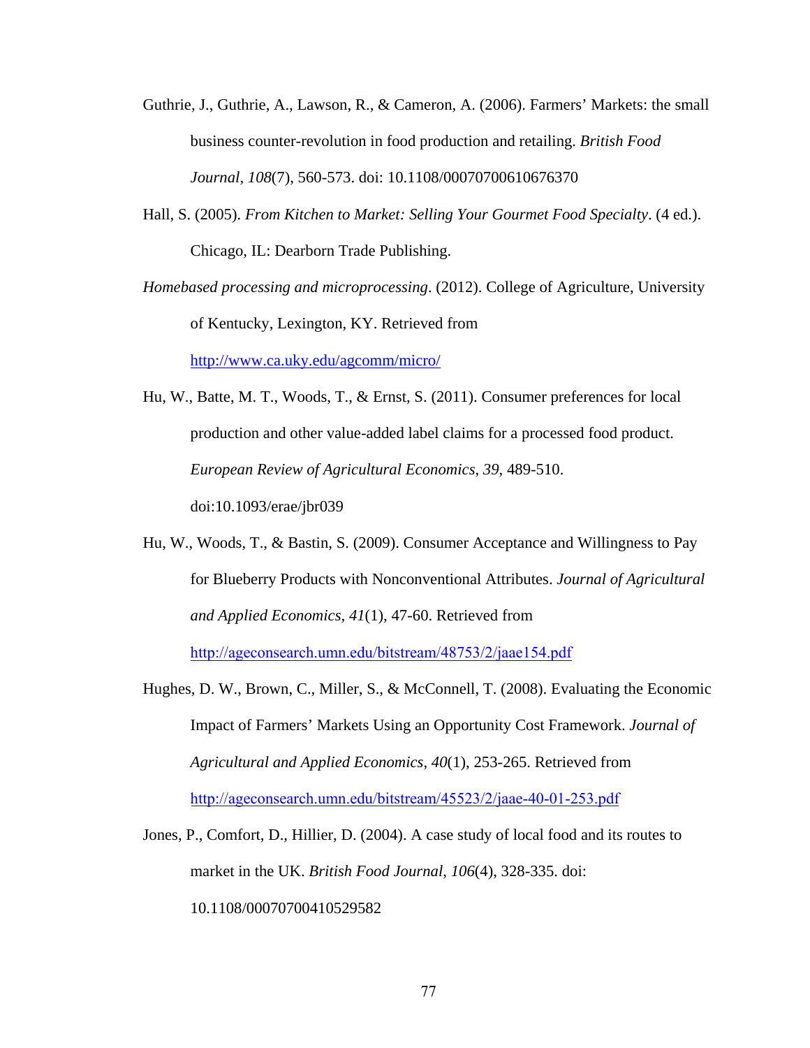Guthrie, J., Guthrie, A., Lawson, R., & Cameron, A. (2006). Farmers' Markets: the small business counter-revolution in food production and retailing. *British Food Journal*, *108*(7), 560-573. doi: 10.1108/00070700610676370

Hall, S. (2005). *From Kitchen to Market: Selling Your Gourmet Food Specialty*. (4 ed.). Chicago, IL: Dearborn Trade Publishing.

*Homebased processing and microprocessing*. (2012). College of Agriculture, University of Kentucky, Lexington, KY. Retrieved from http://www.ca.uky.edu/agcomm/micro/

Hu, W., Batte, M. T., Woods, T., & Ernst, S. (2011). Consumer preferences for local production and other value-added label claims for a processed food product. *European Review of Agricultural Economics*, *39*, 489-510. doi:10.1093/erae/jbr039

Hu, W., Woods, T., & Bastin, S. (2009). Consumer Acceptance and Willingness to Pay for Blueberry Products with Nonconventional Attributes. *Journal of Agricultural and Applied Economics*, *41*(1), 47-60. Retrieved from http://ageconsearch.umn.edu/bitstream/48753/2/jaae154.pdf

Hughes, D. W., Brown, C., Miller, S., & McConnell, T. (2008). Evaluating the Economic Impact of Farmers' Markets Using an Opportunity Cost Framework. *Journal of Agricultural and Applied Economics*, *40*(1), 253-265. Retrieved from http://ageconsearch.umn.edu/bitstream/45523/2/jaae-40-01-253.pdf

Jones, P., Comfort, D., Hillier, D. (2004). A case study of local food and its routes to market in the UK. *British Food Journal*, *106*(4), 328-335. doi: 10.1108/00070700410529582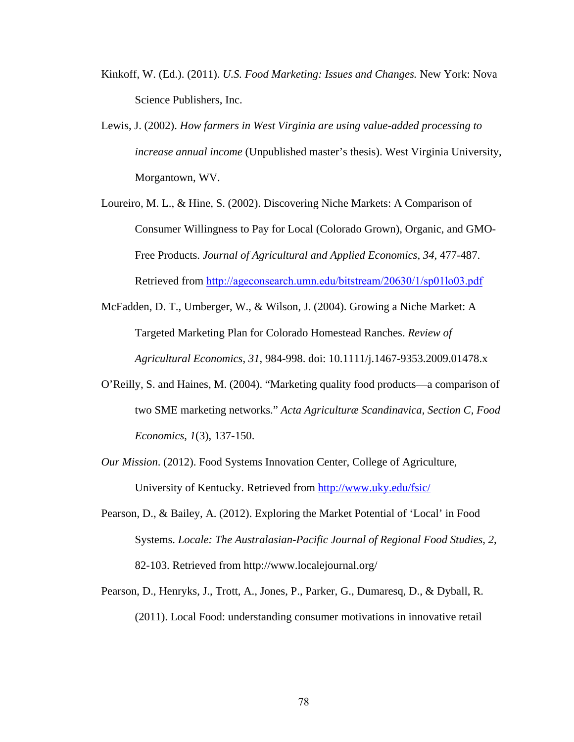Kinkoff, W. (Ed.). (2011). *U.S. Food Marketing: Issues and Changes.* New York: Nova Science Publishers, Inc.

Lewis, J. (2002). *How farmers in West Virginia are using value-added processing to increase annual income* (Unpublished master's thesis). West Virginia University, Morgantown, WV.

Loureiro, M. L., & Hine, S. (2002). Discovering Niche Markets: A Comparison of Consumer Willingness to Pay for Local (Colorado Grown), Organic, and GMO-Free Products. *Journal of Agricultural and Applied Economics, 34*, 477-487. Retrieved from http://ageconsearch.umn.edu/bitstream/20630/1/sp01lo03.pdf

McFadden, D. T., Umberger, W., & Wilson, J. (2004). Growing a Niche Market: A Targeted Marketing Plan for Colorado Homestead Ranches. *Review of Agricultural Economics, 31*, 984-998. doi: 10.1111/j.1467-9353.2009.01478.x

O'Reilly, S. and Haines, M. (2004). "Marketing quality food products—a comparison of two SME marketing networks." *Acta Agriculturæ Scandinavica, Section C, Food Economics, 1*(3), 137-150.

*Our Mission.* (2012). Food Systems Innovation Center, College of Agriculture, University of Kentucky. Retrieved from http://www.uky.edu/fsic/

Pearson, D., & Bailey, A. (2012). Exploring the Market Potential of 'Local' in Food Systems. *Locale: The Australasian-Pacific Journal of Regional Food Studies, 2*, 82-103. Retrieved from http://www.localejournal.org/

Pearson, D., Henryks, J., Trott, A., Jones, P., Parker, G., Dumaresq, D., & Dyball, R. (2011). Local Food: understanding consumer motivations in innovative retail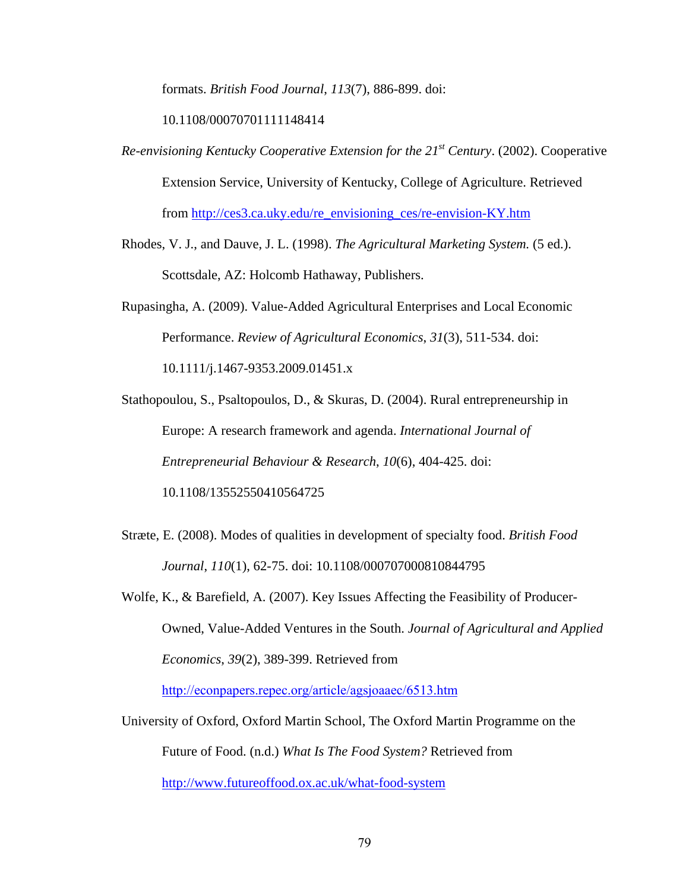formats. *British Food Journal*, *113*(7), 886-899. doi: 10.1108/00070701111148414

*Re-envisioning Kentucky Cooperative Extension for the 21st Century*. (2002). Cooperative Extension Service, University of Kentucky, College of Agriculture. Retrieved from http://ces3.ca.uky.edu/re_envisioning_ces/re-envision-KY.htm

Rhodes, V. J., and Dauve, J. L. (1998). *The Agricultural Marketing System.* (5 ed.). Scottsdale, AZ: Holcomb Hathaway, Publishers.

Rupasingha, A. (2009). Value-Added Agricultural Enterprises and Local Economic Performance. *Review of Agricultural Economics, 31*(3), 511-534. doi: 10.1111/j.1467-9353.2009.01451.x

Stathopoulou, S., Psaltopoulos, D., & Skuras, D. (2004). Rural entrepreneurship in Europe: A research framework and agenda. *International Journal of Entrepreneurial Behaviour & Research*, *10*(6), 404-425. doi: 10.1108/13552550410564725

Stræte, E. (2008). Modes of qualities in development of specialty food. *British Food Journal*, *110*(1), 62-75. doi: 10.1108/000707000810844795

Wolfe, K., & Barefield, A. (2007). Key Issues Affecting the Feasibility of Producer-Owned, Value-Added Ventures in the South. *Journal of Agricultural and Applied Economics*, *39*(2), 389-399. Retrieved from http://econpapers.repec.org/article/agsjoaaec/6513.htm

University of Oxford, Oxford Martin School, The Oxford Martin Programme on the Future of Food. (n.d.) *What Is The Food System?* Retrieved from http://www.futureoffood.ox.ac.uk/what-food-system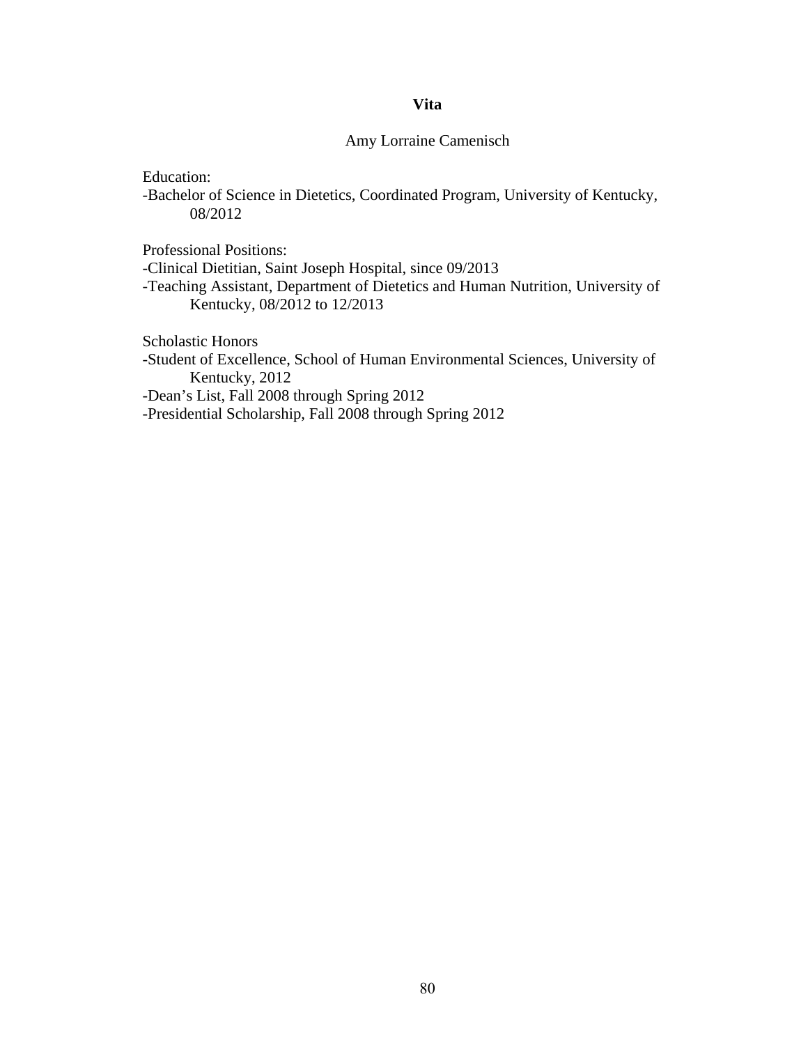# Vita

Amy Lorraine Camenisch

Education:

-Bachelor of Science in Dietetics, Coordinated Program, University of Kentucky, 08/2012

Professional Positions:

-Clinical Dietitian, Saint Joseph Hospital, since 09/2013

-Teaching Assistant, Department of Dietetics and Human Nutrition, University of Kentucky, 08/2012 to 12/2013

Scholastic Honors

-Student of Excellence, School of Human Environmental Sciences, University of Kentucky, 2012

-Dean's List, Fall 2008 through Spring 2012

-Presidential Scholarship, Fall 2008 through Spring 2012